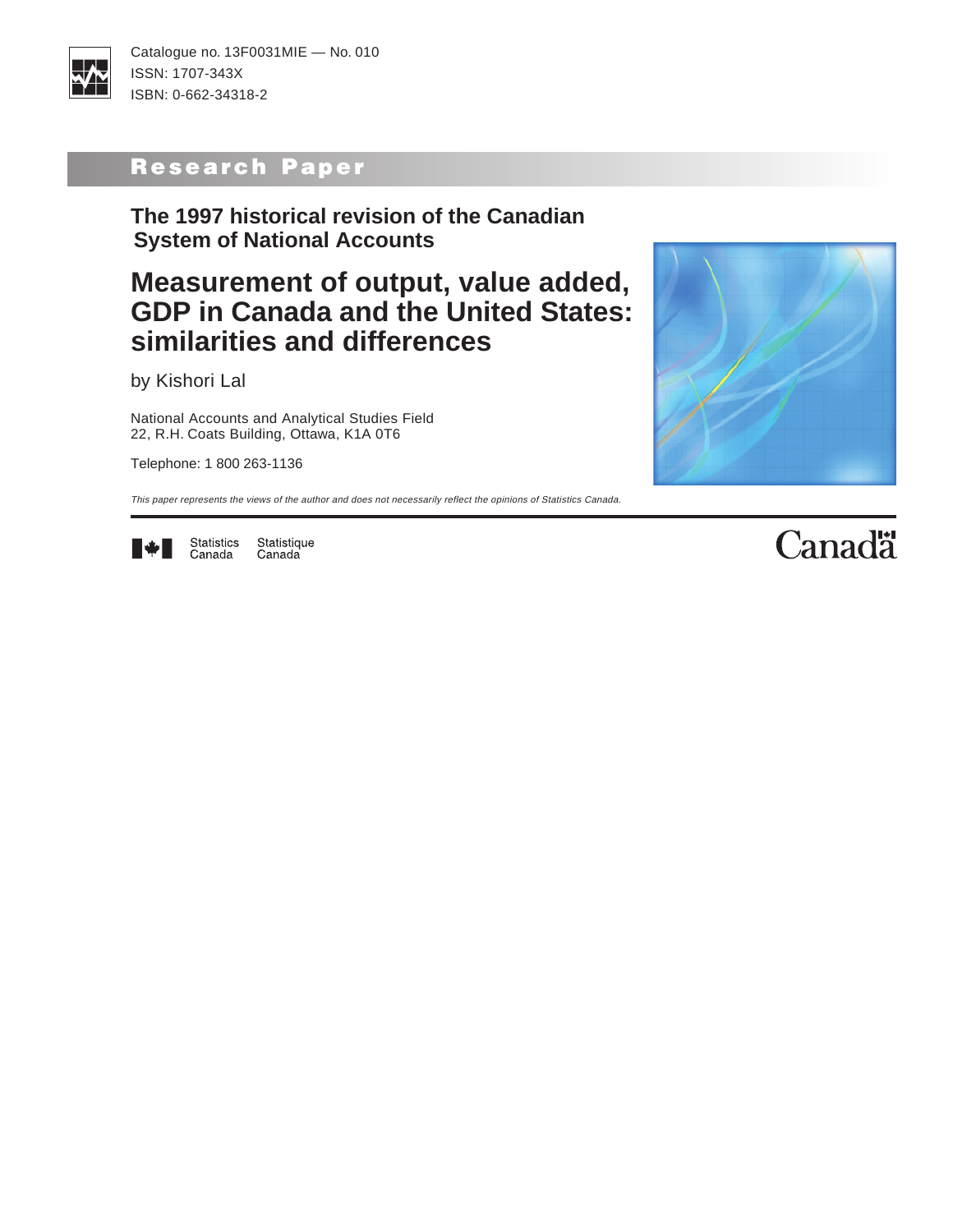Catalogue no. 13F0031MIE — No. 010
ISSN: 1707-343X
ISBN: 0-662-34318-2

## Research Paper

### The 1997 historical revision of the Canadian System of National Accounts

# Measurement of output, value added, GDP in Canada and the United States: similarities and differences

by Kishori Lal

National Accounts and Analytical Studies Field
22, R.H. Coats Building, Ottawa, K1A 0T6

Telephone: 1 800 263-1136

*This paper represents the views of the author and does not necessarily reflect the opinions of Statistics Canada.*

Statistics Canada Statistique Canada

Canada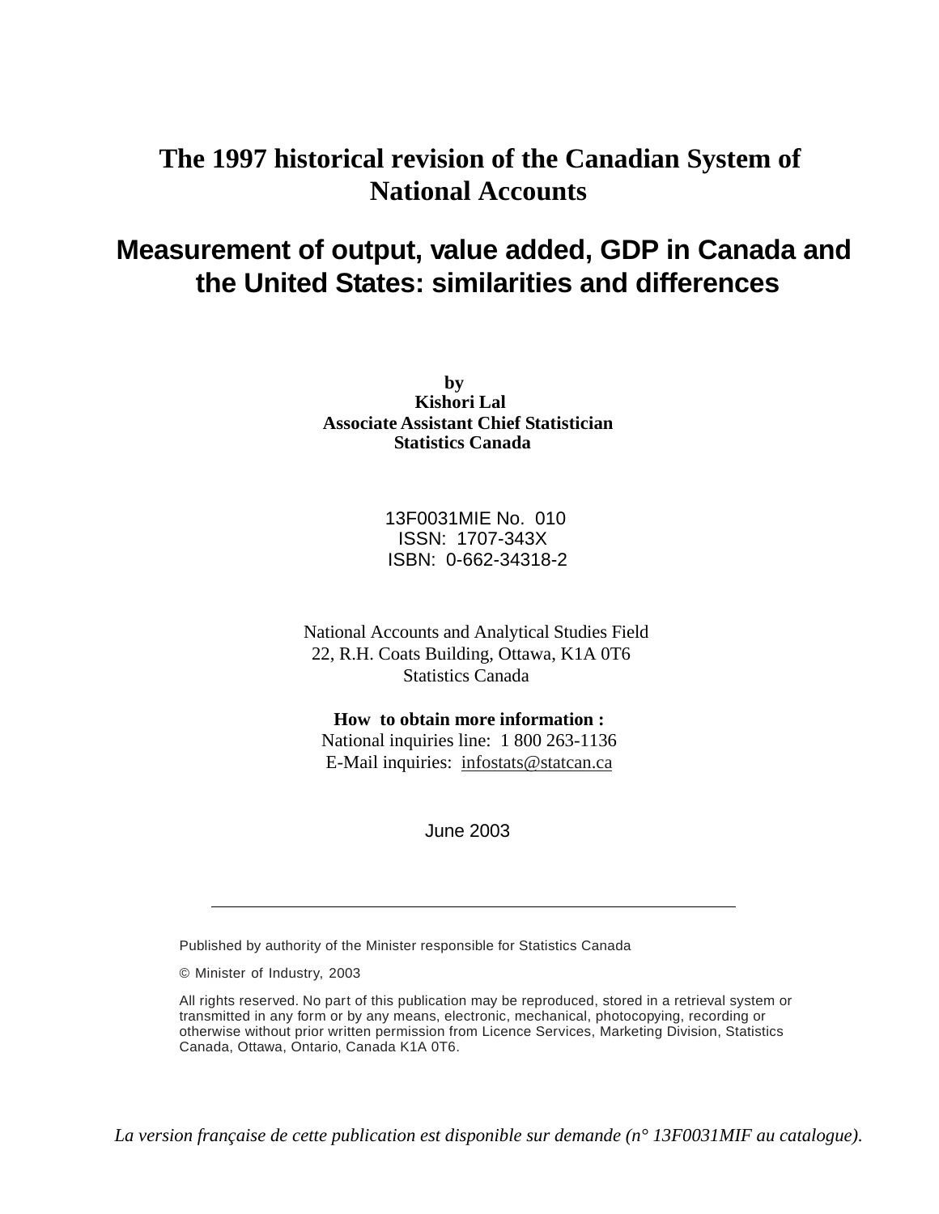# The 1997 historical revision of the Canadian System of National Accounts

## Measurement of output, value added, GDP in Canada and the United States: similarities and differences

**by**
**Kishori Lal**
**Associate Assistant Chief Statistician**
**Statistics Canada**

13F0031MIE No. 010
ISSN: 1707-343X
ISBN: 0-662-34318-2

National Accounts and Analytical Studies Field
22, R.H. Coats Building, Ottawa, K1A 0T6
Statistics Canada

**How to obtain more information :**
National inquiries line: 1 800 263-1136
E-Mail inquiries: infostats@statcan.ca

June 2003

---

Published by authority of the Minister responsible for Statistics Canada

© Minister of Industry, 2003

All rights reserved. No part of this publication may be reproduced, stored in a retrieval system or transmitted in any form or by any means, electronic, mechanical, photocopying, recording or otherwise without prior written permission from Licence Services, Marketing Division, Statistics Canada, Ottawa, Ontario, Canada K1A 0T6.

*La version française de cette publication est disponible sur demande (n° 13F0031MIF au catalogue).*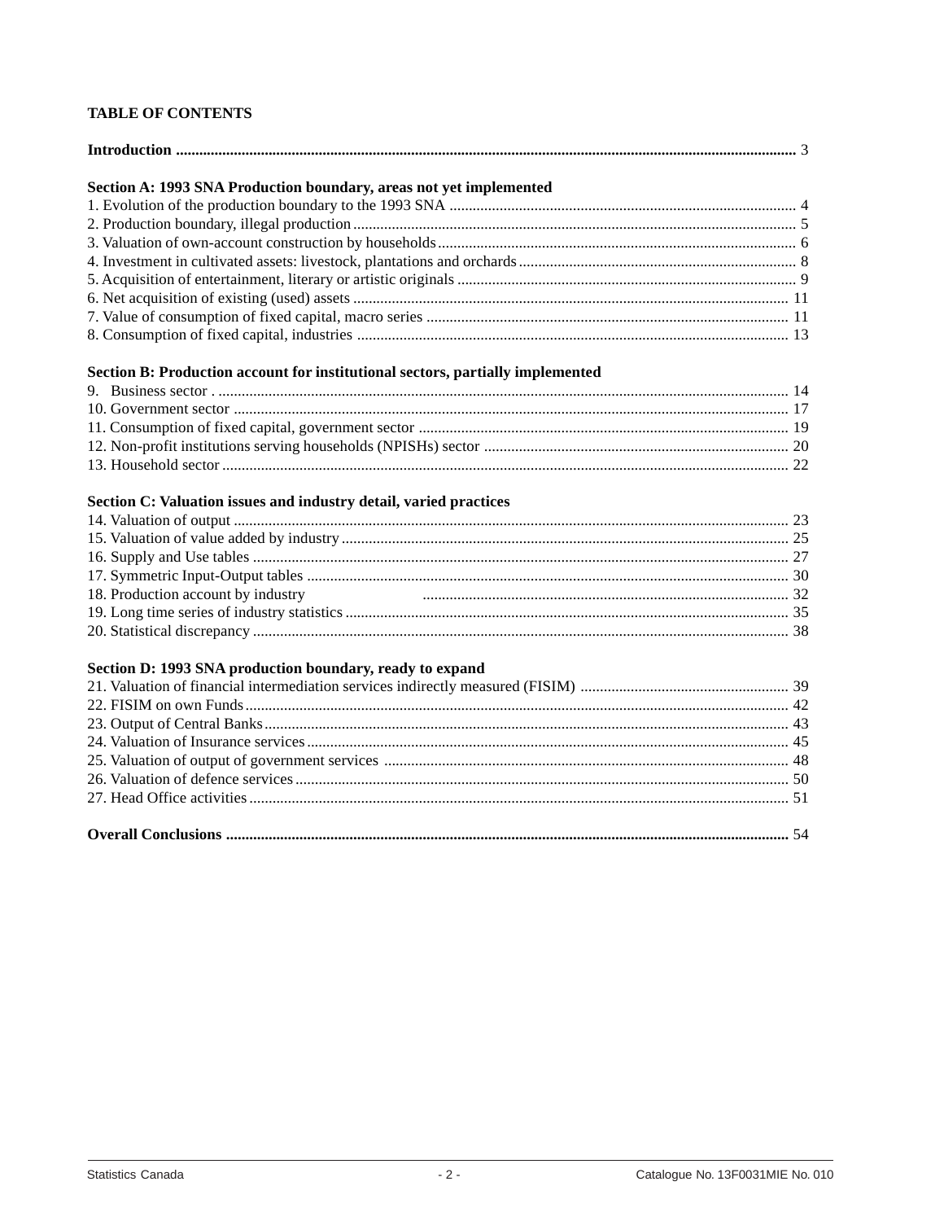## TABLE OF CONTENTS

**Introduction** .......... 3

**Section A: 1993 SNA Production boundary, areas not yet implemented**

1. Evolution of the production boundary to the 1993 SNA .......... 4
2. Production boundary, illegal production .......... 5
3. Valuation of own-account construction by households .......... 6
4. Investment in cultivated assets: livestock, plantations and orchards .......... 8
5. Acquisition of entertainment, literary or artistic originals .......... 9
6. Net acquisition of existing (used) assets .......... 11
7. Value of consumption of fixed capital, macro series .......... 11
8. Consumption of fixed capital, industries .......... 13

**Section B: Production account for institutional sectors, partially implemented**

9. Business sector .......... 14
10. Government sector .......... 17
11. Consumption of fixed capital, government sector .......... 19
12. Non-profit institutions serving households (NPISHs) sector .......... 20
13. Household sector .......... 22

**Section C: Valuation issues and industry detail, varied practices**

14. Valuation of output .......... 23
15. Valuation of value added by industry .......... 25
16. Supply and Use tables .......... 27
17. Symmetric Input-Output tables .......... 30
18. Production account by industry .......... 32
19. Long time series of industry statistics .......... 35
20. Statistical discrepancy .......... 38

**Section D: 1993 SNA production boundary, ready to expand**

21. Valuation of financial intermediation services indirectly measured (FISIM) .......... 39
22. FISIM on own Funds .......... 42
23. Output of Central Banks .......... 43
24. Valuation of Insurance services .......... 45
25. Valuation of output of government services .......... 48
26. Valuation of defence services .......... 50
27. Head Office activities .......... 51

**Overall Conclusions** .......... 54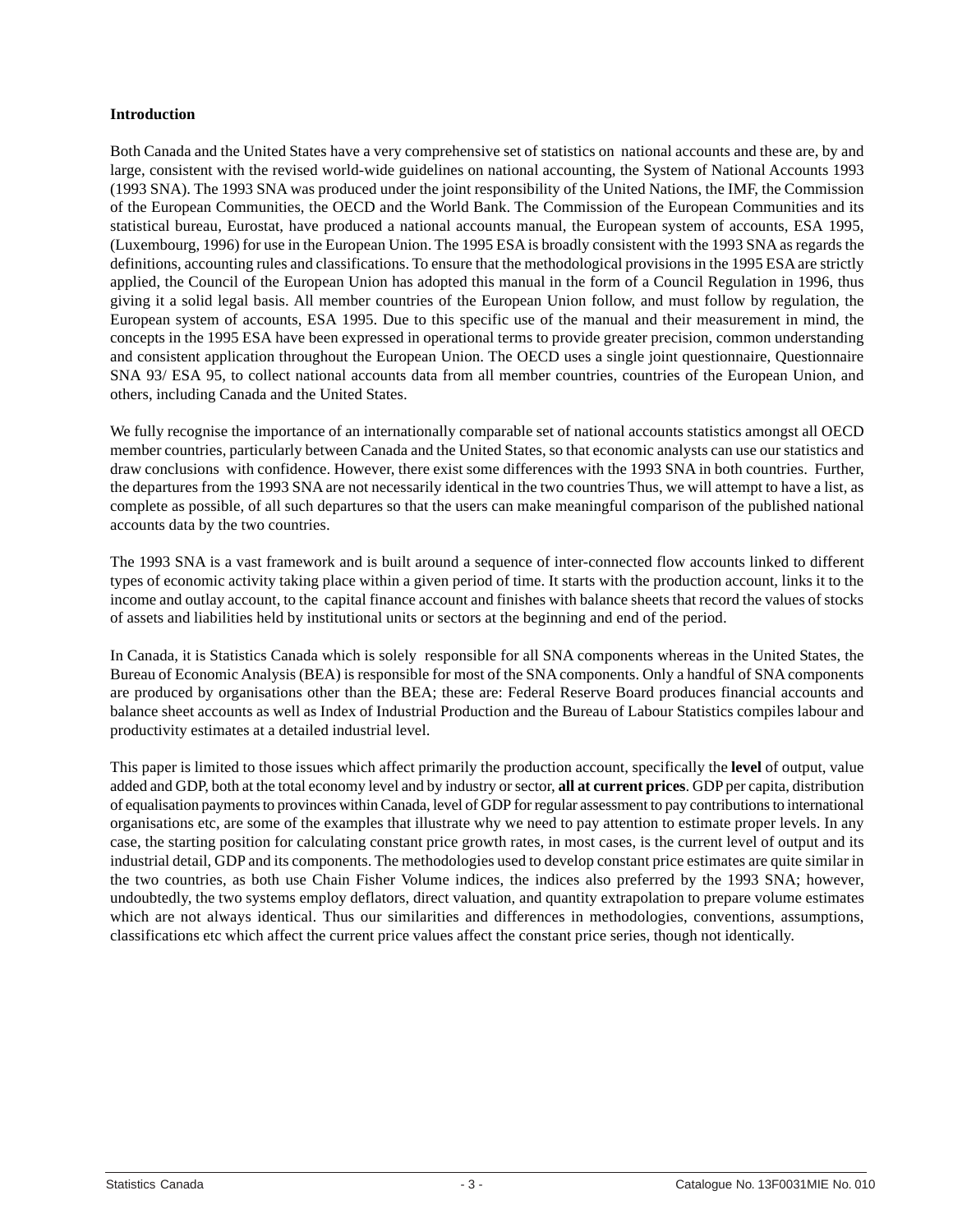## Introduction

Both Canada and the United States have a very comprehensive set of statistics on national accounts and these are, by and large, consistent with the revised world-wide guidelines on national accounting, the System of National Accounts 1993 (1993 SNA). The 1993 SNA was produced under the joint responsibility of the United Nations, the IMF, the Commission of the European Communities, the OECD and the World Bank. The Commission of the European Communities and its statistical bureau, Eurostat, have produced a national accounts manual, the European system of accounts, ESA 1995, (Luxembourg, 1996) for use in the European Union. The 1995 ESA is broadly consistent with the 1993 SNA as regards the definitions, accounting rules and classifications. To ensure that the methodological provisions in the 1995 ESA are strictly applied, the Council of the European Union has adopted this manual in the form of a Council Regulation in 1996, thus giving it a solid legal basis. All member countries of the European Union follow, and must follow by regulation, the European system of accounts, ESA 1995. Due to this specific use of the manual and their measurement in mind, the concepts in the 1995 ESA have been expressed in operational terms to provide greater precision, common understanding and consistent application throughout the European Union. The OECD uses a single joint questionnaire, Questionnaire SNA 93/ ESA 95, to collect national accounts data from all member countries, countries of the European Union, and others, including Canada and the United States.

We fully recognise the importance of an internationally comparable set of national accounts statistics amongst all OECD member countries, particularly between Canada and the United States, so that economic analysts can use our statistics and draw conclusions with confidence. However, there exist some differences with the 1993 SNA in both countries. Further, the departures from the 1993 SNA are not necessarily identical in the two countries Thus, we will attempt to have a list, as complete as possible, of all such departures so that the users can make meaningful comparison of the published national accounts data by the two countries.

The 1993 SNA is a vast framework and is built around a sequence of inter-connected flow accounts linked to different types of economic activity taking place within a given period of time. It starts with the production account, links it to the income and outlay account, to the capital finance account and finishes with balance sheets that record the values of stocks of assets and liabilities held by institutional units or sectors at the beginning and end of the period.

In Canada, it is Statistics Canada which is solely responsible for all SNA components whereas in the United States, the Bureau of Economic Analysis (BEA) is responsible for most of the SNA components. Only a handful of SNA components are produced by organisations other than the BEA; these are: Federal Reserve Board produces financial accounts and balance sheet accounts as well as Index of Industrial Production and the Bureau of Labour Statistics compiles labour and productivity estimates at a detailed industrial level.

This paper is limited to those issues which affect primarily the production account, specifically the **level** of output, value added and GDP, both at the total economy level and by industry or sector, **all at current prices**. GDP per capita, distribution of equalisation payments to provinces within Canada, level of GDP for regular assessment to pay contributions to international organisations etc, are some of the examples that illustrate why we need to pay attention to estimate proper levels. In any case, the starting position for calculating constant price growth rates, in most cases, is the current level of output and its industrial detail, GDP and its components. The methodologies used to develop constant price estimates are quite similar in the two countries, as both use Chain Fisher Volume indices, the indices also preferred by the 1993 SNA; however, undoubtedly, the two systems employ deflators, direct valuation, and quantity extrapolation to prepare volume estimates which are not always identical. Thus our similarities and differences in methodologies, conventions, assumptions, classifications etc which affect the current price values affect the constant price series, though not identically.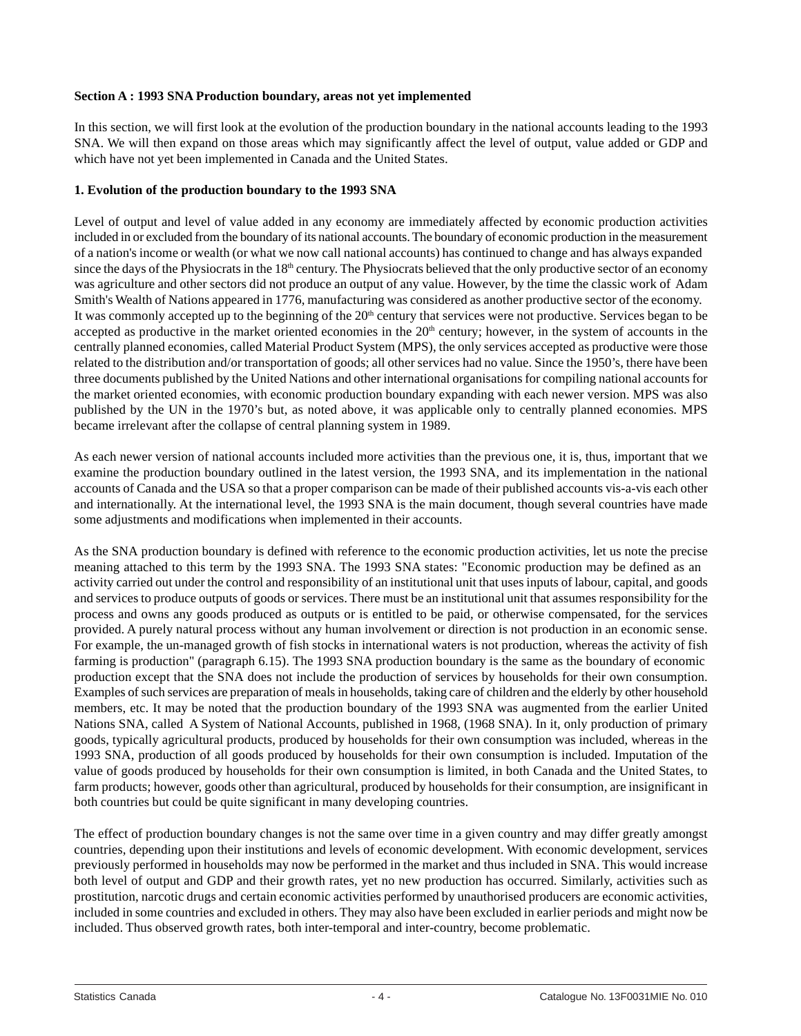**Section A : 1993 SNA Production boundary, areas not yet implemented**

In this section, we will first look at the evolution of the production boundary in the national accounts leading to the 1993 SNA. We will then expand on those areas which may significantly affect the level of output, value added or GDP and which have not yet been implemented in Canada and the United States.

**1. Evolution of the production boundary to the 1993 SNA**

Level of output and level of value added in any economy are immediately affected by economic production activities included in or excluded from the boundary of its national accounts. The boundary of economic production in the measurement of a nation's income or wealth (or what we now call national accounts) has continued to change and has always expanded since the days of the Physiocrats in the 18th century. The Physiocrats believed that the only productive sector of an economy was agriculture and other sectors did not produce an output of any value. However, by the time the classic work of Adam Smith's Wealth of Nations appeared in 1776, manufacturing was considered as another productive sector of the economy. It was commonly accepted up to the beginning of the 20th century that services were not productive. Services began to be accepted as productive in the market oriented economies in the 20th century; however, in the system of accounts in the centrally planned economies, called Material Product System (MPS), the only services accepted as productive were those related to the distribution and/or transportation of goods; all other services had no value. Since the 1950's, there have been three documents published by the United Nations and other international organisations for compiling national accounts for the market oriented economies, with economic production boundary expanding with each newer version. MPS was also published by the UN in the 1970's but, as noted above, it was applicable only to centrally planned economies. MPS became irrelevant after the collapse of central planning system in 1989.

As each newer version of national accounts included more activities than the previous one, it is, thus, important that we examine the production boundary outlined in the latest version, the 1993 SNA, and its implementation in the national accounts of Canada and the USA so that a proper comparison can be made of their published accounts vis-a-vis each other and internationally. At the international level, the 1993 SNA is the main document, though several countries have made some adjustments and modifications when implemented in their accounts.

As the SNA production boundary is defined with reference to the economic production activities, let us note the precise meaning attached to this term by the 1993 SNA. The 1993 SNA states: "Economic production may be defined as an activity carried out under the control and responsibility of an institutional unit that uses inputs of labour, capital, and goods and services to produce outputs of goods or services. There must be an institutional unit that assumes responsibility for the process and owns any goods produced as outputs or is entitled to be paid, or otherwise compensated, for the services provided. A purely natural process without any human involvement or direction is not production in an economic sense. For example, the un-managed growth of fish stocks in international waters is not production, whereas the activity of fish farming is production" (paragraph 6.15). The 1993 SNA production boundary is the same as the boundary of economic production except that the SNA does not include the production of services by households for their own consumption. Examples of such services are preparation of meals in households, taking care of children and the elderly by other household members, etc. It may be noted that the production boundary of the 1993 SNA was augmented from the earlier United Nations SNA, called A System of National Accounts, published in 1968, (1968 SNA). In it, only production of primary goods, typically agricultural products, produced by households for their own consumption was included, whereas in the 1993 SNA, production of all goods produced by households for their own consumption is included. Imputation of the value of goods produced by households for their own consumption is limited, in both Canada and the United States, to farm products; however, goods other than agricultural, produced by households for their consumption, are insignificant in both countries but could be quite significant in many developing countries.

The effect of production boundary changes is not the same over time in a given country and may differ greatly amongst countries, depending upon their institutions and levels of economic development. With economic development, services previously performed in households may now be performed in the market and thus included in SNA. This would increase both level of output and GDP and their growth rates, yet no new production has occurred. Similarly, activities such as prostitution, narcotic drugs and certain economic activities performed by unauthorised producers are economic activities, included in some countries and excluded in others. They may also have been excluded in earlier periods and might now be included. Thus observed growth rates, both inter-temporal and inter-country, become problematic.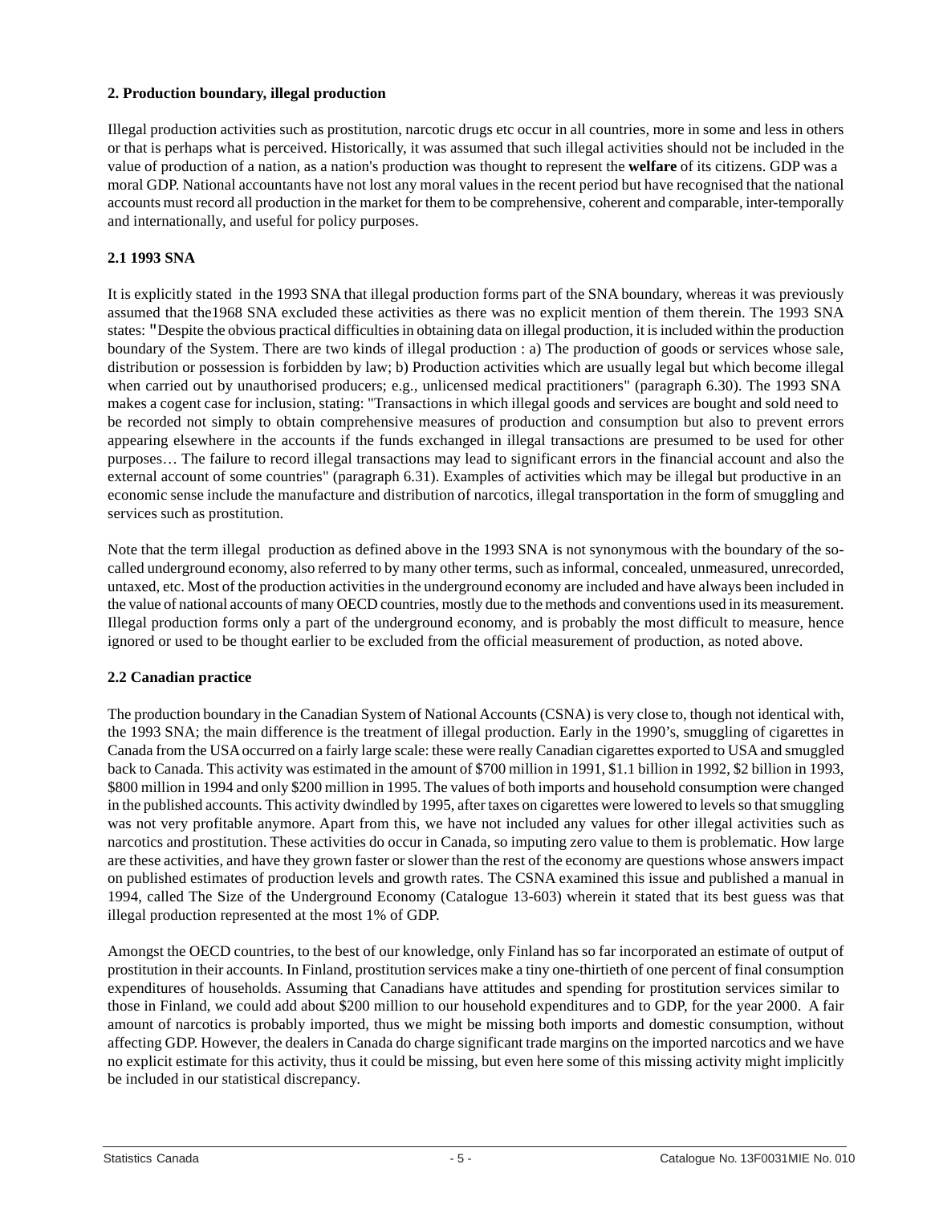## 2. Production boundary, illegal production

Illegal production activities such as prostitution, narcotic drugs etc occur in all countries, more in some and less in others or that is perhaps what is perceived. Historically, it was assumed that such illegal activities should not be included in the value of production of a nation, as a nation's production was thought to represent the **welfare** of its citizens. GDP was a moral GDP. National accountants have not lost any moral values in the recent period but have recognised that the national accounts must record all production in the market for them to be comprehensive, coherent and comparable, inter-temporally and internationally, and useful for policy purposes.

### 2.1 1993 SNA

It is explicitly stated in the 1993 SNA that illegal production forms part of the SNA boundary, whereas it was previously assumed that the1968 SNA excluded these activities as there was no explicit mention of them therein. The 1993 SNA states: "Despite the obvious practical difficulties in obtaining data on illegal production, it is included within the production boundary of the System. There are two kinds of illegal production : a) The production of goods or services whose sale, distribution or possession is forbidden by law; b) Production activities which are usually legal but which become illegal when carried out by unauthorised producers; e.g., unlicensed medical practitioners" (paragraph 6.30). The 1993 SNA makes a cogent case for inclusion, stating: "Transactions in which illegal goods and services are bought and sold need to be recorded not simply to obtain comprehensive measures of production and consumption but also to prevent errors appearing elsewhere in the accounts if the funds exchanged in illegal transactions are presumed to be used for other purposes… The failure to record illegal transactions may lead to significant errors in the financial account and also the external account of some countries" (paragraph 6.31). Examples of activities which may be illegal but productive in an economic sense include the manufacture and distribution of narcotics, illegal transportation in the form of smuggling and services such as prostitution.

Note that the term illegal production as defined above in the 1993 SNA is not synonymous with the boundary of the so-called underground economy, also referred to by many other terms, such as informal, concealed, unmeasured, unrecorded, untaxed, etc. Most of the production activities in the underground economy are included and have always been included in the value of national accounts of many OECD countries, mostly due to the methods and conventions used in its measurement. Illegal production forms only a part of the underground economy, and is probably the most difficult to measure, hence ignored or used to be thought earlier to be excluded from the official measurement of production, as noted above.

### 2.2 Canadian practice

The production boundary in the Canadian System of National Accounts (CSNA) is very close to, though not identical with, the 1993 SNA; the main difference is the treatment of illegal production. Early in the 1990's, smuggling of cigarettes in Canada from the USA occurred on a fairly large scale: these were really Canadian cigarettes exported to USA and smuggled back to Canada. This activity was estimated in the amount of $700 million in 1991, $1.1 billion in 1992, $2 billion in 1993, $800 million in 1994 and only $200 million in 1995. The values of both imports and household consumption were changed in the published accounts. This activity dwindled by 1995, after taxes on cigarettes were lowered to levels so that smuggling was not very profitable anymore. Apart from this, we have not included any values for other illegal activities such as narcotics and prostitution. These activities do occur in Canada, so imputing zero value to them is problematic. How large are these activities, and have they grown faster or slower than the rest of the economy are questions whose answers impact on published estimates of production levels and growth rates. The CSNA examined this issue and published a manual in 1994, called The Size of the Underground Economy (Catalogue 13-603) wherein it stated that its best guess was that illegal production represented at the most 1% of GDP.

Amongst the OECD countries, to the best of our knowledge, only Finland has so far incorporated an estimate of output of prostitution in their accounts. In Finland, prostitution services make a tiny one-thirtieth of one percent of final consumption expenditures of households. Assuming that Canadians have attitudes and spending for prostitution services similar to those in Finland, we could add about $200 million to our household expenditures and to GDP, for the year 2000. A fair amount of narcotics is probably imported, thus we might be missing both imports and domestic consumption, without affecting GDP. However, the dealers in Canada do charge significant trade margins on the imported narcotics and we have no explicit estimate for this activity, thus it could be missing, but even here some of this missing activity might implicitly be included in our statistical discrepancy.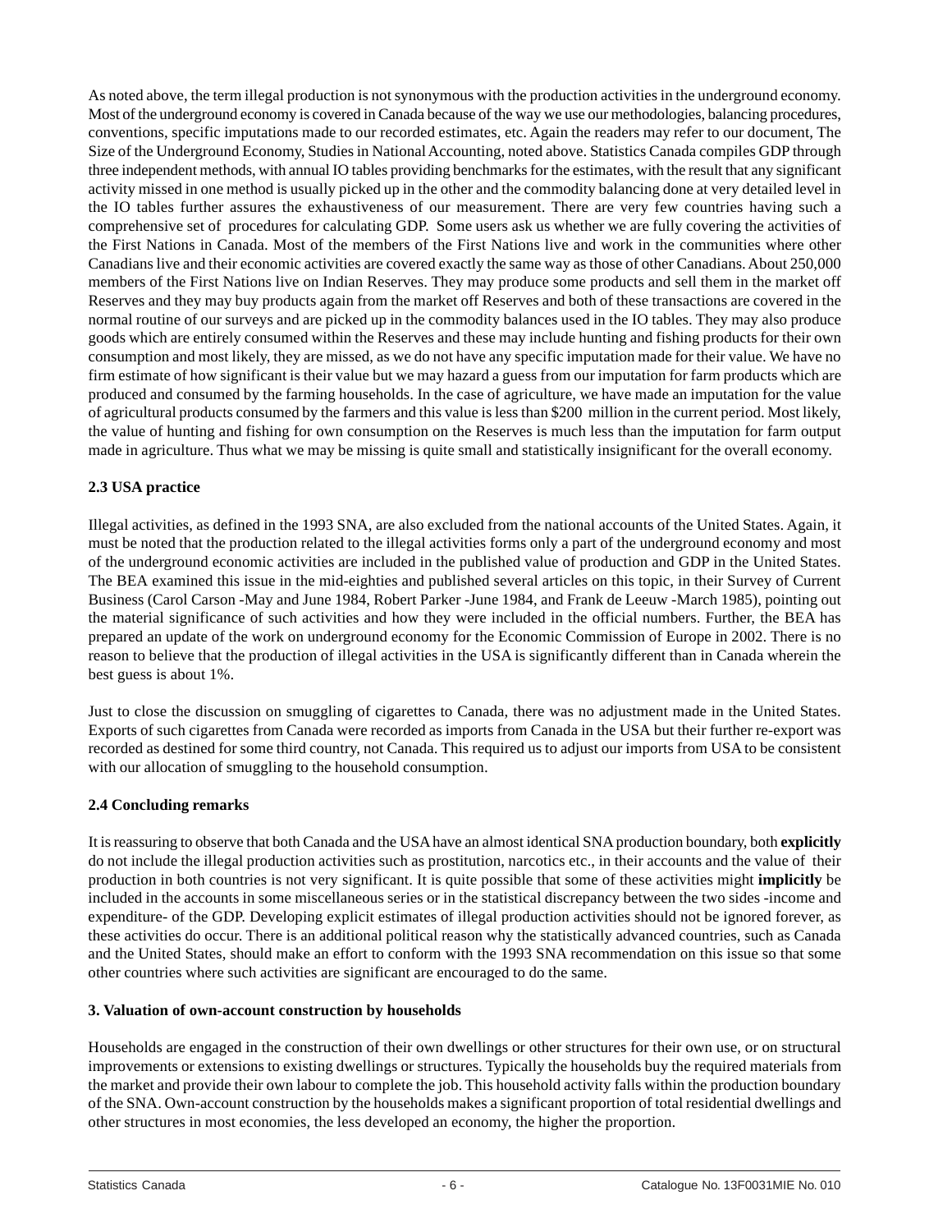As noted above, the term illegal production is not synonymous with the production activities in the underground economy. Most of the underground economy is covered in Canada because of the way we use our methodologies, balancing procedures, conventions, specific imputations made to our recorded estimates, etc. Again the readers may refer to our document, The Size of the Underground Economy, Studies in National Accounting, noted above. Statistics Canada compiles GDP through three independent methods, with annual IO tables providing benchmarks for the estimates, with the result that any significant activity missed in one method is usually picked up in the other and the commodity balancing done at very detailed level in the IO tables further assures the exhaustiveness of our measurement. There are very few countries having such a comprehensive set of procedures for calculating GDP. Some users ask us whether we are fully covering the activities of the First Nations in Canada. Most of the members of the First Nations live and work in the communities where other Canadians live and their economic activities are covered exactly the same way as those of other Canadians. About 250,000 members of the First Nations live on Indian Reserves. They may produce some products and sell them in the market off Reserves and they may buy products again from the market off Reserves and both of these transactions are covered in the normal routine of our surveys and are picked up in the commodity balances used in the IO tables. They may also produce goods which are entirely consumed within the Reserves and these may include hunting and fishing products for their own consumption and most likely, they are missed, as we do not have any specific imputation made for their value. We have no firm estimate of how significant is their value but we may hazard a guess from our imputation for farm products which are produced and consumed by the farming households. In the case of agriculture, we have made an imputation for the value of agricultural products consumed by the farmers and this value is less than $200 million in the current period. Most likely, the value of hunting and fishing for own consumption on the Reserves is much less than the imputation for farm output made in agriculture. Thus what we may be missing is quite small and statistically insignificant for the overall economy.

### 2.3 USA practice

Illegal activities, as defined in the 1993 SNA, are also excluded from the national accounts of the United States. Again, it must be noted that the production related to the illegal activities forms only a part of the underground economy and most of the underground economic activities are included in the published value of production and GDP in the United States. The BEA examined this issue in the mid-eighties and published several articles on this topic, in their Survey of Current Business (Carol Carson -May and June 1984, Robert Parker -June 1984, and Frank de Leeuw -March 1985), pointing out the material significance of such activities and how they were included in the official numbers. Further, the BEA has prepared an update of the work on underground economy for the Economic Commission of Europe in 2002. There is no reason to believe that the production of illegal activities in the USA is significantly different than in Canada wherein the best guess is about 1%.

Just to close the discussion on smuggling of cigarettes to Canada, there was no adjustment made in the United States. Exports of such cigarettes from Canada were recorded as imports from Canada in the USA but their further re-export was recorded as destined for some third country, not Canada. This required us to adjust our imports from USA to be consistent with our allocation of smuggling to the household consumption.

### 2.4 Concluding remarks

It is reassuring to observe that both Canada and the USA have an almost identical SNA production boundary, both **explicitly** do not include the illegal production activities such as prostitution, narcotics etc., in their accounts and the value of their production in both countries is not very significant. It is quite possible that some of these activities might **implicitly** be included in the accounts in some miscellaneous series or in the statistical discrepancy between the two sides -income and expenditure- of the GDP. Developing explicit estimates of illegal production activities should not be ignored forever, as these activities do occur. There is an additional political reason why the statistically advanced countries, such as Canada and the United States, should make an effort to conform with the 1993 SNA recommendation on this issue so that some other countries where such activities are significant are encouraged to do the same.

## 3. Valuation of own-account construction by households

Households are engaged in the construction of their own dwellings or other structures for their own use, or on structural improvements or extensions to existing dwellings or structures. Typically the households buy the required materials from the market and provide their own labour to complete the job. This household activity falls within the production boundary of the SNA. Own-account construction by the households makes a significant proportion of total residential dwellings and other structures in most economies, the less developed an economy, the higher the proportion.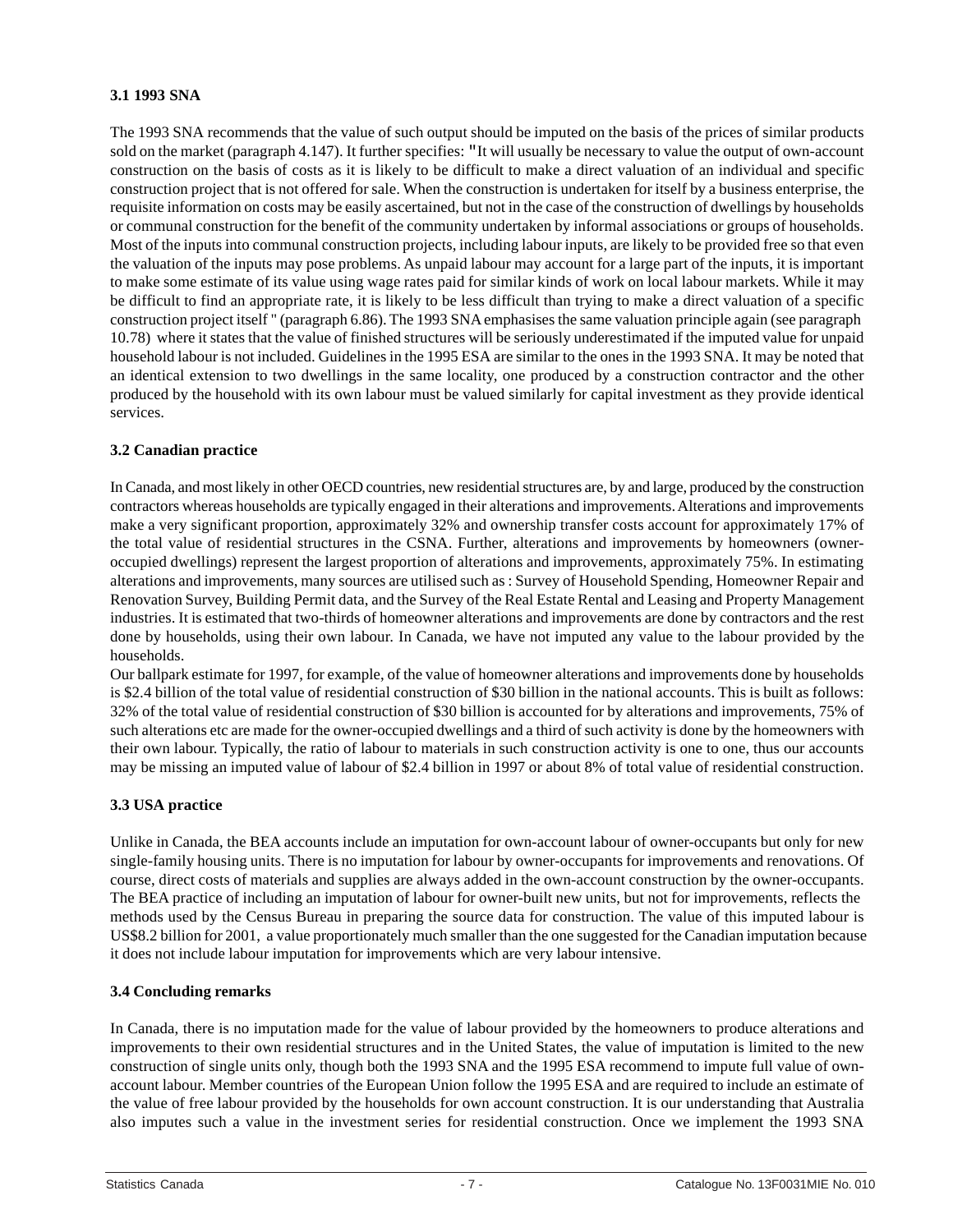### 3.1 1993 SNA

The 1993 SNA recommends that the value of such output should be imputed on the basis of the prices of similar products sold on the market (paragraph 4.147). It further specifies: "It will usually be necessary to value the output of own-account construction on the basis of costs as it is likely to be difficult to make a direct valuation of an individual and specific construction project that is not offered for sale. When the construction is undertaken for itself by a business enterprise, the requisite information on costs may be easily ascertained, but not in the case of the construction of dwellings by households or communal construction for the benefit of the community undertaken by informal associations or groups of households. Most of the inputs into communal construction projects, including labour inputs, are likely to be provided free so that even the valuation of the inputs may pose problems. As unpaid labour may account for a large part of the inputs, it is important to make some estimate of its value using wage rates paid for similar kinds of work on local labour markets. While it may be difficult to find an appropriate rate, it is likely to be less difficult than trying to make a direct valuation of a specific construction project itself " (paragraph 6.86). The 1993 SNA emphasises the same valuation principle again (see paragraph 10.78) where it states that the value of finished structures will be seriously underestimated if the imputed value for unpaid household labour is not included. Guidelines in the 1995 ESA are similar to the ones in the 1993 SNA. It may be noted that an identical extension to two dwellings in the same locality, one produced by a construction contractor and the other produced by the household with its own labour must be valued similarly for capital investment as they provide identical services.

### 3.2 Canadian practice

In Canada, and most likely in other OECD countries, new residential structures are, by and large, produced by the construction contractors whereas households are typically engaged in their alterations and improvements. Alterations and improvements make a very significant proportion, approximately 32% and ownership transfer costs account for approximately 17% of the total value of residential structures in the CSNA. Further, alterations and improvements by homeowners (owner-occupied dwellings) represent the largest proportion of alterations and improvements, approximately 75%. In estimating alterations and improvements, many sources are utilised such as : Survey of Household Spending, Homeowner Repair and Renovation Survey, Building Permit data, and the Survey of the Real Estate Rental and Leasing and Property Management industries. It is estimated that two-thirds of homeowner alterations and improvements are done by contractors and the rest done by households, using their own labour. In Canada, we have not imputed any value to the labour provided by the households.

Our ballpark estimate for 1997, for example, of the value of homeowner alterations and improvements done by households is $2.4 billion of the total value of residential construction of $30 billion in the national accounts. This is built as follows: 32% of the total value of residential construction of $30 billion is accounted for by alterations and improvements, 75% of such alterations etc are made for the owner-occupied dwellings and a third of such activity is done by the homeowners with their own labour. Typically, the ratio of labour to materials in such construction activity is one to one, thus our accounts may be missing an imputed value of labour of $2.4 billion in 1997 or about 8% of total value of residential construction.

### 3.3 USA practice

Unlike in Canada, the BEA accounts include an imputation for own-account labour of owner-occupants but only for new single-family housing units. There is no imputation for labour by owner-occupants for improvements and renovations. Of course, direct costs of materials and supplies are always added in the own-account construction by the owner-occupants. The BEA practice of including an imputation of labour for owner-built new units, but not for improvements, reflects the methods used by the Census Bureau in preparing the source data for construction. The value of this imputed labour is US$8.2 billion for 2001, a value proportionately much smaller than the one suggested for the Canadian imputation because it does not include labour imputation for improvements which are very labour intensive.

### 3.4 Concluding remarks

In Canada, there is no imputation made for the value of labour provided by the homeowners to produce alterations and improvements to their own residential structures and in the United States, the value of imputation is limited to the new construction of single units only, though both the 1993 SNA and the 1995 ESA recommend to impute full value of own-account labour. Member countries of the European Union follow the 1995 ESA and are required to include an estimate of the value of free labour provided by the households for own account construction. It is our understanding that Australia also imputes such a value in the investment series for residential construction. Once we implement the 1993 SNA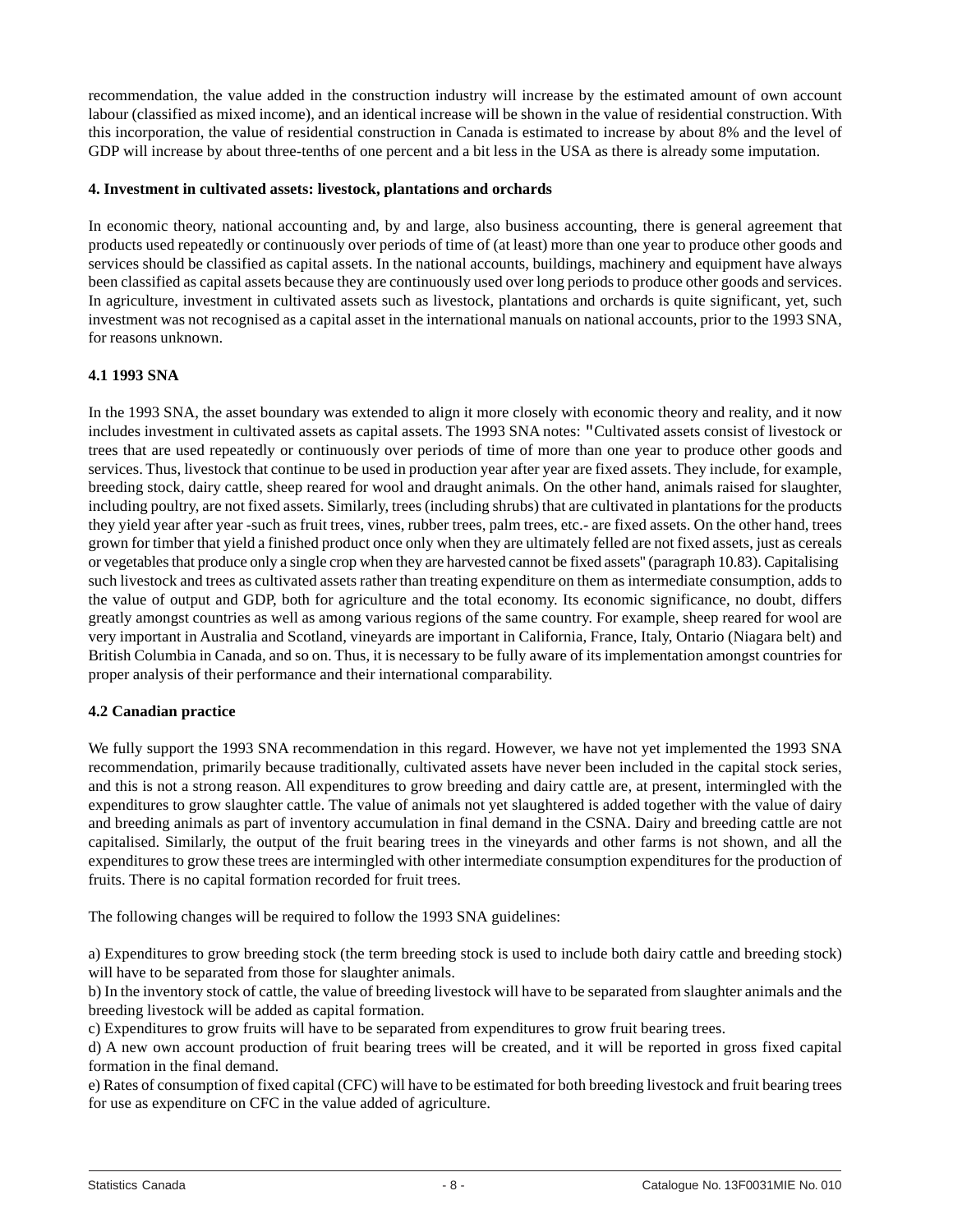recommendation, the value added in the construction industry will increase by the estimated amount of own account labour (classified as mixed income), and an identical increase will be shown in the value of residential construction. With this incorporation, the value of residential construction in Canada is estimated to increase by about 8% and the level of GDP will increase by about three-tenths of one percent and a bit less in the USA as there is already some imputation.

### 4. Investment in cultivated assets: livestock, plantations and orchards

In economic theory, national accounting and, by and large, also business accounting, there is general agreement that products used repeatedly or continuously over periods of time of (at least) more than one year to produce other goods and services should be classified as capital assets. In the national accounts, buildings, machinery and equipment have always been classified as capital assets because they are continuously used over long periods to produce other goods and services. In agriculture, investment in cultivated assets such as livestock, plantations and orchards is quite significant, yet, such investment was not recognised as a capital asset in the international manuals on national accounts, prior to the 1993 SNA, for reasons unknown.

#### 4.1 1993 SNA

In the 1993 SNA, the asset boundary was extended to align it more closely with economic theory and reality, and it now includes investment in cultivated assets as capital assets. The 1993 SNA notes: "Cultivated assets consist of livestock or trees that are used repeatedly or continuously over periods of time of more than one year to produce other goods and services. Thus, livestock that continue to be used in production year after year are fixed assets. They include, for example, breeding stock, dairy cattle, sheep reared for wool and draught animals. On the other hand, animals raised for slaughter, including poultry, are not fixed assets. Similarly, trees (including shrubs) that are cultivated in plantations for the products they yield year after year -such as fruit trees, vines, rubber trees, palm trees, etc.- are fixed assets. On the other hand, trees grown for timber that yield a finished product once only when they are ultimately felled are not fixed assets, just as cereals or vegetables that produce only a single crop when they are harvested cannot be fixed assets" (paragraph 10.83). Capitalising such livestock and trees as cultivated assets rather than treating expenditure on them as intermediate consumption, adds to the value of output and GDP, both for agriculture and the total economy. Its economic significance, no doubt, differs greatly amongst countries as well as among various regions of the same country. For example, sheep reared for wool are very important in Australia and Scotland, vineyards are important in California, France, Italy, Ontario (Niagara belt) and British Columbia in Canada, and so on. Thus, it is necessary to be fully aware of its implementation amongst countries for proper analysis of their performance and their international comparability.

#### 4.2 Canadian practice

We fully support the 1993 SNA recommendation in this regard. However, we have not yet implemented the 1993 SNA recommendation, primarily because traditionally, cultivated assets have never been included in the capital stock series, and this is not a strong reason. All expenditures to grow breeding and dairy cattle are, at present, intermingled with the expenditures to grow slaughter cattle. The value of animals not yet slaughtered is added together with the value of dairy and breeding animals as part of inventory accumulation in final demand in the CSNA. Dairy and breeding cattle are not capitalised. Similarly, the output of the fruit bearing trees in the vineyards and other farms is not shown, and all the expenditures to grow these trees are intermingled with other intermediate consumption expenditures for the production of fruits. There is no capital formation recorded for fruit trees.

The following changes will be required to follow the 1993 SNA guidelines:

a) Expenditures to grow breeding stock (the term breeding stock is used to include both dairy cattle and breeding stock) will have to be separated from those for slaughter animals.
b) In the inventory stock of cattle, the value of breeding livestock will have to be separated from slaughter animals and the breeding livestock will be added as capital formation.
c) Expenditures to grow fruits will have to be separated from expenditures to grow fruit bearing trees.
d) A new own account production of fruit bearing trees will be created, and it will be reported in gross fixed capital formation in the final demand.
e) Rates of consumption of fixed capital (CFC) will have to be estimated for both breeding livestock and fruit bearing trees for use as expenditure on CFC in the value added of agriculture.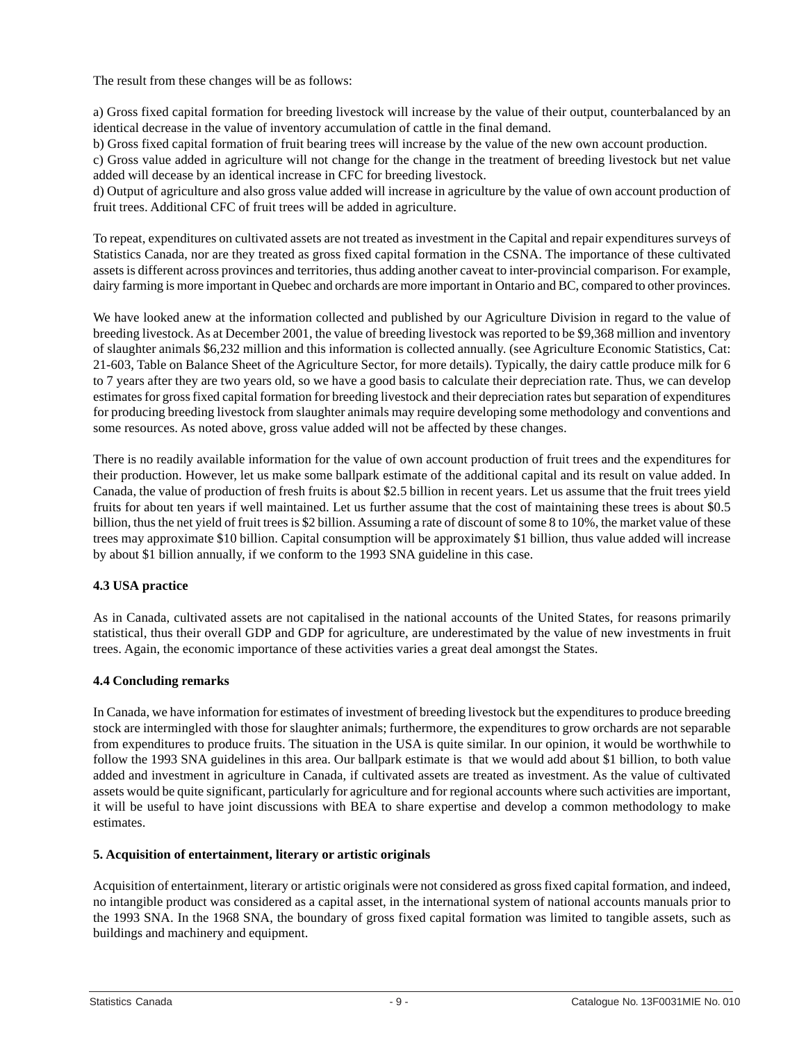The result from these changes will be as follows:

a) Gross fixed capital formation for breeding livestock will increase by the value of their output, counterbalanced by an identical decrease in the value of inventory accumulation of cattle in the final demand.
b) Gross fixed capital formation of fruit bearing trees will increase by the value of the new own account production.
c) Gross value added in agriculture will not change for the change in the treatment of breeding livestock but net value added will decease by an identical increase in CFC for breeding livestock.
d) Output of agriculture and also gross value added will increase in agriculture by the value of own account production of fruit trees. Additional CFC of fruit trees will be added in agriculture.

To repeat, expenditures on cultivated assets are not treated as investment in the Capital and repair expenditures surveys of Statistics Canada, nor are they treated as gross fixed capital formation in the CSNA. The importance of these cultivated assets is different across provinces and territories, thus adding another caveat to inter-provincial comparison. For example, dairy farming is more important in Quebec and orchards are more important in Ontario and BC, compared to other provinces.

We have looked anew at the information collected and published by our Agriculture Division in regard to the value of breeding livestock. As at December 2001, the value of breeding livestock was reported to be $9,368 million and inventory of slaughter animals $6,232 million and this information is collected annually. (see Agriculture Economic Statistics, Cat: 21-603, Table on Balance Sheet of the Agriculture Sector, for more details). Typically, the dairy cattle produce milk for 6 to 7 years after they are two years old, so we have a good basis to calculate their depreciation rate. Thus, we can develop estimates for gross fixed capital formation for breeding livestock and their depreciation rates but separation of expenditures for producing breeding livestock from slaughter animals may require developing some methodology and conventions and some resources. As noted above, gross value added will not be affected by these changes.

There is no readily available information for the value of own account production of fruit trees and the expenditures for their production. However, let us make some ballpark estimate of the additional capital and its result on value added. In Canada, the value of production of fresh fruits is about $2.5 billion in recent years. Let us assume that the fruit trees yield fruits for about ten years if well maintained. Let us further assume that the cost of maintaining these trees is about $0.5 billion, thus the net yield of fruit trees is $2 billion. Assuming a rate of discount of some 8 to 10%, the market value of these trees may approximate $10 billion. Capital consumption will be approximately $1 billion, thus value added will increase by about $1 billion annually, if we conform to the 1993 SNA guideline in this case.

### 4.3 USA practice

As in Canada, cultivated assets are not capitalised in the national accounts of the United States, for reasons primarily statistical, thus their overall GDP and GDP for agriculture, are underestimated by the value of new investments in fruit trees. Again, the economic importance of these activities varies a great deal amongst the States.

### 4.4 Concluding remarks

In Canada, we have information for estimates of investment of breeding livestock but the expenditures to produce breeding stock are intermingled with those for slaughter animals; furthermore, the expenditures to grow orchards are not separable from expenditures to produce fruits. The situation in the USA is quite similar. In our opinion, it would be worthwhile to follow the 1993 SNA guidelines in this area. Our ballpark estimate is that we would add about $1 billion, to both value added and investment in agriculture in Canada, if cultivated assets are treated as investment. As the value of cultivated assets would be quite significant, particularly for agriculture and for regional accounts where such activities are important, it will be useful to have joint discussions with BEA to share expertise and develop a common methodology to make estimates.

## 5. Acquisition of entertainment, literary or artistic originals

Acquisition of entertainment, literary or artistic originals were not considered as gross fixed capital formation, and indeed, no intangible product was considered as a capital asset, in the international system of national accounts manuals prior to the 1993 SNA. In the 1968 SNA, the boundary of gross fixed capital formation was limited to tangible assets, such as buildings and machinery and equipment.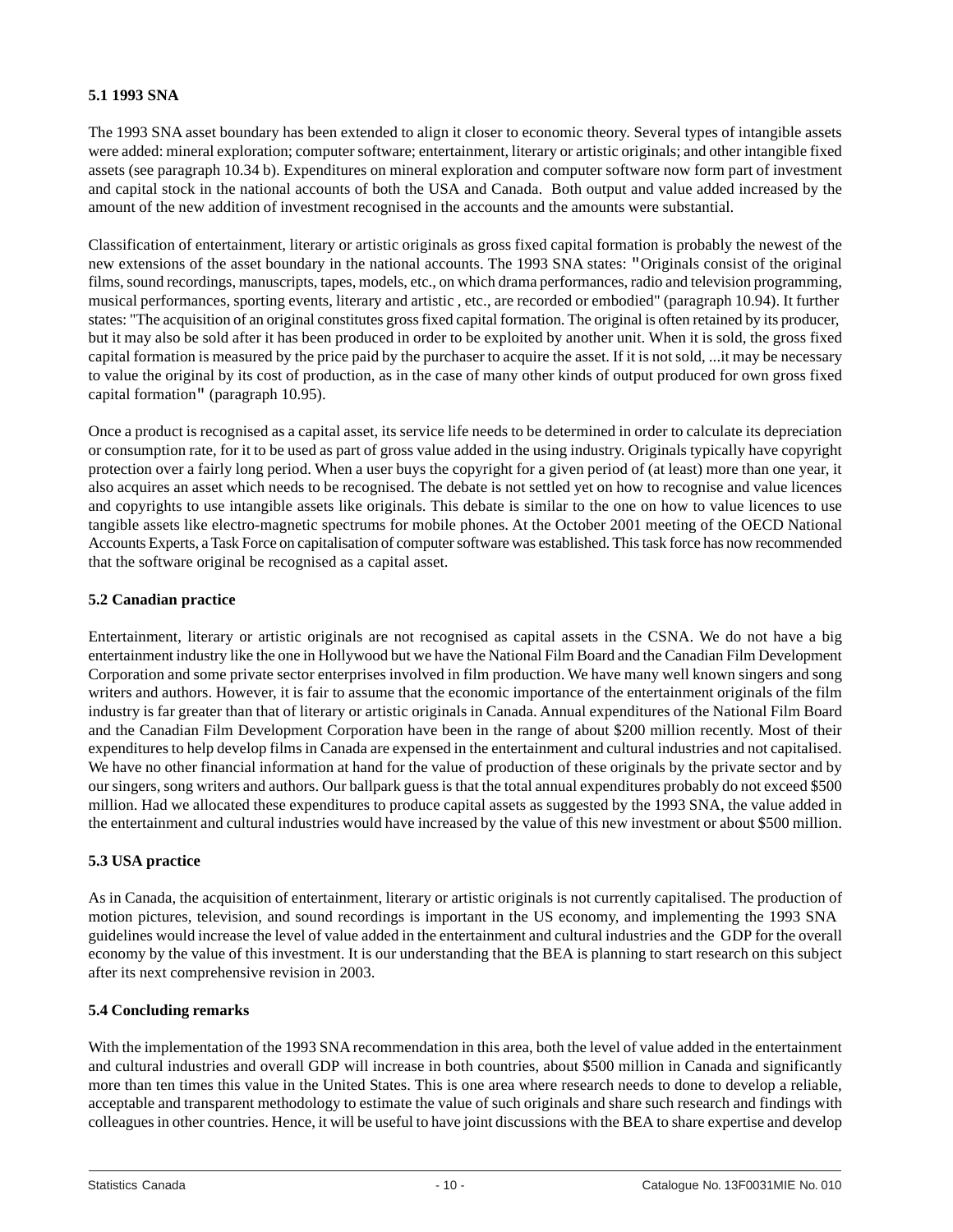### 5.1 1993 SNA

The 1993 SNA asset boundary has been extended to align it closer to economic theory. Several types of intangible assets were added: mineral exploration; computer software; entertainment, literary or artistic originals; and other intangible fixed assets (see paragraph 10.34 b). Expenditures on mineral exploration and computer software now form part of investment and capital stock in the national accounts of both the USA and Canada. Both output and value added increased by the amount of the new addition of investment recognised in the accounts and the amounts were substantial.

Classification of entertainment, literary or artistic originals as gross fixed capital formation is probably the newest of the new extensions of the asset boundary in the national accounts. The 1993 SNA states: "Originals consist of the original films, sound recordings, manuscripts, tapes, models, etc., on which drama performances, radio and television programming, musical performances, sporting events, literary and artistic , etc., are recorded or embodied" (paragraph 10.94). It further states: "The acquisition of an original constitutes gross fixed capital formation. The original is often retained by its producer, but it may also be sold after it has been produced in order to be exploited by another unit. When it is sold, the gross fixed capital formation is measured by the price paid by the purchaser to acquire the asset. If it is not sold, ...it may be necessary to value the original by its cost of production, as in the case of many other kinds of output produced for own gross fixed capital formation" (paragraph 10.95).

Once a product is recognised as a capital asset, its service life needs to be determined in order to calculate its depreciation or consumption rate, for it to be used as part of gross value added in the using industry. Originals typically have copyright protection over a fairly long period. When a user buys the copyright for a given period of (at least) more than one year, it also acquires an asset which needs to be recognised. The debate is not settled yet on how to recognise and value licences and copyrights to use intangible assets like originals. This debate is similar to the one on how to value licences to use tangible assets like electro-magnetic spectrums for mobile phones. At the October 2001 meeting of the OECD National Accounts Experts, a Task Force on capitalisation of computer software was established. This task force has now recommended that the software original be recognised as a capital asset.

### 5.2 Canadian practice

Entertainment, literary or artistic originals are not recognised as capital assets in the CSNA. We do not have a big entertainment industry like the one in Hollywood but we have the National Film Board and the Canadian Film Development Corporation and some private sector enterprises involved in film production. We have many well known singers and song writers and authors. However, it is fair to assume that the economic importance of the entertainment originals of the film industry is far greater than that of literary or artistic originals in Canada. Annual expenditures of the National Film Board and the Canadian Film Development Corporation have been in the range of about $200 million recently. Most of their expenditures to help develop films in Canada are expensed in the entertainment and cultural industries and not capitalised. We have no other financial information at hand for the value of production of these originals by the private sector and by our singers, song writers and authors. Our ballpark guess is that the total annual expenditures probably do not exceed $500 million. Had we allocated these expenditures to produce capital assets as suggested by the 1993 SNA, the value added in the entertainment and cultural industries would have increased by the value of this new investment or about $500 million.

### 5.3 USA practice

As in Canada, the acquisition of entertainment, literary or artistic originals is not currently capitalised. The production of motion pictures, television, and sound recordings is important in the US economy, and implementing the 1993 SNA guidelines would increase the level of value added in the entertainment and cultural industries and the GDP for the overall economy by the value of this investment. It is our understanding that the BEA is planning to start research on this subject after its next comprehensive revision in 2003.

### 5.4 Concluding remarks

With the implementation of the 1993 SNA recommendation in this area, both the level of value added in the entertainment and cultural industries and overall GDP will increase in both countries, about $500 million in Canada and significantly more than ten times this value in the United States. This is one area where research needs to done to develop a reliable, acceptable and transparent methodology to estimate the value of such originals and share such research and findings with colleagues in other countries. Hence, it will be useful to have joint discussions with the BEA to share expertise and develop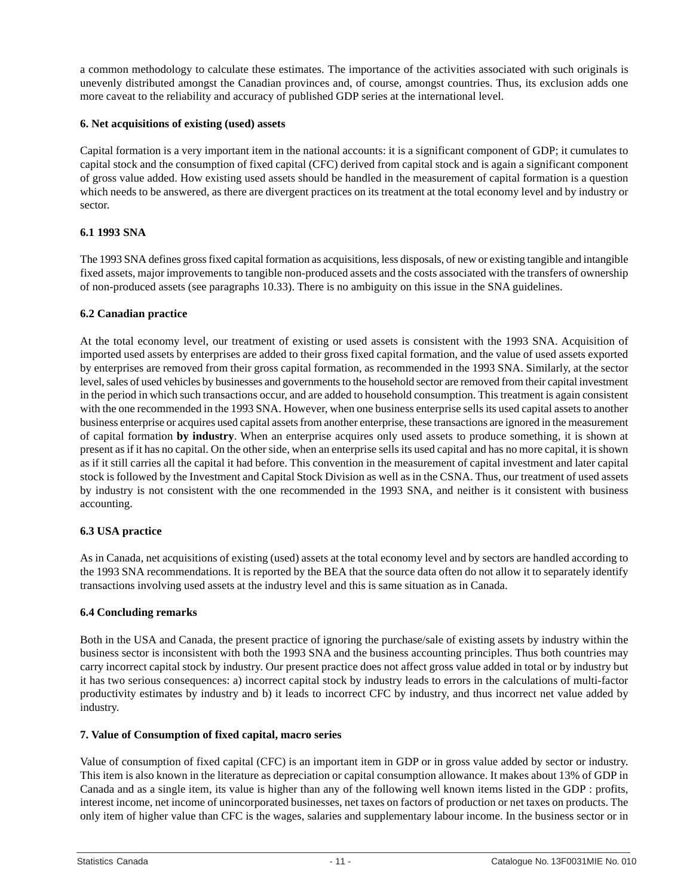a common methodology to calculate these estimates. The importance of the activities associated with such originals is unevenly distributed amongst the Canadian provinces and, of course, amongst countries. Thus, its exclusion adds one more caveat to the reliability and accuracy of published GDP series at the international level.

### 6. Net acquisitions of existing (used) assets

Capital formation is a very important item in the national accounts: it is a significant component of GDP; it cumulates to capital stock and the consumption of fixed capital (CFC) derived from capital stock and is again a significant component of gross value added. How existing used assets should be handled in the measurement of capital formation is a question which needs to be answered, as there are divergent practices on its treatment at the total economy level and by industry or sector.

#### 6.1 1993 SNA

The 1993 SNA defines gross fixed capital formation as acquisitions, less disposals, of new or existing tangible and intangible fixed assets, major improvements to tangible non-produced assets and the costs associated with the transfers of ownership of non-produced assets (see paragraphs 10.33). There is no ambiguity on this issue in the SNA guidelines.

#### 6.2 Canadian practice

At the total economy level, our treatment of existing or used assets is consistent with the 1993 SNA. Acquisition of imported used assets by enterprises are added to their gross fixed capital formation, and the value of used assets exported by enterprises are removed from their gross capital formation, as recommended in the 1993 SNA. Similarly, at the sector level, sales of used vehicles by businesses and governments to the household sector are removed from their capital investment in the period in which such transactions occur, and are added to household consumption. This treatment is again consistent with the one recommended in the 1993 SNA. However, when one business enterprise sells its used capital assets to another business enterprise or acquires used capital assets from another enterprise, these transactions are ignored in the measurement of capital formation **by industry**. When an enterprise acquires only used assets to produce something, it is shown at present as if it has no capital. On the other side, when an enterprise sells its used capital and has no more capital, it is shown as if it still carries all the capital it had before. This convention in the measurement of capital investment and later capital stock is followed by the Investment and Capital Stock Division as well as in the CSNA. Thus, our treatment of used assets by industry is not consistent with the one recommended in the 1993 SNA, and neither is it consistent with business accounting.

#### 6.3 USA practice

As in Canada, net acquisitions of existing (used) assets at the total economy level and by sectors are handled according to the 1993 SNA recommendations. It is reported by the BEA that the source data often do not allow it to separately identify transactions involving used assets at the industry level and this is same situation as in Canada.

#### 6.4 Concluding remarks

Both in the USA and Canada, the present practice of ignoring the purchase/sale of existing assets by industry within the business sector is inconsistent with both the 1993 SNA and the business accounting principles. Thus both countries may carry incorrect capital stock by industry. Our present practice does not affect gross value added in total or by industry but it has two serious consequences: a) incorrect capital stock by industry leads to errors in the calculations of multi-factor productivity estimates by industry and b) it leads to incorrect CFC by industry, and thus incorrect net value added by industry.

### 7. Value of Consumption of fixed capital, macro series

Value of consumption of fixed capital (CFC) is an important item in GDP or in gross value added by sector or industry. This item is also known in the literature as depreciation or capital consumption allowance. It makes about 13% of GDP in Canada and as a single item, its value is higher than any of the following well known items listed in the GDP : profits, interest income, net income of unincorporated businesses, net taxes on factors of production or net taxes on products. The only item of higher value than CFC is the wages, salaries and supplementary labour income. In the business sector or in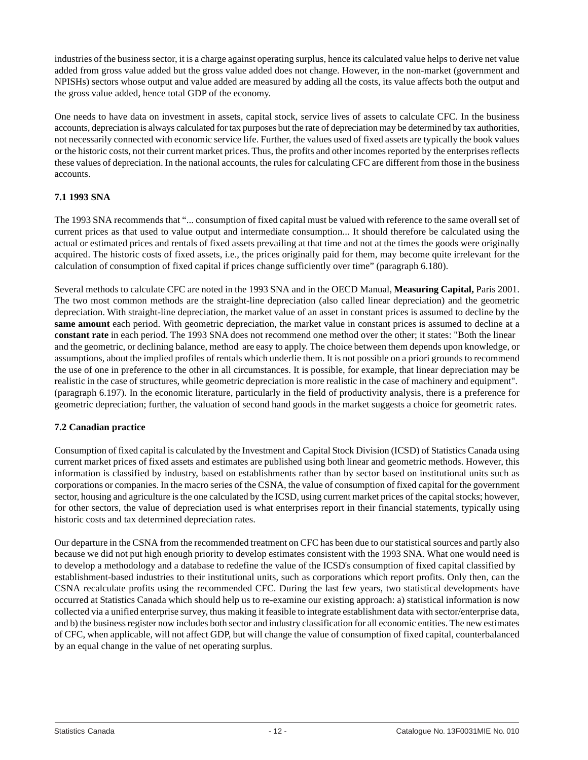industries of the business sector, it is a charge against operating surplus, hence its calculated value helps to derive net value added from gross value added but the gross value added does not change. However, in the non-market (government and NPISHs) sectors whose output and value added are measured by adding all the costs, its value affects both the output and the gross value added, hence total GDP of the economy.

One needs to have data on investment in assets, capital stock, service lives of assets to calculate CFC. In the business accounts, depreciation is always calculated for tax purposes but the rate of depreciation may be determined by tax authorities, not necessarily connected with economic service life. Further, the values used of fixed assets are typically the book values or the historic costs, not their current market prices. Thus, the profits and other incomes reported by the enterprises reflects these values of depreciation. In the national accounts, the rules for calculating CFC are different from those in the business accounts.

### 7.1 1993 SNA

The 1993 SNA recommends that "... consumption of fixed capital must be valued with reference to the same overall set of current prices as that used to value output and intermediate consumption... It should therefore be calculated using the actual or estimated prices and rentals of fixed assets prevailing at that time and not at the times the goods were originally acquired. The historic costs of fixed assets, i.e., the prices originally paid for them, may become quite irrelevant for the calculation of consumption of fixed capital if prices change sufficiently over time" (paragraph 6.180).

Several methods to calculate CFC are noted in the 1993 SNA and in the OECD Manual, **Measuring Capital,** Paris 2001. The two most common methods are the straight-line depreciation (also called linear depreciation) and the geometric depreciation. With straight-line depreciation, the market value of an asset in constant prices is assumed to decline by the **same amount** each period. With geometric depreciation, the market value in constant prices is assumed to decline at a **constant rate** in each period. The 1993 SNA does not recommend one method over the other; it states: "Both the linear and the geometric, or declining balance, method are easy to apply. The choice between them depends upon knowledge, or assumptions, about the implied profiles of rentals which underlie them. It is not possible on a priori grounds to recommend the use of one in preference to the other in all circumstances. It is possible, for example, that linear depreciation may be realistic in the case of structures, while geometric depreciation is more realistic in the case of machinery and equipment". (paragraph 6.197). In the economic literature, particularly in the field of productivity analysis, there is a preference for geometric depreciation; further, the valuation of second hand goods in the market suggests a choice for geometric rates.

### 7.2 Canadian practice

Consumption of fixed capital is calculated by the Investment and Capital Stock Division (ICSD) of Statistics Canada using current market prices of fixed assets and estimates are published using both linear and geometric methods. However, this information is classified by industry, based on establishments rather than by sector based on institutional units such as corporations or companies. In the macro series of the CSNA, the value of consumption of fixed capital for the government sector, housing and agriculture is the one calculated by the ICSD, using current market prices of the capital stocks; however, for other sectors, the value of depreciation used is what enterprises report in their financial statements, typically using historic costs and tax determined depreciation rates.

Our departure in the CSNA from the recommended treatment on CFC has been due to our statistical sources and partly also because we did not put high enough priority to develop estimates consistent with the 1993 SNA. What one would need is to develop a methodology and a database to redefine the value of the ICSD's consumption of fixed capital classified by establishment-based industries to their institutional units, such as corporations which report profits. Only then, can the CSNA recalculate profits using the recommended CFC. During the last few years, two statistical developments have occurred at Statistics Canada which should help us to re-examine our existing approach: a) statistical information is now collected via a unified enterprise survey, thus making it feasible to integrate establishment data with sector/enterprise data, and b) the business register now includes both sector and industry classification for all economic entities. The new estimates of CFC, when applicable, will not affect GDP, but will change the value of consumption of fixed capital, counterbalanced by an equal change in the value of net operating surplus.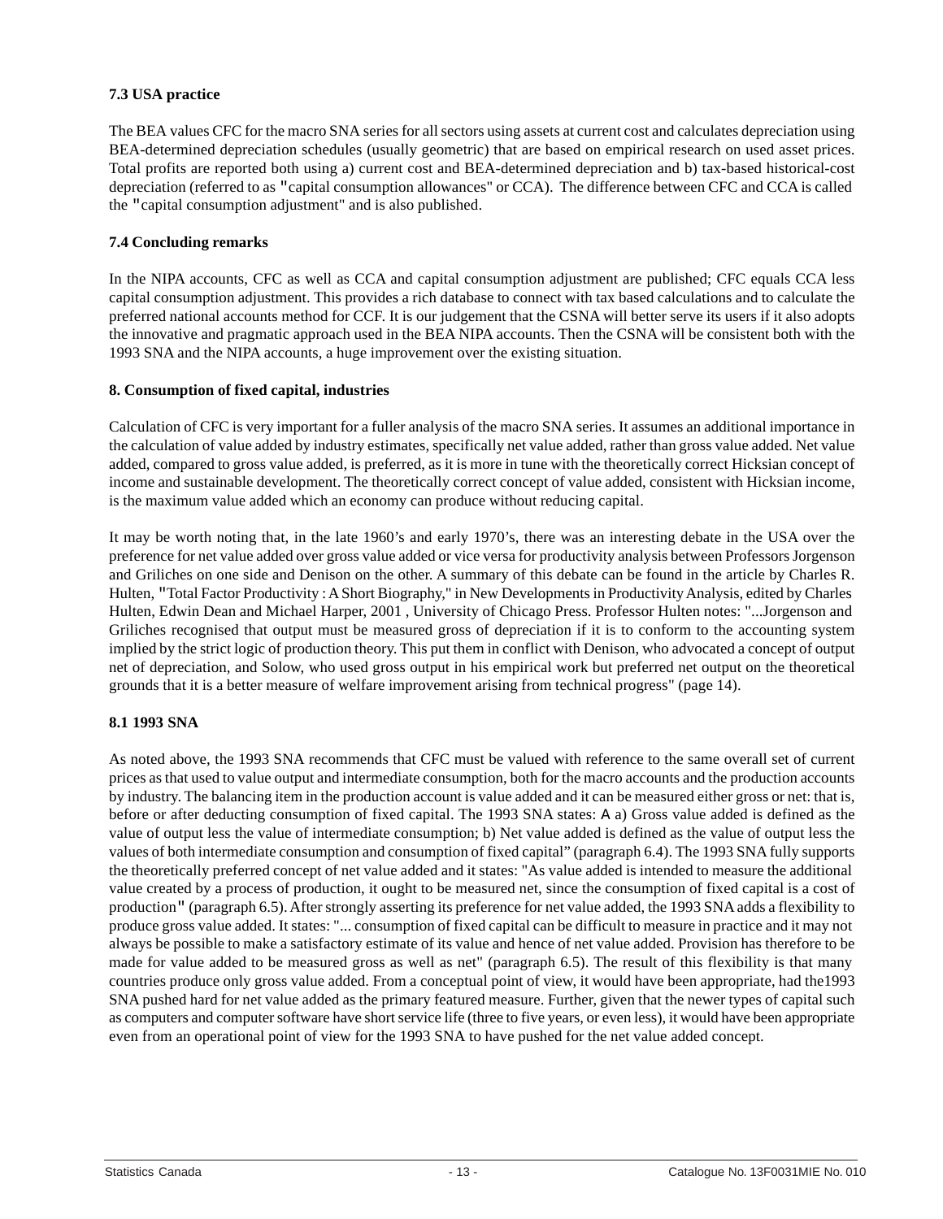### 7.3 USA practice

The BEA values CFC for the macro SNA series for all sectors using assets at current cost and calculates depreciation using BEA-determined depreciation schedules (usually geometric) that are based on empirical research on used asset prices. Total profits are reported both using a) current cost and BEA-determined depreciation and b) tax-based historical-cost depreciation (referred to as "capital consumption allowances" or CCA). The difference between CFC and CCA is called the "capital consumption adjustment" and is also published.

### 7.4 Concluding remarks

In the NIPA accounts, CFC as well as CCA and capital consumption adjustment are published; CFC equals CCA less capital consumption adjustment. This provides a rich database to connect with tax based calculations and to calculate the preferred national accounts method for CCF. It is our judgement that the CSNA will better serve its users if it also adopts the innovative and pragmatic approach used in the BEA NIPA accounts. Then the CSNA will be consistent both with the 1993 SNA and the NIPA accounts, a huge improvement over the existing situation.

## 8. Consumption of fixed capital, industries

Calculation of CFC is very important for a fuller analysis of the macro SNA series. It assumes an additional importance in the calculation of value added by industry estimates, specifically net value added, rather than gross value added. Net value added, compared to gross value added, is preferred, as it is more in tune with the theoretically correct Hicksian concept of income and sustainable development. The theoretically correct concept of value added, consistent with Hicksian income, is the maximum value added which an economy can produce without reducing capital.

It may be worth noting that, in the late 1960's and early 1970's, there was an interesting debate in the USA over the preference for net value added over gross value added or vice versa for productivity analysis between Professors Jorgenson and Griliches on one side and Denison on the other. A summary of this debate can be found in the article by Charles R. Hulten, "Total Factor Productivity : A Short Biography," in New Developments in Productivity Analysis, edited by Charles Hulten, Edwin Dean and Michael Harper, 2001 , University of Chicago Press. Professor Hulten notes: "...Jorgenson and Griliches recognised that output must be measured gross of depreciation if it is to conform to the accounting system implied by the strict logic of production theory. This put them in conflict with Denison, who advocated a concept of output net of depreciation, and Solow, who used gross output in his empirical work but preferred net output on the theoretical grounds that it is a better measure of welfare improvement arising from technical progress" (page 14).

### 8.1 1993 SNA

As noted above, the 1993 SNA recommends that CFC must be valued with reference to the same overall set of current prices as that used to value output and intermediate consumption, both for the macro accounts and the production accounts by industry. The balancing item in the production account is value added and it can be measured either gross or net: that is, before or after deducting consumption of fixed capital. The 1993 SNA states: A a) Gross value added is defined as the value of output less the value of intermediate consumption; b) Net value added is defined as the value of output less the values of both intermediate consumption and consumption of fixed capital" (paragraph 6.4). The 1993 SNA fully supports the theoretically preferred concept of net value added and it states: "As value added is intended to measure the additional value created by a process of production, it ought to be measured net, since the consumption of fixed capital is a cost of production" (paragraph 6.5). After strongly asserting its preference for net value added, the 1993 SNA adds a flexibility to produce gross value added. It states: "... consumption of fixed capital can be difficult to measure in practice and it may not always be possible to make a satisfactory estimate of its value and hence of net value added. Provision has therefore to be made for value added to be measured gross as well as net" (paragraph 6.5). The result of this flexibility is that many countries produce only gross value added. From a conceptual point of view, it would have been appropriate, had the1993 SNA pushed hard for net value added as the primary featured measure. Further, given that the newer types of capital such as computers and computer software have short service life (three to five years, or even less), it would have been appropriate even from an operational point of view for the 1993 SNA to have pushed for the net value added concept.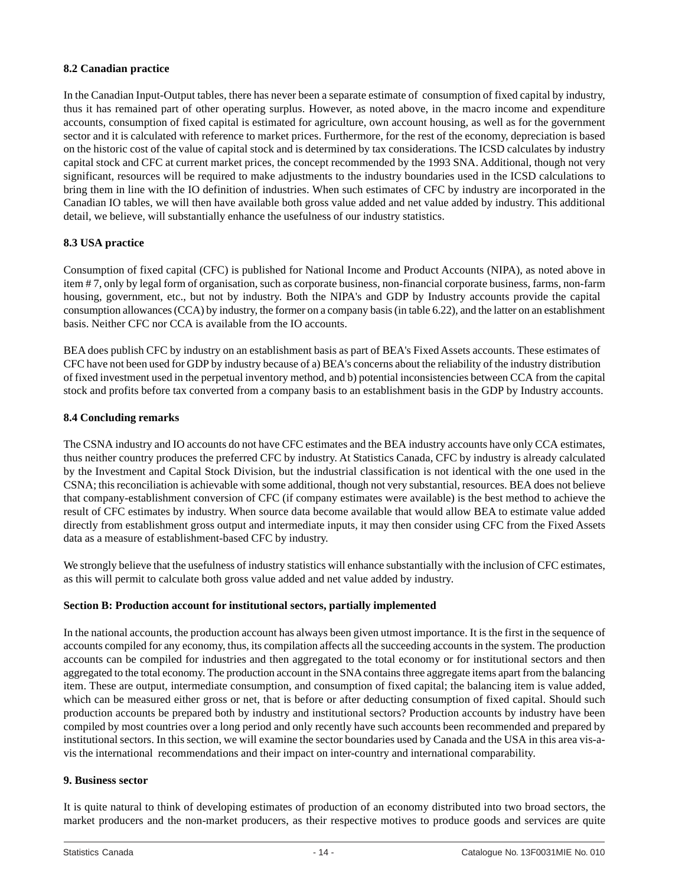### 8.2 Canadian practice

In the Canadian Input-Output tables, there has never been a separate estimate of consumption of fixed capital by industry, thus it has remained part of other operating surplus. However, as noted above, in the macro income and expenditure accounts, consumption of fixed capital is estimated for agriculture, own account housing, as well as for the government sector and it is calculated with reference to market prices. Furthermore, for the rest of the economy, depreciation is based on the historic cost of the value of capital stock and is determined by tax considerations. The ICSD calculates by industry capital stock and CFC at current market prices, the concept recommended by the 1993 SNA. Additional, though not very significant, resources will be required to make adjustments to the industry boundaries used in the ICSD calculations to bring them in line with the IO definition of industries. When such estimates of CFC by industry are incorporated in the Canadian IO tables, we will then have available both gross value added and net value added by industry. This additional detail, we believe, will substantially enhance the usefulness of our industry statistics.

### 8.3 USA practice

Consumption of fixed capital (CFC) is published for National Income and Product Accounts (NIPA), as noted above in item # 7, only by legal form of organisation, such as corporate business, non-financial corporate business, farms, non-farm housing, government, etc., but not by industry. Both the NIPA's and GDP by Industry accounts provide the capital consumption allowances (CCA) by industry, the former on a company basis (in table 6.22), and the latter on an establishment basis. Neither CFC nor CCA is available from the IO accounts.

BEA does publish CFC by industry on an establishment basis as part of BEA's Fixed Assets accounts. These estimates of CFC have not been used for GDP by industry because of a) BEA's concerns about the reliability of the industry distribution of fixed investment used in the perpetual inventory method, and b) potential inconsistencies between CCA from the capital stock and profits before tax converted from a company basis to an establishment basis in the GDP by Industry accounts.

### 8.4 Concluding remarks

The CSNA industry and IO accounts do not have CFC estimates and the BEA industry accounts have only CCA estimates, thus neither country produces the preferred CFC by industry. At Statistics Canada, CFC by industry is already calculated by the Investment and Capital Stock Division, but the industrial classification is not identical with the one used in the CSNA; this reconciliation is achievable with some additional, though not very substantial, resources. BEA does not believe that company-establishment conversion of CFC (if company estimates were available) is the best method to achieve the result of CFC estimates by industry. When source data become available that would allow BEA to estimate value added directly from establishment gross output and intermediate inputs, it may then consider using CFC from the Fixed Assets data as a measure of establishment-based CFC by industry.

We strongly believe that the usefulness of industry statistics will enhance substantially with the inclusion of CFC estimates, as this will permit to calculate both gross value added and net value added by industry.

## Section B: Production account for institutional sectors, partially implemented

In the national accounts, the production account has always been given utmost importance. It is the first in the sequence of accounts compiled for any economy, thus, its compilation affects all the succeeding accounts in the system. The production accounts can be compiled for industries and then aggregated to the total economy or for institutional sectors and then aggregated to the total economy. The production account in the SNA contains three aggregate items apart from the balancing item. These are output, intermediate consumption, and consumption of fixed capital; the balancing item is value added, which can be measured either gross or net, that is before or after deducting consumption of fixed capital. Should such production accounts be prepared both by industry and institutional sectors? Production accounts by industry have been compiled by most countries over a long period and only recently have such accounts been recommended and prepared by institutional sectors. In this section, we will examine the sector boundaries used by Canada and the USA in this area vis-a-vis the international recommendations and their impact on inter-country and international comparability.

### 9. Business sector

It is quite natural to think of developing estimates of production of an economy distributed into two broad sectors, the market producers and the non-market producers, as their respective motives to produce goods and services are quite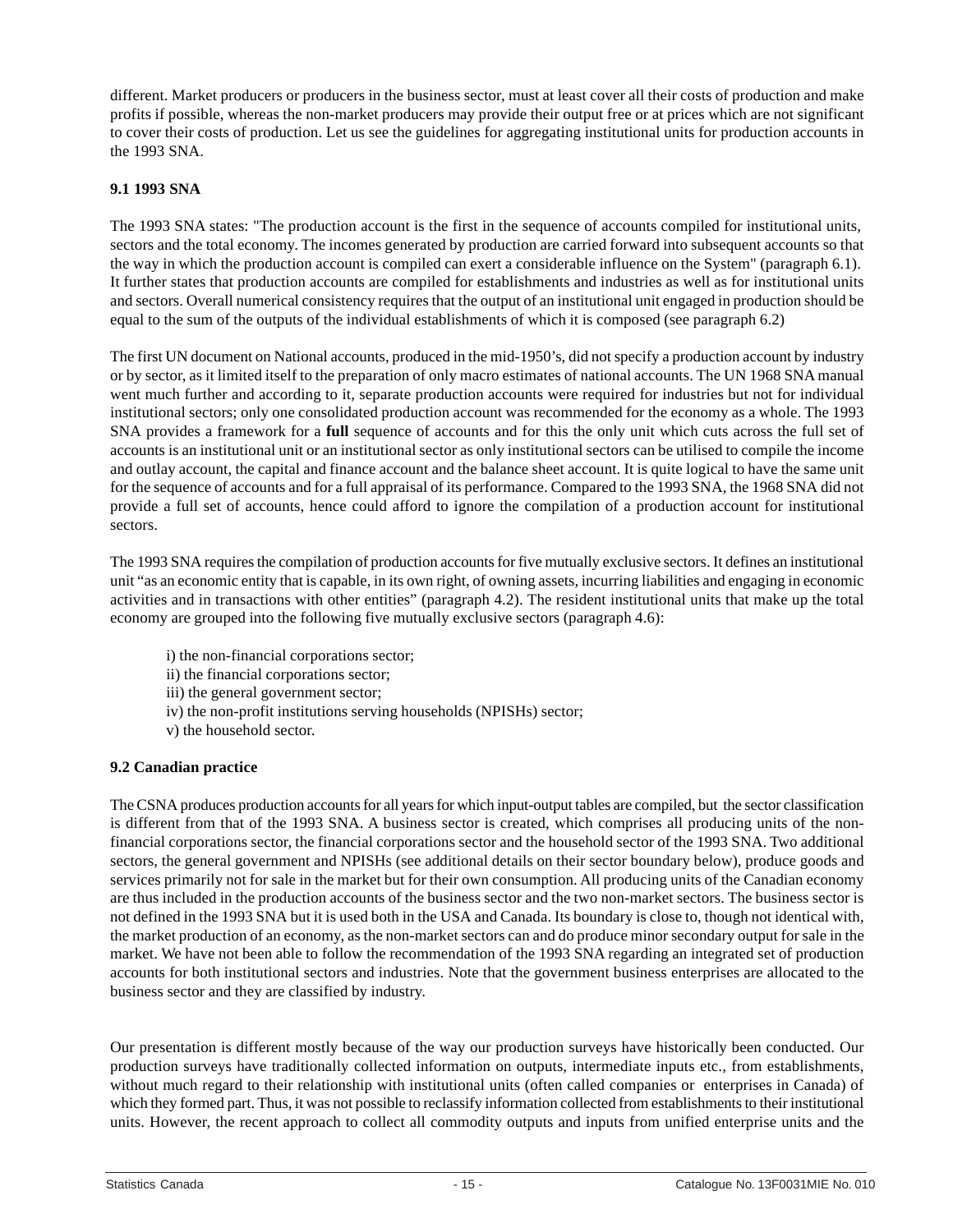different. Market producers or producers in the business sector, must at least cover all their costs of production and make profits if possible, whereas the non-market producers may provide their output free or at prices which are not significant to cover their costs of production. Let us see the guidelines for aggregating institutional units for production accounts in the 1993 SNA.

### 9.1 1993 SNA

The 1993 SNA states: "The production account is the first in the sequence of accounts compiled for institutional units, sectors and the total economy. The incomes generated by production are carried forward into subsequent accounts so that the way in which the production account is compiled can exert a considerable influence on the System" (paragraph 6.1). It further states that production accounts are compiled for establishments and industries as well as for institutional units and sectors. Overall numerical consistency requires that the output of an institutional unit engaged in production should be equal to the sum of the outputs of the individual establishments of which it is composed (see paragraph 6.2)

The first UN document on National accounts, produced in the mid-1950's, did not specify a production account by industry or by sector, as it limited itself to the preparation of only macro estimates of national accounts. The UN 1968 SNA manual went much further and according to it, separate production accounts were required for industries but not for individual institutional sectors; only one consolidated production account was recommended for the economy as a whole. The 1993 SNA provides a framework for a **full** sequence of accounts and for this the only unit which cuts across the full set of accounts is an institutional unit or an institutional sector as only institutional sectors can be utilised to compile the income and outlay account, the capital and finance account and the balance sheet account. It is quite logical to have the same unit for the sequence of accounts and for a full appraisal of its performance. Compared to the 1993 SNA, the 1968 SNA did not provide a full set of accounts, hence could afford to ignore the compilation of a production account for institutional sectors.

The 1993 SNA requires the compilation of production accounts for five mutually exclusive sectors. It defines an institutional unit "as an economic entity that is capable, in its own right, of owning assets, incurring liabilities and engaging in economic activities and in transactions with other entities" (paragraph 4.2). The resident institutional units that make up the total economy are grouped into the following five mutually exclusive sectors (paragraph 4.6):

i) the non-financial corporations sector;
ii) the financial corporations sector;
iii) the general government sector;
iv) the non-profit institutions serving households (NPISHs) sector;
v) the household sector.

### 9.2 Canadian practice

The CSNA produces production accounts for all years for which input-output tables are compiled, but the sector classification is different from that of the 1993 SNA. A business sector is created, which comprises all producing units of the non-financial corporations sector, the financial corporations sector and the household sector of the 1993 SNA. Two additional sectors, the general government and NPISHs (see additional details on their sector boundary below), produce goods and services primarily not for sale in the market but for their own consumption. All producing units of the Canadian economy are thus included in the production accounts of the business sector and the two non-market sectors. The business sector is not defined in the 1993 SNA but it is used both in the USA and Canada. Its boundary is close to, though not identical with, the market production of an economy, as the non-market sectors can and do produce minor secondary output for sale in the market. We have not been able to follow the recommendation of the 1993 SNA regarding an integrated set of production accounts for both institutional sectors and industries. Note that the government business enterprises are allocated to the business sector and they are classified by industry.

Our presentation is different mostly because of the way our production surveys have historically been conducted. Our production surveys have traditionally collected information on outputs, intermediate inputs etc., from establishments, without much regard to their relationship with institutional units (often called companies or enterprises in Canada) of which they formed part. Thus, it was not possible to reclassify information collected from establishments to their institutional units. However, the recent approach to collect all commodity outputs and inputs from unified enterprise units and the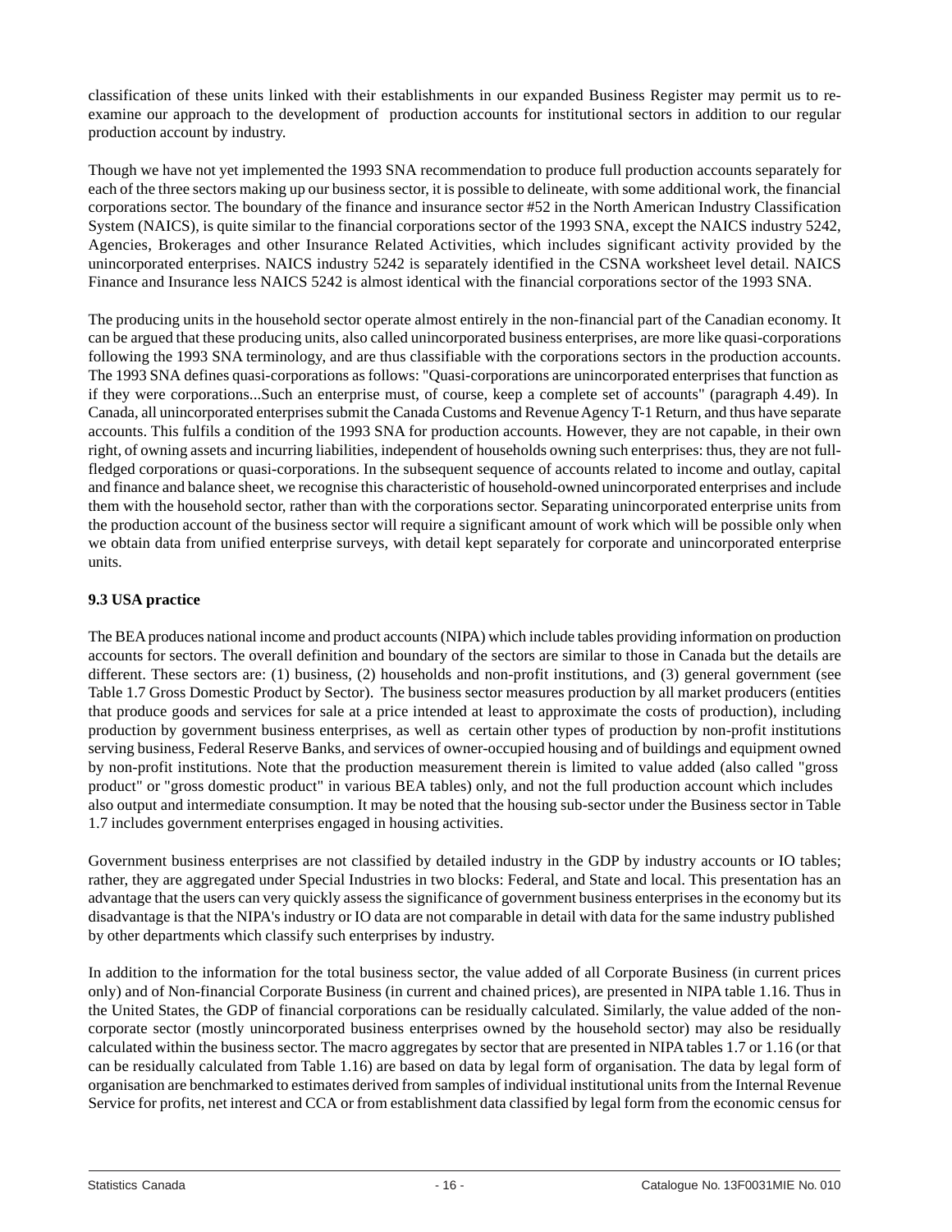classification of these units linked with their establishments in our expanded Business Register may permit us to re-examine our approach to the development of production accounts for institutional sectors in addition to our regular production account by industry.

Though we have not yet implemented the 1993 SNA recommendation to produce full production accounts separately for each of the three sectors making up our business sector, it is possible to delineate, with some additional work, the financial corporations sector. The boundary of the finance and insurance sector #52 in the North American Industry Classification System (NAICS), is quite similar to the financial corporations sector of the 1993 SNA, except the NAICS industry 5242, Agencies, Brokerages and other Insurance Related Activities, which includes significant activity provided by the unincorporated enterprises. NAICS industry 5242 is separately identified in the CSNA worksheet level detail. NAICS Finance and Insurance less NAICS 5242 is almost identical with the financial corporations sector of the 1993 SNA.

The producing units in the household sector operate almost entirely in the non-financial part of the Canadian economy. It can be argued that these producing units, also called unincorporated business enterprises, are more like quasi-corporations following the 1993 SNA terminology, and are thus classifiable with the corporations sectors in the production accounts. The 1993 SNA defines quasi-corporations as follows: "Quasi-corporations are unincorporated enterprises that function as if they were corporations...Such an enterprise must, of course, keep a complete set of accounts" (paragraph 4.49). In Canada, all unincorporated enterprises submit the Canada Customs and Revenue Agency T-1 Return, and thus have separate accounts. This fulfils a condition of the 1993 SNA for production accounts. However, they are not capable, in their own right, of owning assets and incurring liabilities, independent of households owning such enterprises: thus, they are not full-fledged corporations or quasi-corporations. In the subsequent sequence of accounts related to income and outlay, capital and finance and balance sheet, we recognise this characteristic of household-owned unincorporated enterprises and include them with the household sector, rather than with the corporations sector. Separating unincorporated enterprise units from the production account of the business sector will require a significant amount of work which will be possible only when we obtain data from unified enterprise surveys, with detail kept separately for corporate and unincorporated enterprise units.

### 9.3 USA practice

The BEA produces national income and product accounts (NIPA) which include tables providing information on production accounts for sectors. The overall definition and boundary of the sectors are similar to those in Canada but the details are different. These sectors are: (1) business, (2) households and non-profit institutions, and (3) general government (see Table 1.7 Gross Domestic Product by Sector). The business sector measures production by all market producers (entities that produce goods and services for sale at a price intended at least to approximate the costs of production), including production by government business enterprises, as well as certain other types of production by non-profit institutions serving business, Federal Reserve Banks, and services of owner-occupied housing and of buildings and equipment owned by non-profit institutions. Note that the production measurement therein is limited to value added (also called "gross product" or "gross domestic product" in various BEA tables) only, and not the full production account which includes also output and intermediate consumption. It may be noted that the housing sub-sector under the Business sector in Table 1.7 includes government enterprises engaged in housing activities.

Government business enterprises are not classified by detailed industry in the GDP by industry accounts or IO tables; rather, they are aggregated under Special Industries in two blocks: Federal, and State and local. This presentation has an advantage that the users can very quickly assess the significance of government business enterprises in the economy but its disadvantage is that the NIPA's industry or IO data are not comparable in detail with data for the same industry published by other departments which classify such enterprises by industry.

In addition to the information for the total business sector, the value added of all Corporate Business (in current prices only) and of Non-financial Corporate Business (in current and chained prices), are presented in NIPA table 1.16. Thus in the United States, the GDP of financial corporations can be residually calculated. Similarly, the value added of the non-corporate sector (mostly unincorporated business enterprises owned by the household sector) may also be residually calculated within the business sector. The macro aggregates by sector that are presented in NIPA tables 1.7 or 1.16 (or that can be residually calculated from Table 1.16) are based on data by legal form of organisation. The data by legal form of organisation are benchmarked to estimates derived from samples of individual institutional units from the Internal Revenue Service for profits, net interest and CCA or from establishment data classified by legal form from the economic census for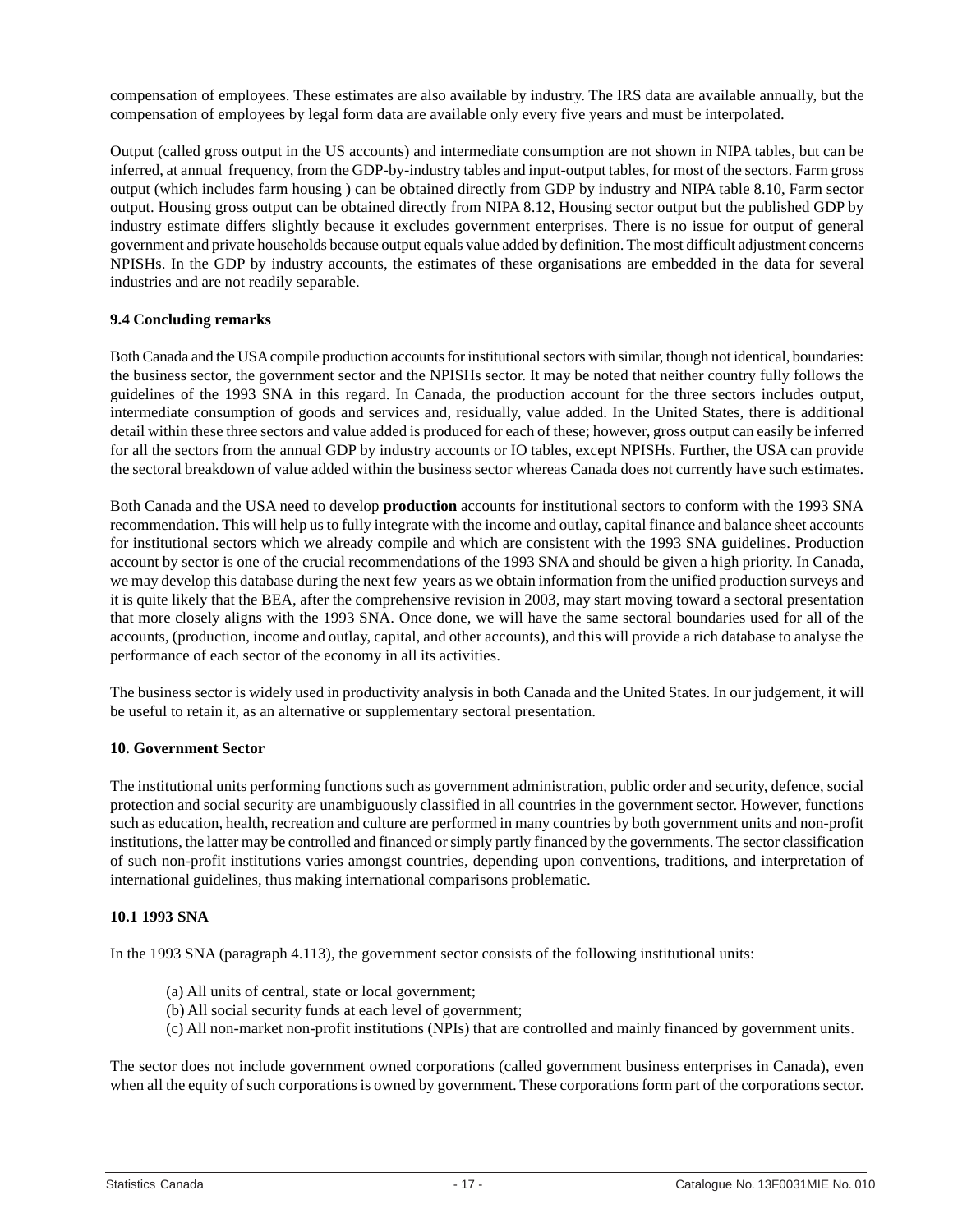compensation of employees. These estimates are also available by industry. The IRS data are available annually, but the compensation of employees by legal form data are available only every five years and must be interpolated.

Output (called gross output in the US accounts) and intermediate consumption are not shown in NIPA tables, but can be inferred, at annual frequency, from the GDP-by-industry tables and input-output tables, for most of the sectors. Farm gross output (which includes farm housing ) can be obtained directly from GDP by industry and NIPA table 8.10, Farm sector output. Housing gross output can be obtained directly from NIPA 8.12, Housing sector output but the published GDP by industry estimate differs slightly because it excludes government enterprises. There is no issue for output of general government and private households because output equals value added by definition. The most difficult adjustment concerns NPISHs. In the GDP by industry accounts, the estimates of these organisations are embedded in the data for several industries and are not readily separable.

### 9.4 Concluding remarks

Both Canada and the USA compile production accounts for institutional sectors with similar, though not identical, boundaries: the business sector, the government sector and the NPISHs sector. It may be noted that neither country fully follows the guidelines of the 1993 SNA in this regard. In Canada, the production account for the three sectors includes output, intermediate consumption of goods and services and, residually, value added. In the United States, there is additional detail within these three sectors and value added is produced for each of these; however, gross output can easily be inferred for all the sectors from the annual GDP by industry accounts or IO tables, except NPISHs. Further, the USA can provide the sectoral breakdown of value added within the business sector whereas Canada does not currently have such estimates.

Both Canada and the USA need to develop **production** accounts for institutional sectors to conform with the 1993 SNA recommendation. This will help us to fully integrate with the income and outlay, capital finance and balance sheet accounts for institutional sectors which we already compile and which are consistent with the 1993 SNA guidelines. Production account by sector is one of the crucial recommendations of the 1993 SNA and should be given a high priority. In Canada, we may develop this database during the next few years as we obtain information from the unified production surveys and it is quite likely that the BEA, after the comprehensive revision in 2003, may start moving toward a sectoral presentation that more closely aligns with the 1993 SNA. Once done, we will have the same sectoral boundaries used for all of the accounts, (production, income and outlay, capital, and other accounts), and this will provide a rich database to analyse the performance of each sector of the economy in all its activities.

The business sector is widely used in productivity analysis in both Canada and the United States. In our judgement, it will be useful to retain it, as an alternative or supplementary sectoral presentation.

## 10. Government Sector

The institutional units performing functions such as government administration, public order and security, defence, social protection and social security are unambiguously classified in all countries in the government sector. However, functions such as education, health, recreation and culture are performed in many countries by both government units and non-profit institutions, the latter may be controlled and financed or simply partly financed by the governments. The sector classification of such non-profit institutions varies amongst countries, depending upon conventions, traditions, and interpretation of international guidelines, thus making international comparisons problematic.

### 10.1 1993 SNA

In the 1993 SNA (paragraph 4.113), the government sector consists of the following institutional units:

(a) All units of central, state or local government;
(b) All social security funds at each level of government;
(c) All non-market non-profit institutions (NPIs) that are controlled and mainly financed by government units.

The sector does not include government owned corporations (called government business enterprises in Canada), even when all the equity of such corporations is owned by government. These corporations form part of the corporations sector.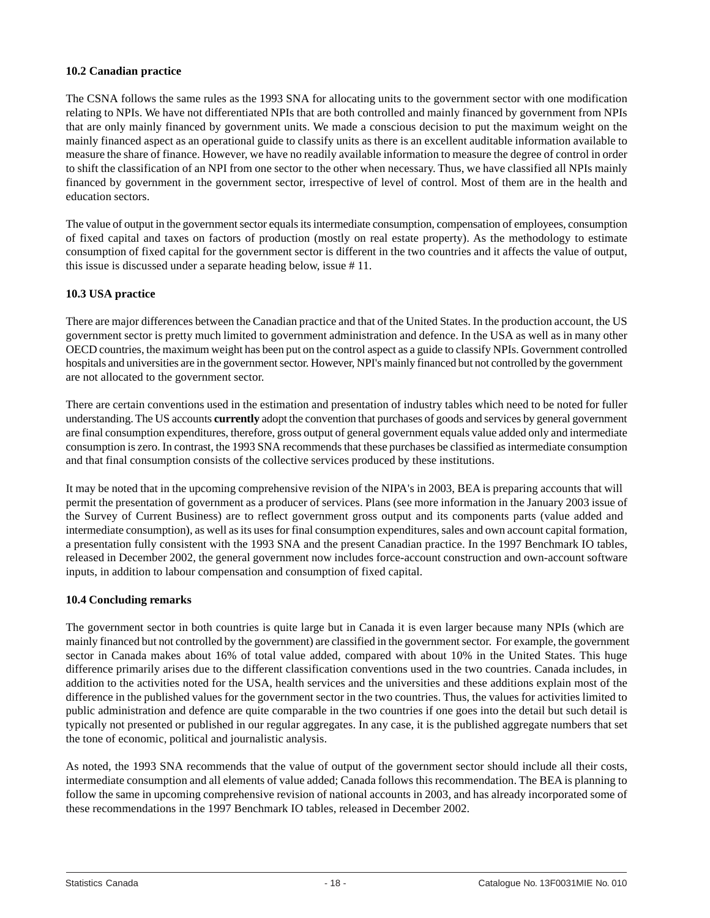### 10.2 Canadian practice

The CSNA follows the same rules as the 1993 SNA for allocating units to the government sector with one modification relating to NPIs. We have not differentiated NPIs that are both controlled and mainly financed by government from NPIs that are only mainly financed by government units. We made a conscious decision to put the maximum weight on the mainly financed aspect as an operational guide to classify units as there is an excellent auditable information available to measure the share of finance. However, we have no readily available information to measure the degree of control in order to shift the classification of an NPI from one sector to the other when necessary. Thus, we have classified all NPIs mainly financed by government in the government sector, irrespective of level of control. Most of them are in the health and education sectors.

The value of output in the government sector equals its intermediate consumption, compensation of employees, consumption of fixed capital and taxes on factors of production (mostly on real estate property). As the methodology to estimate consumption of fixed capital for the government sector is different in the two countries and it affects the value of output, this issue is discussed under a separate heading below, issue # 11.

### 10.3 USA practice

There are major differences between the Canadian practice and that of the United States. In the production account, the US government sector is pretty much limited to government administration and defence. In the USA as well as in many other OECD countries, the maximum weight has been put on the control aspect as a guide to classify NPIs. Government controlled hospitals and universities are in the government sector. However, NPI's mainly financed but not controlled by the government are not allocated to the government sector.

There are certain conventions used in the estimation and presentation of industry tables which need to be noted for fuller understanding. The US accounts **currently** adopt the convention that purchases of goods and services by general government are final consumption expenditures, therefore, gross output of general government equals value added only and intermediate consumption is zero. In contrast, the 1993 SNA recommends that these purchases be classified as intermediate consumption and that final consumption consists of the collective services produced by these institutions.

It may be noted that in the upcoming comprehensive revision of the NIPA's in 2003, BEA is preparing accounts that will permit the presentation of government as a producer of services. Plans (see more information in the January 2003 issue of the Survey of Current Business) are to reflect government gross output and its components parts (value added and intermediate consumption), as well as its uses for final consumption expenditures, sales and own account capital formation, a presentation fully consistent with the 1993 SNA and the present Canadian practice. In the 1997 Benchmark IO tables, released in December 2002, the general government now includes force-account construction and own-account software inputs, in addition to labour compensation and consumption of fixed capital.

### 10.4 Concluding remarks

The government sector in both countries is quite large but in Canada it is even larger because many NPIs (which are mainly financed but not controlled by the government) are classified in the government sector. For example, the government sector in Canada makes about 16% of total value added, compared with about 10% in the United States. This huge difference primarily arises due to the different classification conventions used in the two countries. Canada includes, in addition to the activities noted for the USA, health services and the universities and these additions explain most of the difference in the published values for the government sector in the two countries. Thus, the values for activities limited to public administration and defence are quite comparable in the two countries if one goes into the detail but such detail is typically not presented or published in our regular aggregates. In any case, it is the published aggregate numbers that set the tone of economic, political and journalistic analysis.

As noted, the 1993 SNA recommends that the value of output of the government sector should include all their costs, intermediate consumption and all elements of value added; Canada follows this recommendation. The BEA is planning to follow the same in upcoming comprehensive revision of national accounts in 2003, and has already incorporated some of these recommendations in the 1997 Benchmark IO tables, released in December 2002.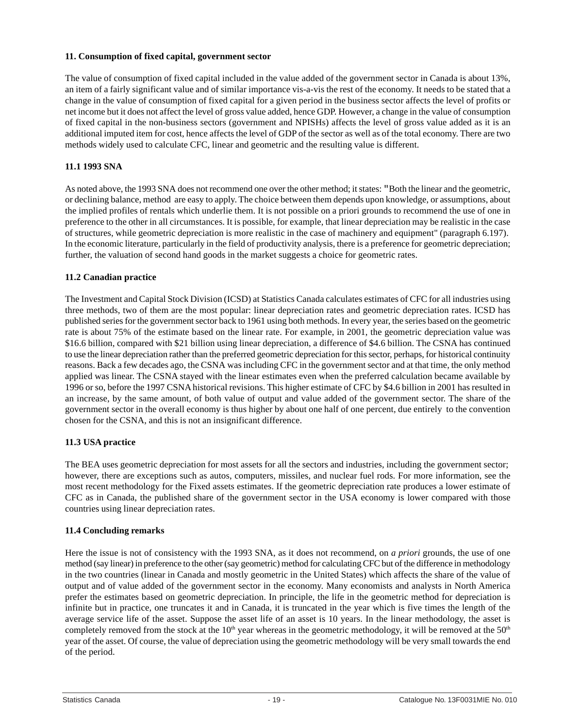### 11. Consumption of fixed capital, government sector

The value of consumption of fixed capital included in the value added of the government sector in Canada is about 13%, an item of a fairly significant value and of similar importance vis-a-vis the rest of the economy. It needs to be stated that a change in the value of consumption of fixed capital for a given period in the business sector affects the level of profits or net income but it does not affect the level of gross value added, hence GDP. However, a change in the value of consumption of fixed capital in the non-business sectors (government and NPISHs) affects the level of gross value added as it is an additional imputed item for cost, hence affects the level of GDP of the sector as well as of the total economy. There are two methods widely used to calculate CFC, linear and geometric and the resulting value is different.

#### 11.1 1993 SNA

As noted above, the 1993 SNA does not recommend one over the other method; it states: "Both the linear and the geometric, or declining balance, method are easy to apply. The choice between them depends upon knowledge, or assumptions, about the implied profiles of rentals which underlie them. It is not possible on a priori grounds to recommend the use of one in preference to the other in all circumstances. It is possible, for example, that linear depreciation may be realistic in the case of structures, while geometric depreciation is more realistic in the case of machinery and equipment" (paragraph 6.197). In the economic literature, particularly in the field of productivity analysis, there is a preference for geometric depreciation; further, the valuation of second hand goods in the market suggests a choice for geometric rates.

#### 11.2 Canadian practice

The Investment and Capital Stock Division (ICSD) at Statistics Canada calculates estimates of CFC for all industries using three methods, two of them are the most popular: linear depreciation rates and geometric depreciation rates. ICSD has published series for the government sector back to 1961 using both methods. In every year, the series based on the geometric rate is about 75% of the estimate based on the linear rate. For example, in 2001, the geometric depreciation value was $16.6 billion, compared with $21 billion using linear depreciation, a difference of $4.6 billion. The CSNA has continued to use the linear depreciation rather than the preferred geometric depreciation for this sector, perhaps, for historical continuity reasons. Back a few decades ago, the CSNA was including CFC in the government sector and at that time, the only method applied was linear. The CSNA stayed with the linear estimates even when the preferred calculation became available by 1996 or so, before the 1997 CSNA historical revisions. This higher estimate of CFC by $4.6 billion in 2001 has resulted in an increase, by the same amount, of both value of output and value added of the government sector. The share of the government sector in the overall economy is thus higher by about one half of one percent, due entirely to the convention chosen for the CSNA, and this is not an insignificant difference.

#### 11.3 USA practice

The BEA uses geometric depreciation for most assets for all the sectors and industries, including the government sector; however, there are exceptions such as autos, computers, missiles, and nuclear fuel rods. For more information, see the most recent methodology for the Fixed assets estimates. If the geometric depreciation rate produces a lower estimate of CFC as in Canada, the published share of the government sector in the USA economy is lower compared with those countries using linear depreciation rates.

#### 11.4 Concluding remarks

Here the issue is not of consistency with the 1993 SNA, as it does not recommend, on *a priori* grounds, the use of one method (say linear) in preference to the other (say geometric) method for calculating CFC but of the difference in methodology in the two countries (linear in Canada and mostly geometric in the United States) which affects the share of the value of output and of value added of the government sector in the economy. Many economists and analysts in North America prefer the estimates based on geometric depreciation. In principle, the life in the geometric method for depreciation is infinite but in practice, one truncates it and in Canada, it is truncated in the year which is five times the length of the average service life of the asset. Suppose the asset life of an asset is 10 years. In the linear methodology, the asset is completely removed from the stock at the 10th year whereas in the geometric methodology, it will be removed at the 50th year of the asset. Of course, the value of depreciation using the geometric methodology will be very small towards the end of the period.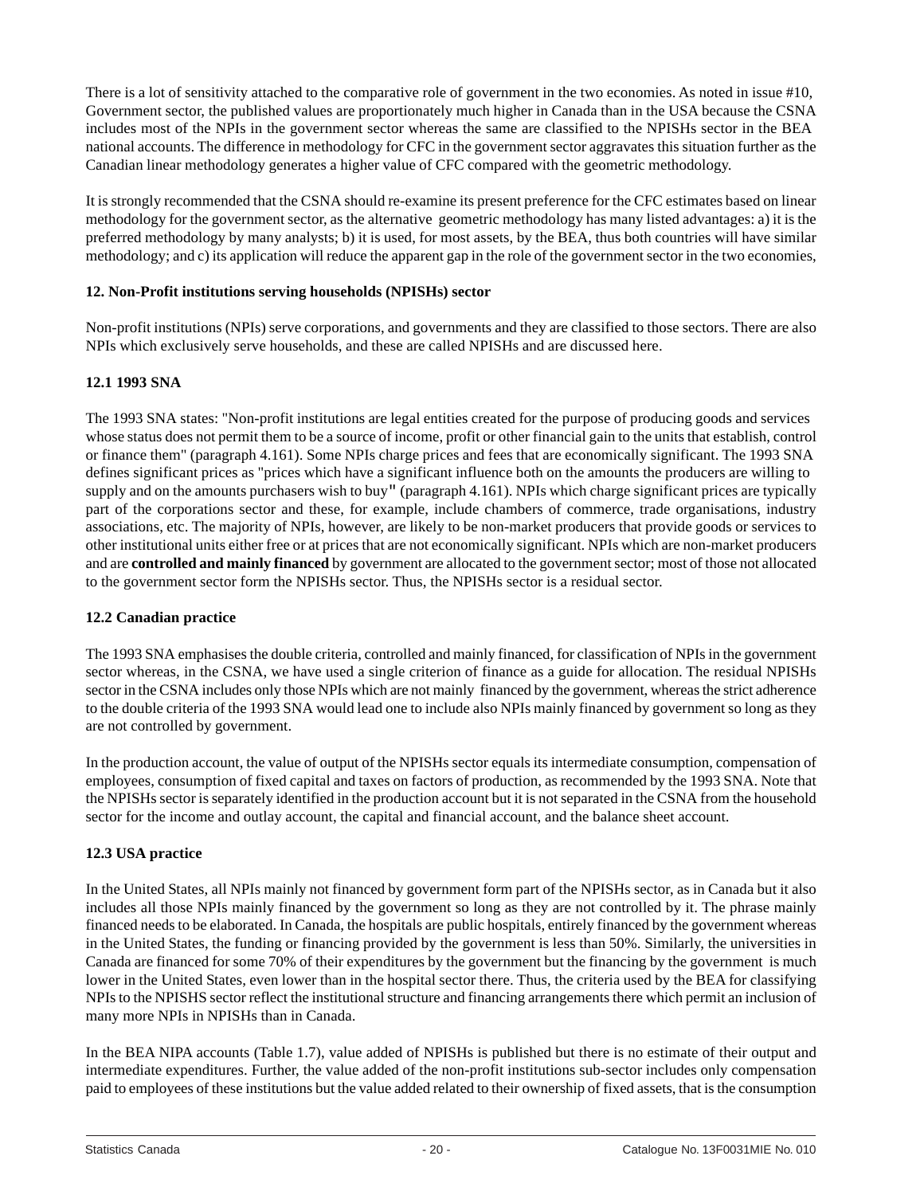There is a lot of sensitivity attached to the comparative role of government in the two economies. As noted in issue #10, Government sector, the published values are proportionately much higher in Canada than in the USA because the CSNA includes most of the NPIs in the government sector whereas the same are classified to the NPISHs sector in the BEA national accounts. The difference in methodology for CFC in the government sector aggravates this situation further as the Canadian linear methodology generates a higher value of CFC compared with the geometric methodology.

It is strongly recommended that the CSNA should re-examine its present preference for the CFC estimates based on linear methodology for the government sector, as the alternative geometric methodology has many listed advantages: a) it is the preferred methodology by many analysts; b) it is used, for most assets, by the BEA, thus both countries will have similar methodology; and c) its application will reduce the apparent gap in the role of the government sector in the two economies,

### 12. Non-Profit institutions serving households (NPISHs) sector

Non-profit institutions (NPIs) serve corporations, and governments and they are classified to those sectors. There are also NPIs which exclusively serve households, and these are called NPISHs and are discussed here.

#### 12.1 1993 SNA

The 1993 SNA states: "Non-profit institutions are legal entities created for the purpose of producing goods and services whose status does not permit them to be a source of income, profit or other financial gain to the units that establish, control or finance them" (paragraph 4.161). Some NPIs charge prices and fees that are economically significant. The 1993 SNA defines significant prices as "prices which have a significant influence both on the amounts the producers are willing to supply and on the amounts purchasers wish to buy" (paragraph 4.161). NPIs which charge significant prices are typically part of the corporations sector and these, for example, include chambers of commerce, trade organisations, industry associations, etc. The majority of NPIs, however, are likely to be non-market producers that provide goods or services to other institutional units either free or at prices that are not economically significant. NPIs which are non-market producers and are **controlled and mainly financed** by government are allocated to the government sector; most of those not allocated to the government sector form the NPISHs sector. Thus, the NPISHs sector is a residual sector.

#### 12.2 Canadian practice

The 1993 SNA emphasises the double criteria, controlled and mainly financed, for classification of NPIs in the government sector whereas, in the CSNA, we have used a single criterion of finance as a guide for allocation. The residual NPISHs sector in the CSNA includes only those NPIs which are not mainly financed by the government, whereas the strict adherence to the double criteria of the 1993 SNA would lead one to include also NPIs mainly financed by government so long as they are not controlled by government.

In the production account, the value of output of the NPISHs sector equals its intermediate consumption, compensation of employees, consumption of fixed capital and taxes on factors of production, as recommended by the 1993 SNA. Note that the NPISHs sector is separately identified in the production account but it is not separated in the CSNA from the household sector for the income and outlay account, the capital and financial account, and the balance sheet account.

#### 12.3 USA practice

In the United States, all NPIs mainly not financed by government form part of the NPISHs sector, as in Canada but it also includes all those NPIs mainly financed by the government so long as they are not controlled by it. The phrase mainly financed needs to be elaborated. In Canada, the hospitals are public hospitals, entirely financed by the government whereas in the United States, the funding or financing provided by the government is less than 50%. Similarly, the universities in Canada are financed for some 70% of their expenditures by the government but the financing by the government is much lower in the United States, even lower than in the hospital sector there. Thus, the criteria used by the BEA for classifying NPIs to the NPISHS sector reflect the institutional structure and financing arrangements there which permit an inclusion of many more NPIs in NPISHs than in Canada.

In the BEA NIPA accounts (Table 1.7), value added of NPISHs is published but there is no estimate of their output and intermediate expenditures. Further, the value added of the non-profit institutions sub-sector includes only compensation paid to employees of these institutions but the value added related to their ownership of fixed assets, that is the consumption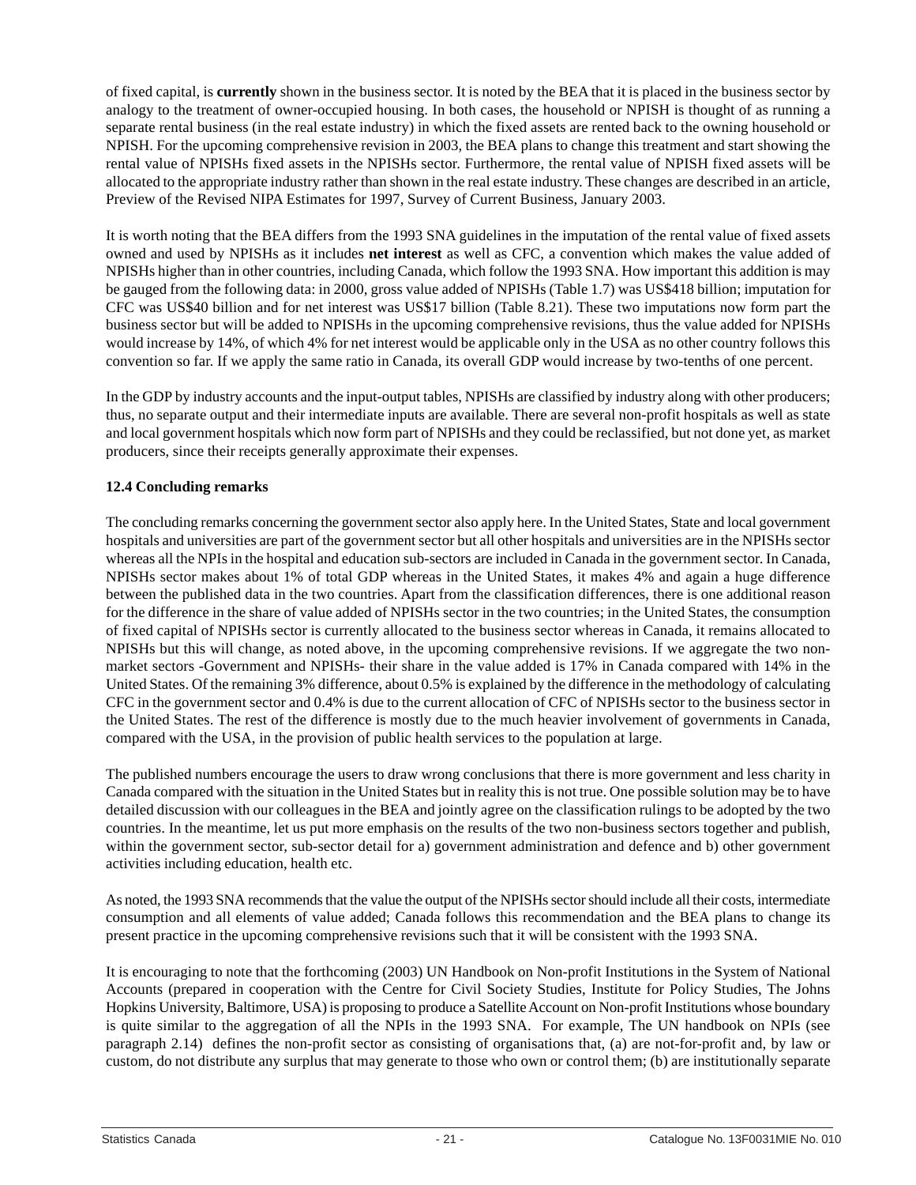of fixed capital, is **currently** shown in the business sector. It is noted by the BEA that it is placed in the business sector by analogy to the treatment of owner-occupied housing. In both cases, the household or NPISH is thought of as running a separate rental business (in the real estate industry) in which the fixed assets are rented back to the owning household or NPISH. For the upcoming comprehensive revision in 2003, the BEA plans to change this treatment and start showing the rental value of NPISHs fixed assets in the NPISHs sector. Furthermore, the rental value of NPISH fixed assets will be allocated to the appropriate industry rather than shown in the real estate industry. These changes are described in an article, Preview of the Revised NIPA Estimates for 1997, Survey of Current Business, January 2003.

It is worth noting that the BEA differs from the 1993 SNA guidelines in the imputation of the rental value of fixed assets owned and used by NPISHs as it includes **net interest** as well as CFC, a convention which makes the value added of NPISHs higher than in other countries, including Canada, which follow the 1993 SNA. How important this addition is may be gauged from the following data: in 2000, gross value added of NPISHs (Table 1.7) was US$418 billion; imputation for CFC was US$40 billion and for net interest was US$17 billion (Table 8.21). These two imputations now form part the business sector but will be added to NPISHs in the upcoming comprehensive revisions, thus the value added for NPISHs would increase by 14%, of which 4% for net interest would be applicable only in the USA as no other country follows this convention so far. If we apply the same ratio in Canada, its overall GDP would increase by two-tenths of one percent.

In the GDP by industry accounts and the input-output tables, NPISHs are classified by industry along with other producers; thus, no separate output and their intermediate inputs are available. There are several non-profit hospitals as well as state and local government hospitals which now form part of NPISHs and they could be reclassified, but not done yet, as market producers, since their receipts generally approximate their expenses.

### 12.4 Concluding remarks

The concluding remarks concerning the government sector also apply here. In the United States, State and local government hospitals and universities are part of the government sector but all other hospitals and universities are in the NPISHs sector whereas all the NPIs in the hospital and education sub-sectors are included in Canada in the government sector. In Canada, NPISHs sector makes about 1% of total GDP whereas in the United States, it makes 4% and again a huge difference between the published data in the two countries. Apart from the classification differences, there is one additional reason for the difference in the share of value added of NPISHs sector in the two countries; in the United States, the consumption of fixed capital of NPISHs sector is currently allocated to the business sector whereas in Canada, it remains allocated to NPISHs but this will change, as noted above, in the upcoming comprehensive revisions. If we aggregate the two non-market sectors -Government and NPISHs- their share in the value added is 17% in Canada compared with 14% in the United States. Of the remaining 3% difference, about 0.5% is explained by the difference in the methodology of calculating CFC in the government sector and 0.4% is due to the current allocation of CFC of NPISHs sector to the business sector in the United States. The rest of the difference is mostly due to the much heavier involvement of governments in Canada, compared with the USA, in the provision of public health services to the population at large.

The published numbers encourage the users to draw wrong conclusions that there is more government and less charity in Canada compared with the situation in the United States but in reality this is not true. One possible solution may be to have detailed discussion with our colleagues in the BEA and jointly agree on the classification rulings to be adopted by the two countries. In the meantime, let us put more emphasis on the results of the two non-business sectors together and publish, within the government sector, sub-sector detail for a) government administration and defence and b) other government activities including education, health etc.

As noted, the 1993 SNA recommends that the value the output of the NPISHs sector should include all their costs, intermediate consumption and all elements of value added; Canada follows this recommendation and the BEA plans to change its present practice in the upcoming comprehensive revisions such that it will be consistent with the 1993 SNA.

It is encouraging to note that the forthcoming (2003) UN Handbook on Non-profit Institutions in the System of National Accounts (prepared in cooperation with the Centre for Civil Society Studies, Institute for Policy Studies, The Johns Hopkins University, Baltimore, USA) is proposing to produce a Satellite Account on Non-profit Institutions whose boundary is quite similar to the aggregation of all the NPIs in the 1993 SNA. For example, The UN handbook on NPIs (see paragraph 2.14) defines the non-profit sector as consisting of organisations that, (a) are not-for-profit and, by law or custom, do not distribute any surplus that may generate to those who own or control them; (b) are institutionally separate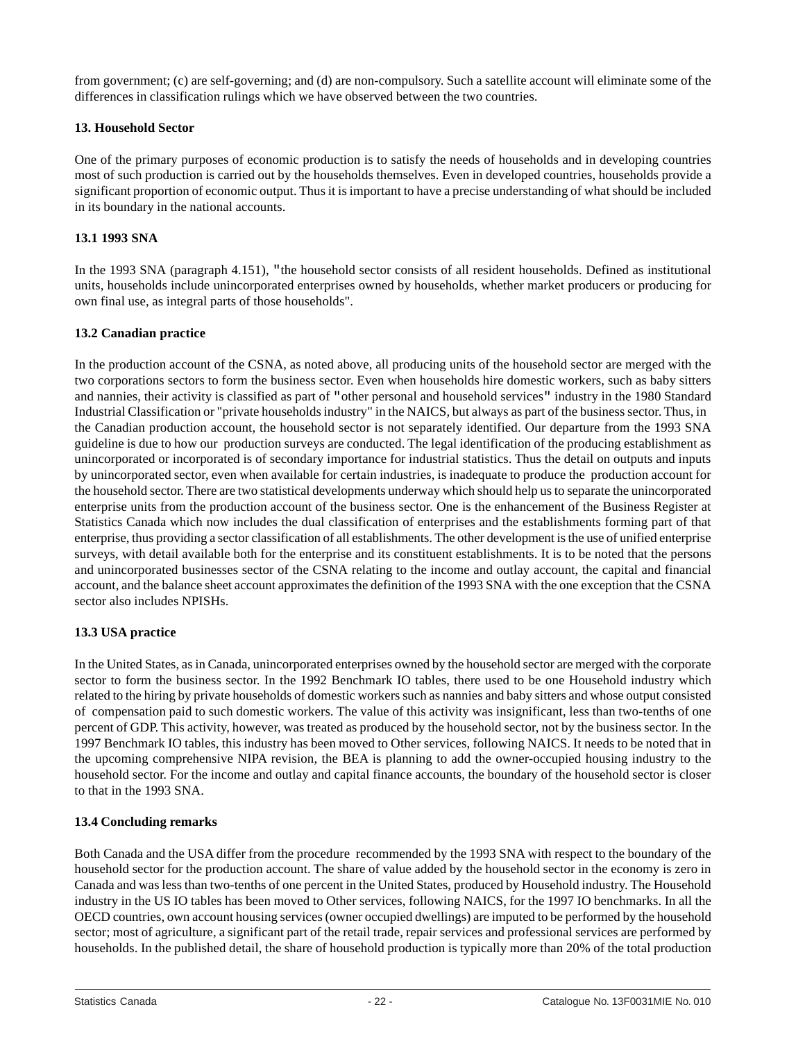from government; (c) are self-governing; and (d) are non-compulsory. Such a satellite account will eliminate some of the differences in classification rulings which we have observed between the two countries.

### 13. Household Sector

One of the primary purposes of economic production is to satisfy the needs of households and in developing countries most of such production is carried out by the households themselves. Even in developed countries, households provide a significant proportion of economic output. Thus it is important to have a precise understanding of what should be included in its boundary in the national accounts.

#### 13.1 1993 SNA

In the 1993 SNA (paragraph 4.151), "the household sector consists of all resident households. Defined as institutional units, households include unincorporated enterprises owned by households, whether market producers or producing for own final use, as integral parts of those households".

#### 13.2 Canadian practice

In the production account of the CSNA, as noted above, all producing units of the household sector are merged with the two corporations sectors to form the business sector. Even when households hire domestic workers, such as baby sitters and nannies, their activity is classified as part of "other personal and household services" industry in the 1980 Standard Industrial Classification or "private households industry" in the NAICS, but always as part of the business sector. Thus, in the Canadian production account, the household sector is not separately identified. Our departure from the 1993 SNA guideline is due to how our production surveys are conducted. The legal identification of the producing establishment as unincorporated or incorporated is of secondary importance for industrial statistics. Thus the detail on outputs and inputs by unincorporated sector, even when available for certain industries, is inadequate to produce the production account for the household sector. There are two statistical developments underway which should help us to separate the unincorporated enterprise units from the production account of the business sector. One is the enhancement of the Business Register at Statistics Canada which now includes the dual classification of enterprises and the establishments forming part of that enterprise, thus providing a sector classification of all establishments. The other development is the use of unified enterprise surveys, with detail available both for the enterprise and its constituent establishments. It is to be noted that the persons and unincorporated businesses sector of the CSNA relating to the income and outlay account, the capital and financial account, and the balance sheet account approximates the definition of the 1993 SNA with the one exception that the CSNA sector also includes NPISHs.

#### 13.3 USA practice

In the United States, as in Canada, unincorporated enterprises owned by the household sector are merged with the corporate sector to form the business sector. In the 1992 Benchmark IO tables, there used to be one Household industry which related to the hiring by private households of domestic workers such as nannies and baby sitters and whose output consisted of compensation paid to such domestic workers. The value of this activity was insignificant, less than two-tenths of one percent of GDP. This activity, however, was treated as produced by the household sector, not by the business sector. In the 1997 Benchmark IO tables, this industry has been moved to Other services, following NAICS. It needs to be noted that in the upcoming comprehensive NIPA revision, the BEA is planning to add the owner-occupied housing industry to the household sector. For the income and outlay and capital finance accounts, the boundary of the household sector is closer to that in the 1993 SNA.

#### 13.4 Concluding remarks

Both Canada and the USA differ from the procedure recommended by the 1993 SNA with respect to the boundary of the household sector for the production account. The share of value added by the household sector in the economy is zero in Canada and was less than two-tenths of one percent in the United States, produced by Household industry. The Household industry in the US IO tables has been moved to Other services, following NAICS, for the 1997 IO benchmarks. In all the OECD countries, own account housing services (owner occupied dwellings) are imputed to be performed by the household sector; most of agriculture, a significant part of the retail trade, repair services and professional services are performed by households. In the published detail, the share of household production is typically more than 20% of the total production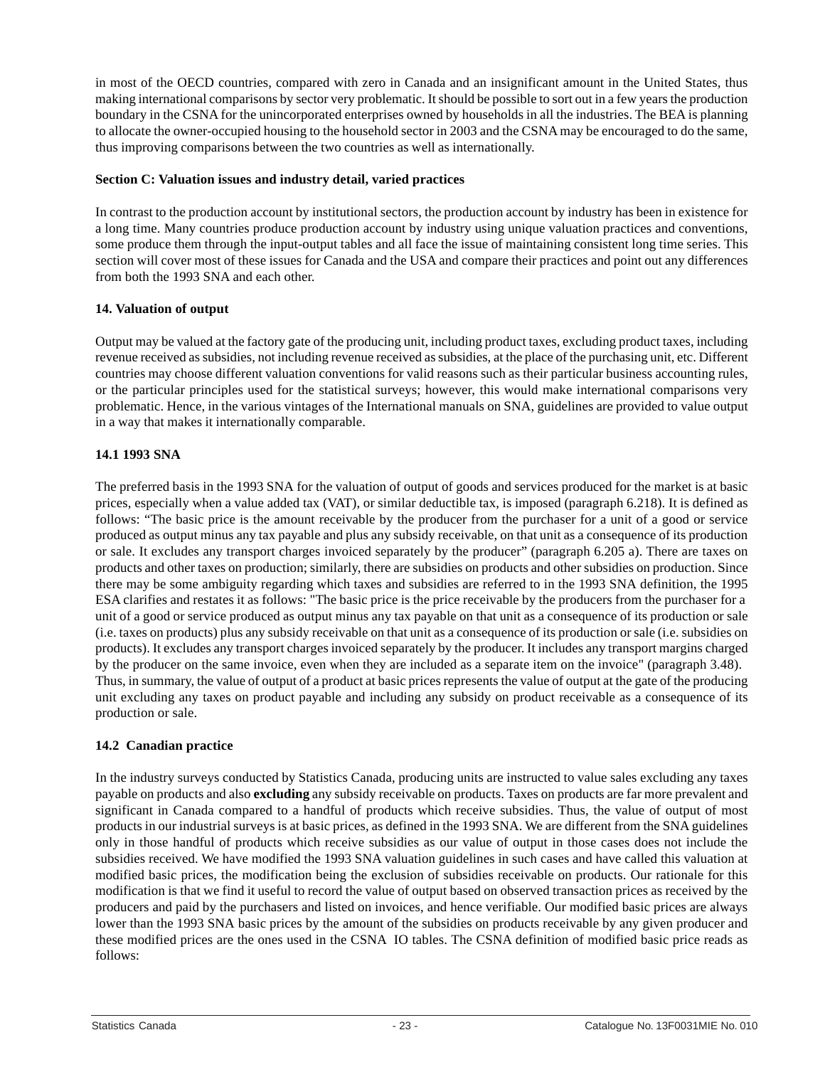in most of the OECD countries, compared with zero in Canada and an insignificant amount in the United States, thus making international comparisons by sector very problematic. It should be possible to sort out in a few years the production boundary in the CSNA for the unincorporated enterprises owned by households in all the industries. The BEA is planning to allocate the owner-occupied housing to the household sector in 2003 and the CSNA may be encouraged to do the same, thus improving comparisons between the two countries as well as internationally.

### Section C: Valuation issues and industry detail, varied practices

In contrast to the production account by institutional sectors, the production account by industry has been in existence for a long time. Many countries produce production account by industry using unique valuation practices and conventions, some produce them through the input-output tables and all face the issue of maintaining consistent long time series. This section will cover most of these issues for Canada and the USA and compare their practices and point out any differences from both the 1993 SNA and each other.

### 14. Valuation of output

Output may be valued at the factory gate of the producing unit, including product taxes, excluding product taxes, including revenue received as subsidies, not including revenue received as subsidies, at the place of the purchasing unit, etc. Different countries may choose different valuation conventions for valid reasons such as their particular business accounting rules, or the particular principles used for the statistical surveys; however, this would make international comparisons very problematic. Hence, in the various vintages of the International manuals on SNA, guidelines are provided to value output in a way that makes it internationally comparable.

#### 14.1 1993 SNA

The preferred basis in the 1993 SNA for the valuation of output of goods and services produced for the market is at basic prices, especially when a value added tax (VAT), or similar deductible tax, is imposed (paragraph 6.218). It is defined as follows: "The basic price is the amount receivable by the producer from the purchaser for a unit of a good or service produced as output minus any tax payable and plus any subsidy receivable, on that unit as a consequence of its production or sale. It excludes any transport charges invoiced separately by the producer" (paragraph 6.205 a). There are taxes on products and other taxes on production; similarly, there are subsidies on products and other subsidies on production. Since there may be some ambiguity regarding which taxes and subsidies are referred to in the 1993 SNA definition, the 1995 ESA clarifies and restates it as follows: "The basic price is the price receivable by the producers from the purchaser for a unit of a good or service produced as output minus any tax payable on that unit as a consequence of its production or sale (i.e. taxes on products) plus any subsidy receivable on that unit as a consequence of its production or sale (i.e. subsidies on products). It excludes any transport charges invoiced separately by the producer. It includes any transport margins charged by the producer on the same invoice, even when they are included as a separate item on the invoice" (paragraph 3.48). Thus, in summary, the value of output of a product at basic prices represents the value of output at the gate of the producing unit excluding any taxes on product payable and including any subsidy on product receivable as a consequence of its production or sale.

#### 14.2 Canadian practice

In the industry surveys conducted by Statistics Canada, producing units are instructed to value sales excluding any taxes payable on products and also **excluding** any subsidy receivable on products. Taxes on products are far more prevalent and significant in Canada compared to a handful of products which receive subsidies. Thus, the value of output of most products in our industrial surveys is at basic prices, as defined in the 1993 SNA. We are different from the SNA guidelines only in those handful of products which receive subsidies as our value of output in those cases does not include the subsidies received. We have modified the 1993 SNA valuation guidelines in such cases and have called this valuation at modified basic prices, the modification being the exclusion of subsidies receivable on products. Our rationale for this modification is that we find it useful to record the value of output based on observed transaction prices as received by the producers and paid by the purchasers and listed on invoices, and hence verifiable. Our modified basic prices are always lower than the 1993 SNA basic prices by the amount of the subsidies on products receivable by any given producer and these modified prices are the ones used in the CSNA IO tables. The CSNA definition of modified basic price reads as follows: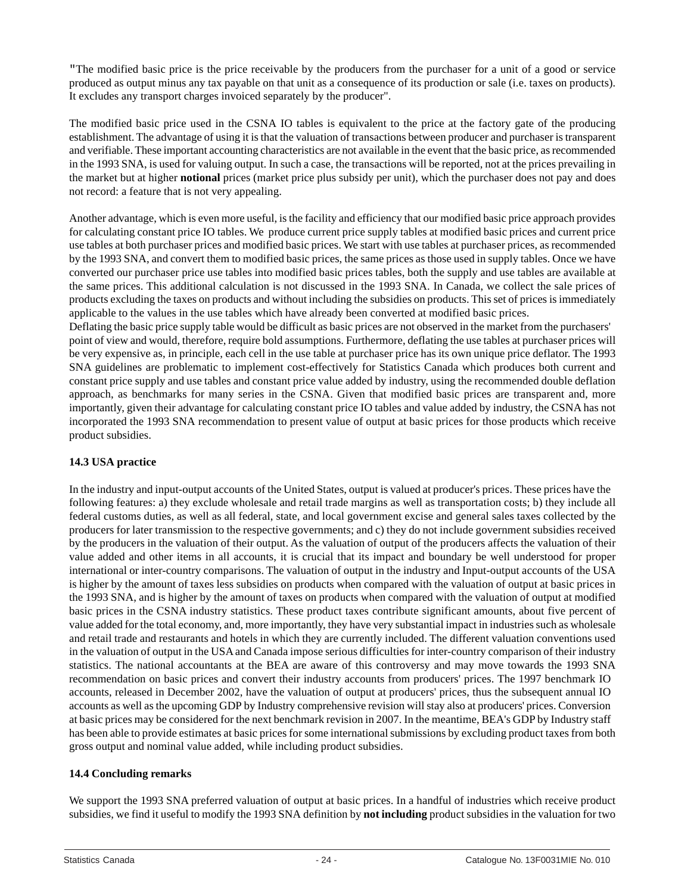"The modified basic price is the price receivable by the producers from the purchaser for a unit of a good or service produced as output minus any tax payable on that unit as a consequence of its production or sale (i.e. taxes on products). It excludes any transport charges invoiced separately by the producer".

The modified basic price used in the CSNA IO tables is equivalent to the price at the factory gate of the producing establishment. The advantage of using it is that the valuation of transactions between producer and purchaser is transparent and verifiable. These important accounting characteristics are not available in the event that the basic price, as recommended in the 1993 SNA, is used for valuing output. In such a case, the transactions will be reported, not at the prices prevailing in the market but at higher **notional** prices (market price plus subsidy per unit), which the purchaser does not pay and does not record: a feature that is not very appealing.

Another advantage, which is even more useful, is the facility and efficiency that our modified basic price approach provides for calculating constant price IO tables. We produce current price supply tables at modified basic prices and current price use tables at both purchaser prices and modified basic prices. We start with use tables at purchaser prices, as recommended by the 1993 SNA, and convert them to modified basic prices, the same prices as those used in supply tables. Once we have converted our purchaser price use tables into modified basic prices tables, both the supply and use tables are available at the same prices. This additional calculation is not discussed in the 1993 SNA. In Canada, we collect the sale prices of products excluding the taxes on products and without including the subsidies on products. This set of prices is immediately applicable to the values in the use tables which have already been converted at modified basic prices.
Deflating the basic price supply table would be difficult as basic prices are not observed in the market from the purchasers' point of view and would, therefore, require bold assumptions. Furthermore, deflating the use tables at purchaser prices will be very expensive as, in principle, each cell in the use table at purchaser price has its own unique price deflator. The 1993 SNA guidelines are problematic to implement cost-effectively for Statistics Canada which produces both current and constant price supply and use tables and constant price value added by industry, using the recommended double deflation approach, as benchmarks for many series in the CSNA. Given that modified basic prices are transparent and, more importantly, given their advantage for calculating constant price IO tables and value added by industry, the CSNA has not incorporated the 1993 SNA recommendation to present value of output at basic prices for those products which receive product subsidies.

### 14.3 USA practice

In the industry and input-output accounts of the United States, output is valued at producer's prices. These prices have the following features: a) they exclude wholesale and retail trade margins as well as transportation costs; b) they include all federal customs duties, as well as all federal, state, and local government excise and general sales taxes collected by the producers for later transmission to the respective governments; and c) they do not include government subsidies received by the producers in the valuation of their output. As the valuation of output of the producers affects the valuation of their value added and other items in all accounts, it is crucial that its impact and boundary be well understood for proper international or inter-country comparisons. The valuation of output in the industry and Input-output accounts of the USA is higher by the amount of taxes less subsidies on products when compared with the valuation of output at basic prices in the 1993 SNA, and is higher by the amount of taxes on products when compared with the valuation of output at modified basic prices in the CSNA industry statistics. These product taxes contribute significant amounts, about five percent of value added for the total economy, and, more importantly, they have very substantial impact in industries such as wholesale and retail trade and restaurants and hotels in which they are currently included. The different valuation conventions used in the valuation of output in the USA and Canada impose serious difficulties for inter-country comparison of their industry statistics. The national accountants at the BEA are aware of this controversy and may move towards the 1993 SNA recommendation on basic prices and convert their industry accounts from producers' prices. The 1997 benchmark IO accounts, released in December 2002, have the valuation of output at producers' prices, thus the subsequent annual IO accounts as well as the upcoming GDP by Industry comprehensive revision will stay also at producers' prices. Conversion at basic prices may be considered for the next benchmark revision in 2007. In the meantime, BEA's GDP by Industry staff has been able to provide estimates at basic prices for some international submissions by excluding product taxes from both gross output and nominal value added, while including product subsidies.

### 14.4 Concluding remarks

We support the 1993 SNA preferred valuation of output at basic prices. In a handful of industries which receive product subsidies, we find it useful to modify the 1993 SNA definition by **not including** product subsidies in the valuation for two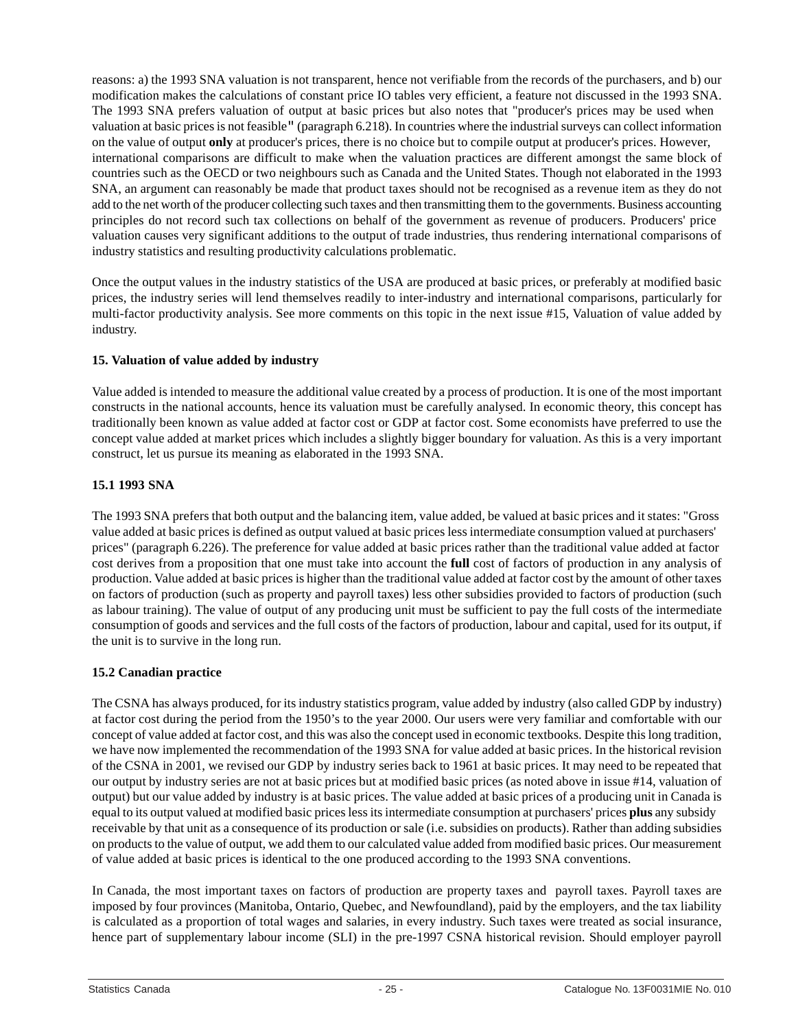reasons: a) the 1993 SNA valuation is not transparent, hence not verifiable from the records of the purchasers, and b) our modification makes the calculations of constant price IO tables very efficient, a feature not discussed in the 1993 SNA. The 1993 SNA prefers valuation of output at basic prices but also notes that "producer's prices may be used when valuation at basic prices is not feasible" (paragraph 6.218). In countries where the industrial surveys can collect information on the value of output **only** at producer's prices, there is no choice but to compile output at producer's prices. However, international comparisons are difficult to make when the valuation practices are different amongst the same block of countries such as the OECD or two neighbours such as Canada and the United States. Though not elaborated in the 1993 SNA, an argument can reasonably be made that product taxes should not be recognised as a revenue item as they do not add to the net worth of the producer collecting such taxes and then transmitting them to the governments. Business accounting principles do not record such tax collections on behalf of the government as revenue of producers. Producers' price valuation causes very significant additions to the output of trade industries, thus rendering international comparisons of industry statistics and resulting productivity calculations problematic.

Once the output values in the industry statistics of the USA are produced at basic prices, or preferably at modified basic prices, the industry series will lend themselves readily to inter-industry and international comparisons, particularly for multi-factor productivity analysis. See more comments on this topic in the next issue #15, Valuation of value added by industry.

## 15. Valuation of value added by industry

Value added is intended to measure the additional value created by a process of production. It is one of the most important constructs in the national accounts, hence its valuation must be carefully analysed. In economic theory, this concept has traditionally been known as value added at factor cost or GDP at factor cost. Some economists have preferred to use the concept value added at market prices which includes a slightly bigger boundary for valuation. As this is a very important construct, let us pursue its meaning as elaborated in the 1993 SNA.

### 15.1 1993 SNA

The 1993 SNA prefers that both output and the balancing item, value added, be valued at basic prices and it states: "Gross value added at basic prices is defined as output valued at basic prices less intermediate consumption valued at purchasers' prices" (paragraph 6.226). The preference for value added at basic prices rather than the traditional value added at factor cost derives from a proposition that one must take into account the **full** cost of factors of production in any analysis of production. Value added at basic prices is higher than the traditional value added at factor cost by the amount of other taxes on factors of production (such as property and payroll taxes) less other subsidies provided to factors of production (such as labour training). The value of output of any producing unit must be sufficient to pay the full costs of the intermediate consumption of goods and services and the full costs of the factors of production, labour and capital, used for its output, if the unit is to survive in the long run.

### 15.2 Canadian practice

The CSNA has always produced, for its industry statistics program, value added by industry (also called GDP by industry) at factor cost during the period from the 1950's to the year 2000. Our users were very familiar and comfortable with our concept of value added at factor cost, and this was also the concept used in economic textbooks. Despite this long tradition, we have now implemented the recommendation of the 1993 SNA for value added at basic prices. In the historical revision of the CSNA in 2001, we revised our GDP by industry series back to 1961 at basic prices. It may need to be repeated that our output by industry series are not at basic prices but at modified basic prices (as noted above in issue #14, valuation of output) but our value added by industry is at basic prices. The value added at basic prices of a producing unit in Canada is equal to its output valued at modified basic prices less its intermediate consumption at purchasers' prices **plus** any subsidy receivable by that unit as a consequence of its production or sale (i.e. subsidies on products). Rather than adding subsidies on products to the value of output, we add them to our calculated value added from modified basic prices. Our measurement of value added at basic prices is identical to the one produced according to the 1993 SNA conventions.

In Canada, the most important taxes on factors of production are property taxes and payroll taxes. Payroll taxes are imposed by four provinces (Manitoba, Ontario, Quebec, and Newfoundland), paid by the employers, and the tax liability is calculated as a proportion of total wages and salaries, in every industry. Such taxes were treated as social insurance, hence part of supplementary labour income (SLI) in the pre-1997 CSNA historical revision. Should employer payroll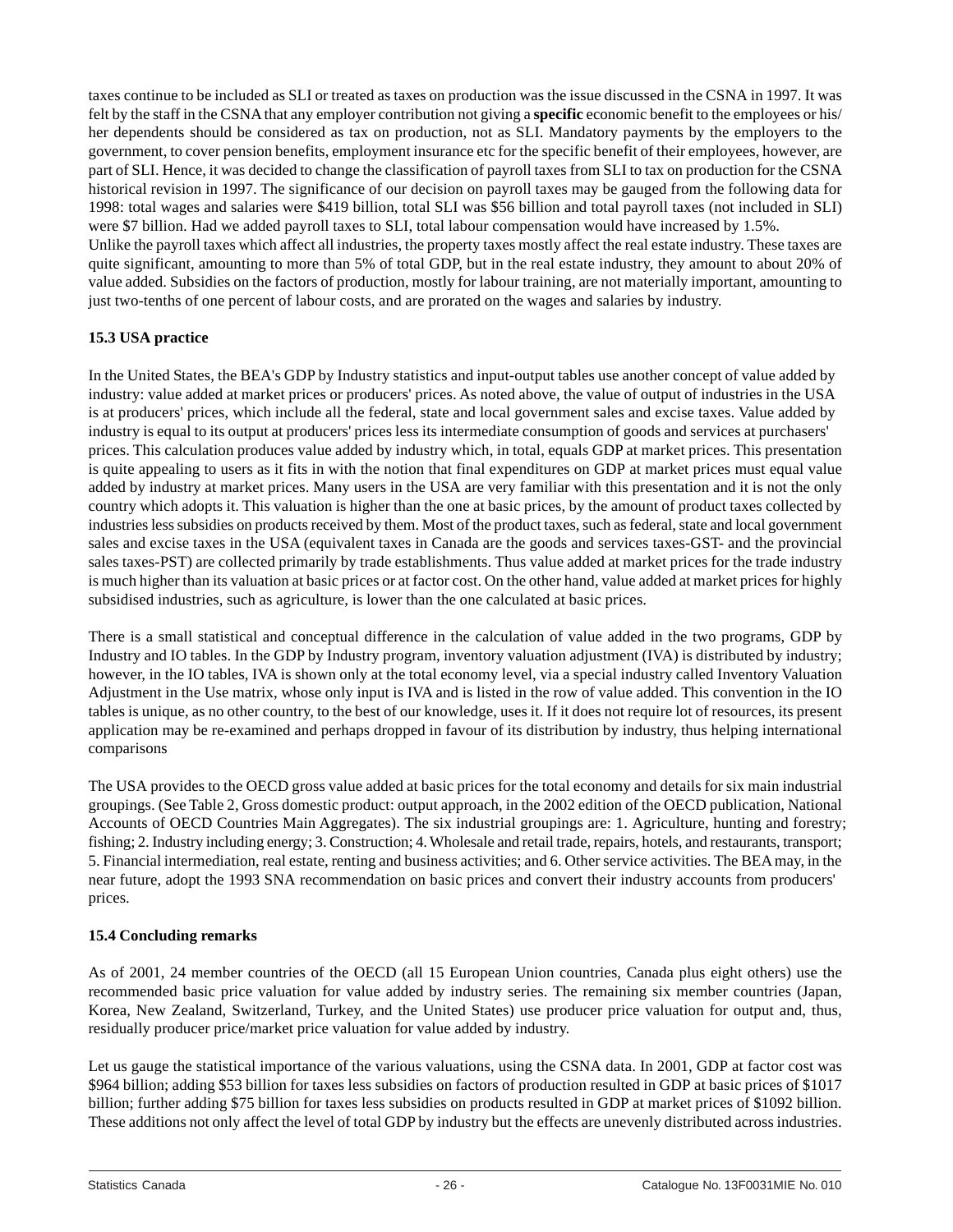taxes continue to be included as SLI or treated as taxes on production was the issue discussed in the CSNA in 1997. It was felt by the staff in the CSNA that any employer contribution not giving a **specific** economic benefit to the employees or his/ her dependents should be considered as tax on production, not as SLI. Mandatory payments by the employers to the government, to cover pension benefits, employment insurance etc for the specific benefit of their employees, however, are part of SLI. Hence, it was decided to change the classification of payroll taxes from SLI to tax on production for the CSNA historical revision in 1997. The significance of our decision on payroll taxes may be gauged from the following data for 1998: total wages and salaries were $419 billion, total SLI was $56 billion and total payroll taxes (not included in SLI) were $7 billion. Had we added payroll taxes to SLI, total labour compensation would have increased by 1.5%.
Unlike the payroll taxes which affect all industries, the property taxes mostly affect the real estate industry. These taxes are quite significant, amounting to more than 5% of total GDP, but in the real estate industry, they amount to about 20% of value added. Subsidies on the factors of production, mostly for labour training, are not materially important, amounting to just two-tenths of one percent of labour costs, and are prorated on the wages and salaries by industry.

### 15.3 USA practice

In the United States, the BEA's GDP by Industry statistics and input-output tables use another concept of value added by industry: value added at market prices or producers' prices. As noted above, the value of output of industries in the USA is at producers' prices, which include all the federal, state and local government sales and excise taxes. Value added by industry is equal to its output at producers' prices less its intermediate consumption of goods and services at purchasers' prices. This calculation produces value added by industry which, in total, equals GDP at market prices. This presentation is quite appealing to users as it fits in with the notion that final expenditures on GDP at market prices must equal value added by industry at market prices. Many users in the USA are very familiar with this presentation and it is not the only country which adopts it. This valuation is higher than the one at basic prices, by the amount of product taxes collected by industries less subsidies on products received by them. Most of the product taxes, such as federal, state and local government sales and excise taxes in the USA (equivalent taxes in Canada are the goods and services taxes-GST- and the provincial sales taxes-PST) are collected primarily by trade establishments. Thus value added at market prices for the trade industry is much higher than its valuation at basic prices or at factor cost. On the other hand, value added at market prices for highly subsidised industries, such as agriculture, is lower than the one calculated at basic prices.

There is a small statistical and conceptual difference in the calculation of value added in the two programs, GDP by Industry and IO tables. In the GDP by Industry program, inventory valuation adjustment (IVA) is distributed by industry; however, in the IO tables, IVA is shown only at the total economy level, via a special industry called Inventory Valuation Adjustment in the Use matrix, whose only input is IVA and is listed in the row of value added. This convention in the IO tables is unique, as no other country, to the best of our knowledge, uses it. If it does not require lot of resources, its present application may be re-examined and perhaps dropped in favour of its distribution by industry, thus helping international comparisons

The USA provides to the OECD gross value added at basic prices for the total economy and details for six main industrial groupings. (See Table 2, Gross domestic product: output approach, in the 2002 edition of the OECD publication, National Accounts of OECD Countries Main Aggregates). The six industrial groupings are: 1. Agriculture, hunting and forestry; fishing; 2. Industry including energy; 3. Construction; 4. Wholesale and retail trade, repairs, hotels, and restaurants, transport; 5. Financial intermediation, real estate, renting and business activities; and 6. Other service activities. The BEA may, in the near future, adopt the 1993 SNA recommendation on basic prices and convert their industry accounts from producers' prices.

### 15.4 Concluding remarks

As of 2001, 24 member countries of the OECD (all 15 European Union countries, Canada plus eight others) use the recommended basic price valuation for value added by industry series. The remaining six member countries (Japan, Korea, New Zealand, Switzerland, Turkey, and the United States) use producer price valuation for output and, thus, residually producer price/market price valuation for value added by industry.

Let us gauge the statistical importance of the various valuations, using the CSNA data. In 2001, GDP at factor cost was $964 billion; adding $53 billion for taxes less subsidies on factors of production resulted in GDP at basic prices of $1017 billion; further adding $75 billion for taxes less subsidies on products resulted in GDP at market prices of $1092 billion. These additions not only affect the level of total GDP by industry but the effects are unevenly distributed across industries.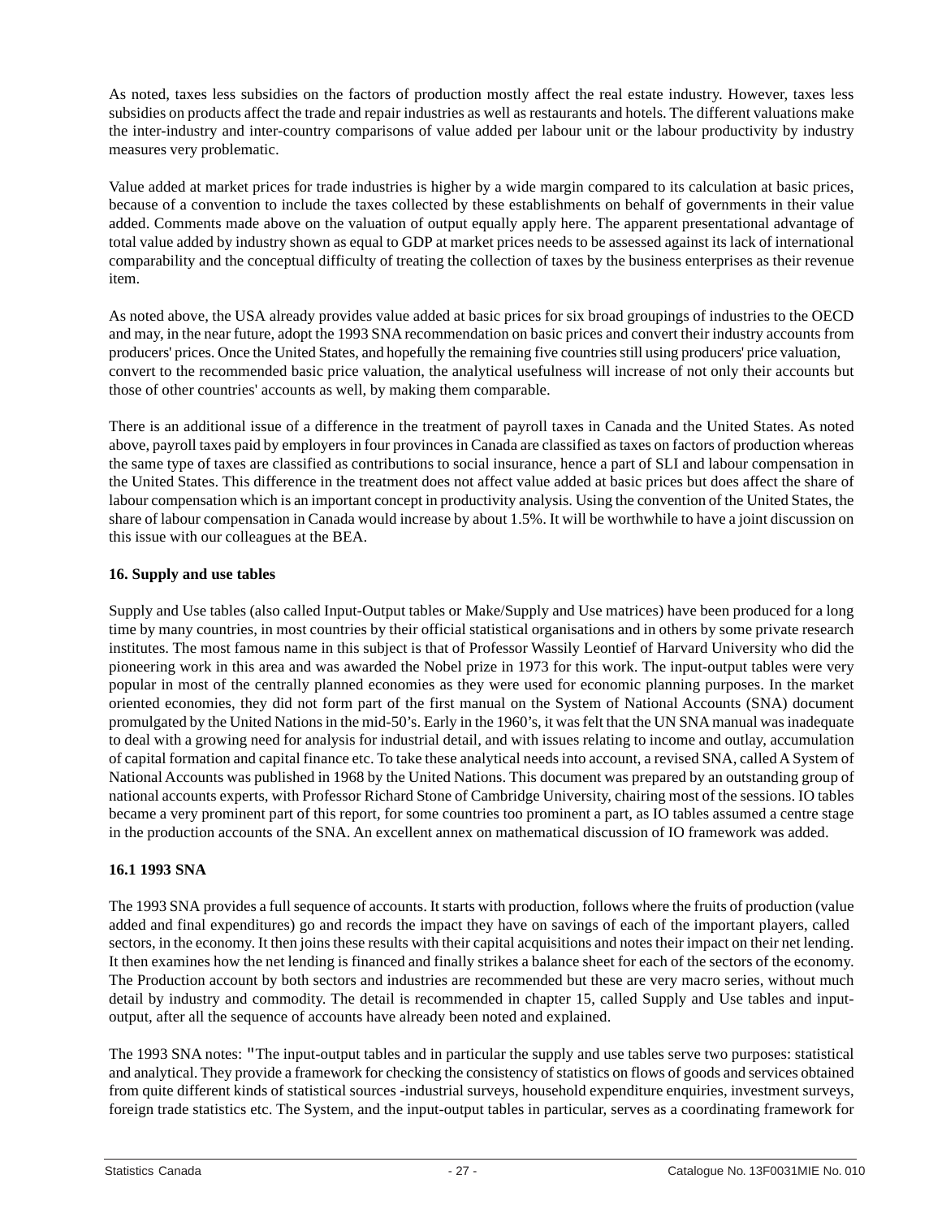As noted, taxes less subsidies on the factors of production mostly affect the real estate industry. However, taxes less subsidies on products affect the trade and repair industries as well as restaurants and hotels. The different valuations make the inter-industry and inter-country comparisons of value added per labour unit or the labour productivity by industry measures very problematic.

Value added at market prices for trade industries is higher by a wide margin compared to its calculation at basic prices, because of a convention to include the taxes collected by these establishments on behalf of governments in their value added. Comments made above on the valuation of output equally apply here. The apparent presentational advantage of total value added by industry shown as equal to GDP at market prices needs to be assessed against its lack of international comparability and the conceptual difficulty of treating the collection of taxes by the business enterprises as their revenue item.

As noted above, the USA already provides value added at basic prices for six broad groupings of industries to the OECD and may, in the near future, adopt the 1993 SNA recommendation on basic prices and convert their industry accounts from producers' prices. Once the United States, and hopefully the remaining five countries still using producers' price valuation, convert to the recommended basic price valuation, the analytical usefulness will increase of not only their accounts but those of other countries' accounts as well, by making them comparable.

There is an additional issue of a difference in the treatment of payroll taxes in Canada and the United States. As noted above, payroll taxes paid by employers in four provinces in Canada are classified as taxes on factors of production whereas the same type of taxes are classified as contributions to social insurance, hence a part of SLI and labour compensation in the United States. This difference in the treatment does not affect value added at basic prices but does affect the share of labour compensation which is an important concept in productivity analysis. Using the convention of the United States, the share of labour compensation in Canada would increase by about 1.5%. It will be worthwhile to have a joint discussion on this issue with our colleagues at the BEA.

## 16. Supply and use tables

Supply and Use tables (also called Input-Output tables or Make/Supply and Use matrices) have been produced for a long time by many countries, in most countries by their official statistical organisations and in others by some private research institutes. The most famous name in this subject is that of Professor Wassily Leontief of Harvard University who did the pioneering work in this area and was awarded the Nobel prize in 1973 for this work. The input-output tables were very popular in most of the centrally planned economies as they were used for economic planning purposes. In the market oriented economies, they did not form part of the first manual on the System of National Accounts (SNA) document promulgated by the United Nations in the mid-50's. Early in the 1960's, it was felt that the UN SNA manual was inadequate to deal with a growing need for analysis for industrial detail, and with issues relating to income and outlay, accumulation of capital formation and capital finance etc. To take these analytical needs into account, a revised SNA, called A System of National Accounts was published in 1968 by the United Nations. This document was prepared by an outstanding group of national accounts experts, with Professor Richard Stone of Cambridge University, chairing most of the sessions. IO tables became a very prominent part of this report, for some countries too prominent a part, as IO tables assumed a centre stage in the production accounts of the SNA. An excellent annex on mathematical discussion of IO framework was added.

### 16.1 1993 SNA

The 1993 SNA provides a full sequence of accounts. It starts with production, follows where the fruits of production (value added and final expenditures) go and records the impact they have on savings of each of the important players, called sectors, in the economy. It then joins these results with their capital acquisitions and notes their impact on their net lending. It then examines how the net lending is financed and finally strikes a balance sheet for each of the sectors of the economy. The Production account by both sectors and industries are recommended but these are very macro series, without much detail by industry and commodity. The detail is recommended in chapter 15, called Supply and Use tables and input-output, after all the sequence of accounts have already been noted and explained.

The 1993 SNA notes: "The input-output tables and in particular the supply and use tables serve two purposes: statistical and analytical. They provide a framework for checking the consistency of statistics on flows of goods and services obtained from quite different kinds of statistical sources -industrial surveys, household expenditure enquiries, investment surveys, foreign trade statistics etc. The System, and the input-output tables in particular, serves as a coordinating framework for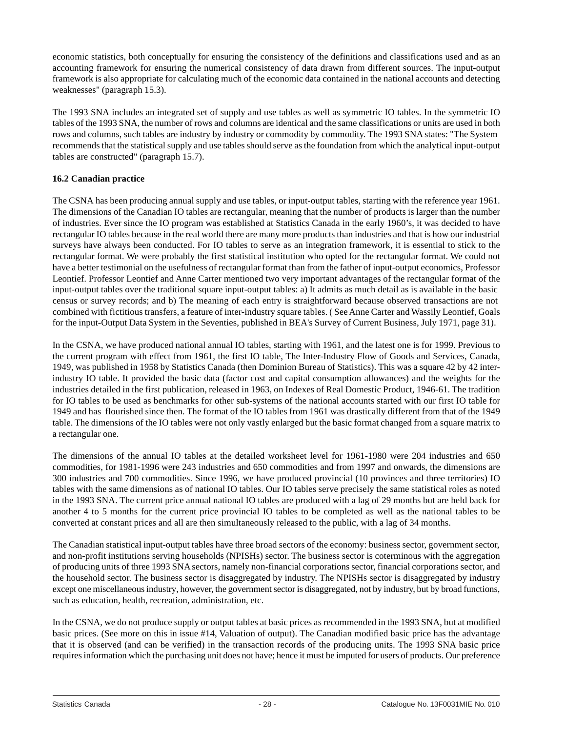economic statistics, both conceptually for ensuring the consistency of the definitions and classifications used and as an accounting framework for ensuring the numerical consistency of data drawn from different sources. The input-output framework is also appropriate for calculating much of the economic data contained in the national accounts and detecting weaknesses" (paragraph 15.3).

The 1993 SNA includes an integrated set of supply and use tables as well as symmetric IO tables. In the symmetric IO tables of the 1993 SNA, the number of rows and columns are identical and the same classifications or units are used in both rows and columns, such tables are industry by industry or commodity by commodity. The 1993 SNA states: "The System recommends that the statistical supply and use tables should serve as the foundation from which the analytical input-output tables are constructed" (paragraph 15.7).

**16.2 Canadian practice**

The CSNA has been producing annual supply and use tables, or input-output tables, starting with the reference year 1961. The dimensions of the Canadian IO tables are rectangular, meaning that the number of products is larger than the number of industries. Ever since the IO program was established at Statistics Canada in the early 1960's, it was decided to have rectangular IO tables because in the real world there are many more products than industries and that is how our industrial surveys have always been conducted. For IO tables to serve as an integration framework, it is essential to stick to the rectangular format. We were probably the first statistical institution who opted for the rectangular format. We could not have a better testimonial on the usefulness of rectangular format than from the father of input-output economics, Professor Leontief. Professor Leontief and Anne Carter mentioned two very important advantages of the rectangular format of the input-output tables over the traditional square input-output tables: a) It admits as much detail as is available in the basic census or survey records; and b) The meaning of each entry is straightforward because observed transactions are not combined with fictitious transfers, a feature of inter-industry square tables. ( See Anne Carter and Wassily Leontief, Goals for the input-Output Data System in the Seventies, published in BEA's Survey of Current Business, July 1971, page 31).

In the CSNA, we have produced national annual IO tables, starting with 1961, and the latest one is for 1999. Previous to the current program with effect from 1961, the first IO table, The Inter-Industry Flow of Goods and Services, Canada, 1949, was published in 1958 by Statistics Canada (then Dominion Bureau of Statistics). This was a square 42 by 42 inter-industry IO table. It provided the basic data (factor cost and capital consumption allowances) and the weights for the industries detailed in the first publication, released in 1963, on Indexes of Real Domestic Product, 1946-61. The tradition for IO tables to be used as benchmarks for other sub-systems of the national accounts started with our first IO table for 1949 and has flourished since then. The format of the IO tables from 1961 was drastically different from that of the 1949 table. The dimensions of the IO tables were not only vastly enlarged but the basic format changed from a square matrix to a rectangular one.

The dimensions of the annual IO tables at the detailed worksheet level for 1961-1980 were 204 industries and 650 commodities, for 1981-1996 were 243 industries and 650 commodities and from 1997 and onwards, the dimensions are 300 industries and 700 commodities. Since 1996, we have produced provincial (10 provinces and three territories) IO tables with the same dimensions as of national IO tables. Our IO tables serve precisely the same statistical roles as noted in the 1993 SNA. The current price annual national IO tables are produced with a lag of 29 months but are held back for another 4 to 5 months for the current price provincial IO tables to be completed as well as the national tables to be converted at constant prices and all are then simultaneously released to the public, with a lag of 34 months.

The Canadian statistical input-output tables have three broad sectors of the economy: business sector, government sector, and non-profit institutions serving households (NPISHs) sector. The business sector is coterminous with the aggregation of producing units of three 1993 SNA sectors, namely non-financial corporations sector, financial corporations sector, and the household sector. The business sector is disaggregated by industry. The NPISHs sector is disaggregated by industry except one miscellaneous industry, however, the government sector is disaggregated, not by industry, but by broad functions, such as education, health, recreation, administration, etc.

In the CSNA, we do not produce supply or output tables at basic prices as recommended in the 1993 SNA, but at modified basic prices. (See more on this in issue #14, Valuation of output). The Canadian modified basic price has the advantage that it is observed (and can be verified) in the transaction records of the producing units. The 1993 SNA basic price requires information which the purchasing unit does not have; hence it must be imputed for users of products. Our preference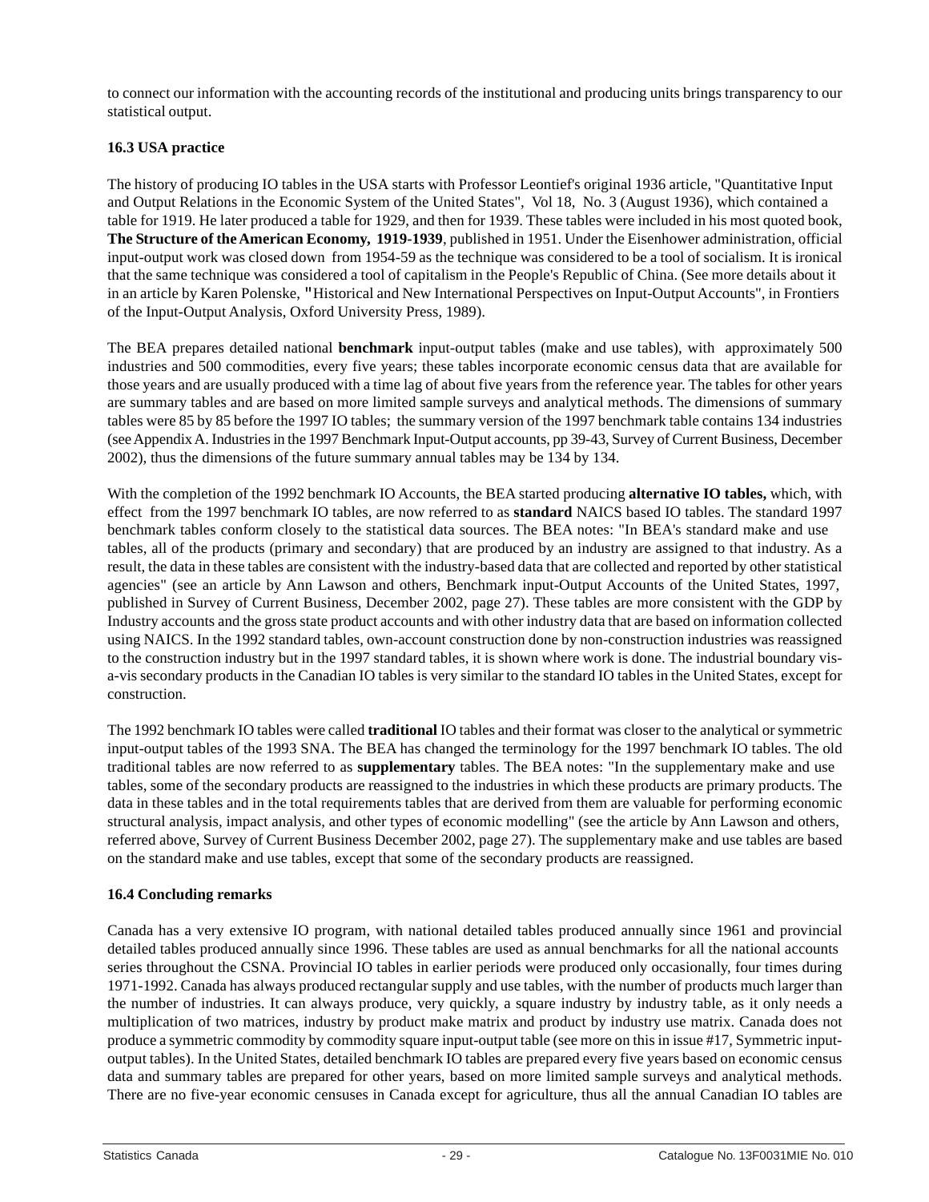to connect our information with the accounting records of the institutional and producing units brings transparency to our statistical output.

### 16.3 USA practice

The history of producing IO tables in the USA starts with Professor Leontief's original 1936 article, "Quantitative Input and Output Relations in the Economic System of the United States", Vol 18, No. 3 (August 1936), which contained a table for 1919. He later produced a table for 1929, and then for 1939. These tables were included in his most quoted book, **The Structure of the American Economy, 1919-1939**, published in 1951. Under the Eisenhower administration, official input-output work was closed down from 1954-59 as the technique was considered to be a tool of socialism. It is ironical that the same technique was considered a tool of capitalism in the People's Republic of China. (See more details about it in an article by Karen Polenske, "Historical and New International Perspectives on Input-Output Accounts", in Frontiers of the Input-Output Analysis, Oxford University Press, 1989).

The BEA prepares detailed national **benchmark** input-output tables (make and use tables), with approximately 500 industries and 500 commodities, every five years; these tables incorporate economic census data that are available for those years and are usually produced with a time lag of about five years from the reference year. The tables for other years are summary tables and are based on more limited sample surveys and analytical methods. The dimensions of summary tables were 85 by 85 before the 1997 IO tables; the summary version of the 1997 benchmark table contains 134 industries (see Appendix A. Industries in the 1997 Benchmark Input-Output accounts, pp 39-43, Survey of Current Business, December 2002), thus the dimensions of the future summary annual tables may be 134 by 134.

With the completion of the 1992 benchmark IO Accounts, the BEA started producing **alternative IO tables,** which, with effect from the 1997 benchmark IO tables, are now referred to as **standard** NAICS based IO tables. The standard 1997 benchmark tables conform closely to the statistical data sources. The BEA notes: "In BEA's standard make and use tables, all of the products (primary and secondary) that are produced by an industry are assigned to that industry. As a result, the data in these tables are consistent with the industry-based data that are collected and reported by other statistical agencies" (see an article by Ann Lawson and others, Benchmark input-Output Accounts of the United States, 1997, published in Survey of Current Business, December 2002, page 27). These tables are more consistent with the GDP by Industry accounts and the gross state product accounts and with other industry data that are based on information collected using NAICS. In the 1992 standard tables, own-account construction done by non-construction industries was reassigned to the construction industry but in the 1997 standard tables, it is shown where work is done. The industrial boundary vis-a-vis secondary products in the Canadian IO tables is very similar to the standard IO tables in the United States, except for construction.

The 1992 benchmark IO tables were called **traditional** IO tables and their format was closer to the analytical or symmetric input-output tables of the 1993 SNA. The BEA has changed the terminology for the 1997 benchmark IO tables. The old traditional tables are now referred to as **supplementary** tables. The BEA notes: "In the supplementary make and use tables, some of the secondary products are reassigned to the industries in which these products are primary products. The data in these tables and in the total requirements tables that are derived from them are valuable for performing economic structural analysis, impact analysis, and other types of economic modelling" (see the article by Ann Lawson and others, referred above, Survey of Current Business December 2002, page 27). The supplementary make and use tables are based on the standard make and use tables, except that some of the secondary products are reassigned.

### 16.4 Concluding remarks

Canada has a very extensive IO program, with national detailed tables produced annually since 1961 and provincial detailed tables produced annually since 1996. These tables are used as annual benchmarks for all the national accounts series throughout the CSNA. Provincial IO tables in earlier periods were produced only occasionally, four times during 1971-1992. Canada has always produced rectangular supply and use tables, with the number of products much larger than the number of industries. It can always produce, very quickly, a square industry by industry table, as it only needs a multiplication of two matrices, industry by product make matrix and product by industry use matrix. Canada does not produce a symmetric commodity by commodity square input-output table (see more on this in issue #17, Symmetric input-output tables). In the United States, detailed benchmark IO tables are prepared every five years based on economic census data and summary tables are prepared for other years, based on more limited sample surveys and analytical methods. There are no five-year economic censuses in Canada except for agriculture, thus all the annual Canadian IO tables are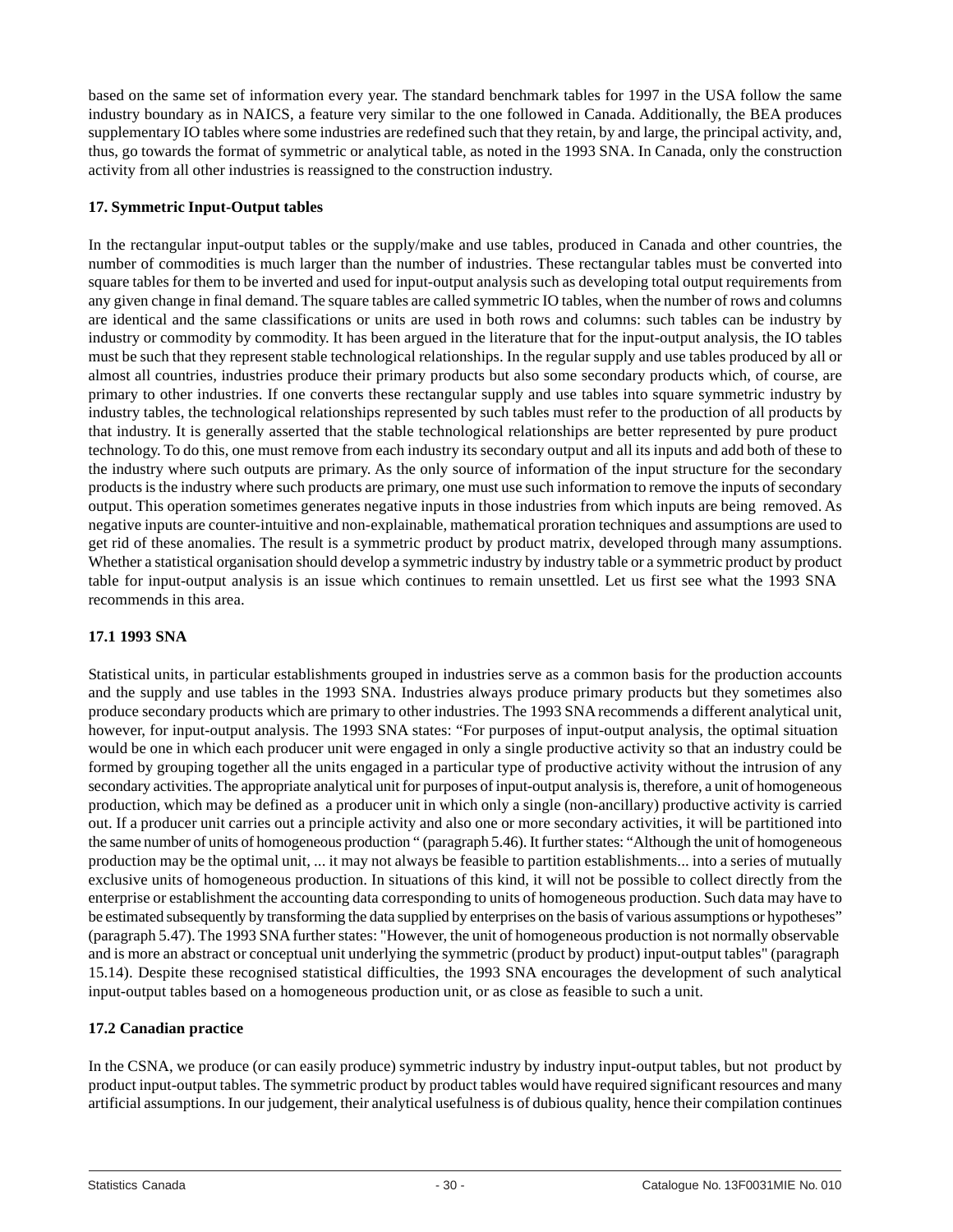based on the same set of information every year. The standard benchmark tables for 1997 in the USA follow the same industry boundary as in NAICS, a feature very similar to the one followed in Canada. Additionally, the BEA produces supplementary IO tables where some industries are redefined such that they retain, by and large, the principal activity, and, thus, go towards the format of symmetric or analytical table, as noted in the 1993 SNA. In Canada, only the construction activity from all other industries is reassigned to the construction industry.

## 17. Symmetric Input-Output tables

In the rectangular input-output tables or the supply/make and use tables, produced in Canada and other countries, the number of commodities is much larger than the number of industries. These rectangular tables must be converted into square tables for them to be inverted and used for input-output analysis such as developing total output requirements from any given change in final demand. The square tables are called symmetric IO tables, when the number of rows and columns are identical and the same classifications or units are used in both rows and columns: such tables can be industry by industry or commodity by commodity. It has been argued in the literature that for the input-output analysis, the IO tables must be such that they represent stable technological relationships. In the regular supply and use tables produced by all or almost all countries, industries produce their primary products but also some secondary products which, of course, are primary to other industries. If one converts these rectangular supply and use tables into square symmetric industry by industry tables, the technological relationships represented by such tables must refer to the production of all products by that industry. It is generally asserted that the stable technological relationships are better represented by pure product technology. To do this, one must remove from each industry its secondary output and all its inputs and add both of these to the industry where such outputs are primary. As the only source of information of the input structure for the secondary products is the industry where such products are primary, one must use such information to remove the inputs of secondary output. This operation sometimes generates negative inputs in those industries from which inputs are being removed. As negative inputs are counter-intuitive and non-explainable, mathematical proration techniques and assumptions are used to get rid of these anomalies. The result is a symmetric product by product matrix, developed through many assumptions. Whether a statistical organisation should develop a symmetric industry by industry table or a symmetric product by product table for input-output analysis is an issue which continues to remain unsettled. Let us first see what the 1993 SNA recommends in this area.

### 17.1 1993 SNA

Statistical units, in particular establishments grouped in industries serve as a common basis for the production accounts and the supply and use tables in the 1993 SNA. Industries always produce primary products but they sometimes also produce secondary products which are primary to other industries. The 1993 SNA recommends a different analytical unit, however, for input-output analysis. The 1993 SNA states: "For purposes of input-output analysis, the optimal situation would be one in which each producer unit were engaged in only a single productive activity so that an industry could be formed by grouping together all the units engaged in a particular type of productive activity without the intrusion of any secondary activities. The appropriate analytical unit for purposes of input-output analysis is, therefore, a unit of homogeneous production, which may be defined as a producer unit in which only a single (non-ancillary) productive activity is carried out. If a producer unit carries out a principle activity and also one or more secondary activities, it will be partitioned into the same number of units of homogeneous production " (paragraph 5.46). It further states: "Although the unit of homogeneous production may be the optimal unit, ... it may not always be feasible to partition establishments... into a series of mutually exclusive units of homogeneous production. In situations of this kind, it will not be possible to collect directly from the enterprise or establishment the accounting data corresponding to units of homogeneous production. Such data may have to be estimated subsequently by transforming the data supplied by enterprises on the basis of various assumptions or hypotheses" (paragraph 5.47). The 1993 SNA further states: "However, the unit of homogeneous production is not normally observable and is more an abstract or conceptual unit underlying the symmetric (product by product) input-output tables" (paragraph 15.14). Despite these recognised statistical difficulties, the 1993 SNA encourages the development of such analytical input-output tables based on a homogeneous production unit, or as close as feasible to such a unit.

### 17.2 Canadian practice

In the CSNA, we produce (or can easily produce) symmetric industry by industry input-output tables, but not product by product input-output tables. The symmetric product by product tables would have required significant resources and many artificial assumptions. In our judgement, their analytical usefulness is of dubious quality, hence their compilation continues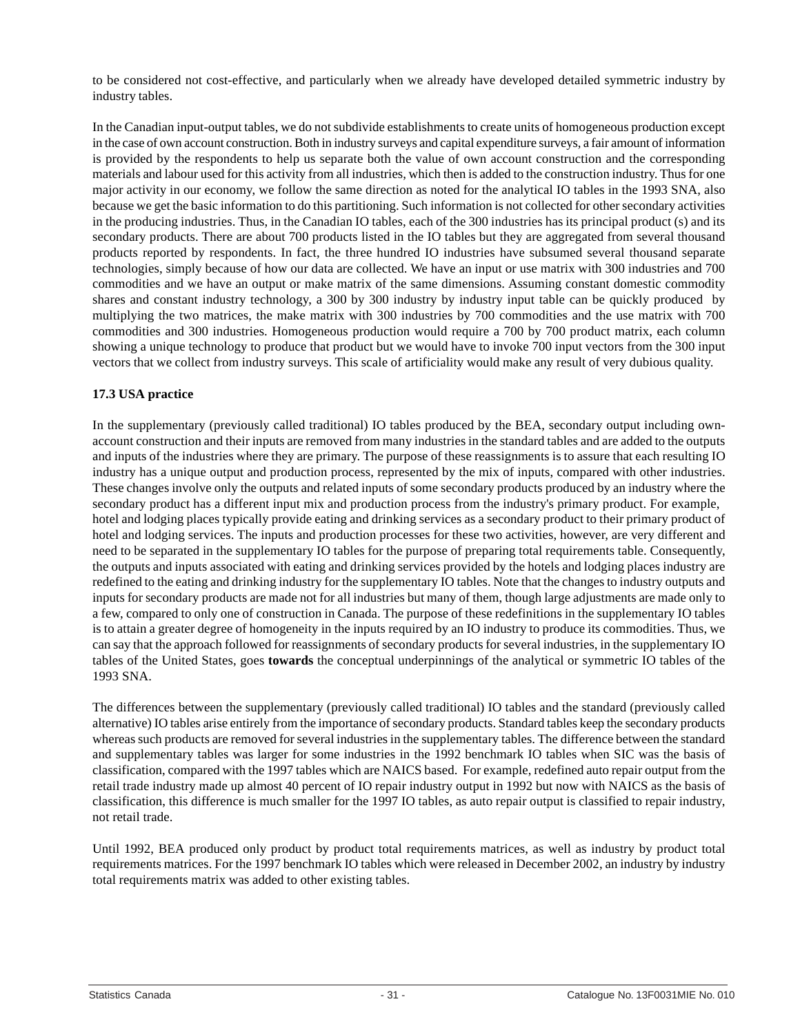to be considered not cost-effective, and particularly when we already have developed detailed symmetric industry by industry tables.

In the Canadian input-output tables, we do not subdivide establishments to create units of homogeneous production except in the case of own account construction. Both in industry surveys and capital expenditure surveys, a fair amount of information is provided by the respondents to help us separate both the value of own account construction and the corresponding materials and labour used for this activity from all industries, which then is added to the construction industry. Thus for one major activity in our economy, we follow the same direction as noted for the analytical IO tables in the 1993 SNA, also because we get the basic information to do this partitioning. Such information is not collected for other secondary activities in the producing industries. Thus, in the Canadian IO tables, each of the 300 industries has its principal product (s) and its secondary products. There are about 700 products listed in the IO tables but they are aggregated from several thousand products reported by respondents. In fact, the three hundred IO industries have subsumed several thousand separate technologies, simply because of how our data are collected. We have an input or use matrix with 300 industries and 700 commodities and we have an output or make matrix of the same dimensions. Assuming constant domestic commodity shares and constant industry technology, a 300 by 300 industry by industry input table can be quickly produced by multiplying the two matrices, the make matrix with 300 industries by 700 commodities and the use matrix with 700 commodities and 300 industries. Homogeneous production would require a 700 by 700 product matrix, each column showing a unique technology to produce that product but we would have to invoke 700 input vectors from the 300 input vectors that we collect from industry surveys. This scale of artificiality would make any result of very dubious quality.

### 17.3 USA practice

In the supplementary (previously called traditional) IO tables produced by the BEA, secondary output including own-account construction and their inputs are removed from many industries in the standard tables and are added to the outputs and inputs of the industries where they are primary. The purpose of these reassignments is to assure that each resulting IO industry has a unique output and production process, represented by the mix of inputs, compared with other industries. These changes involve only the outputs and related inputs of some secondary products produced by an industry where the secondary product has a different input mix and production process from the industry's primary product. For example, hotel and lodging places typically provide eating and drinking services as a secondary product to their primary product of hotel and lodging services. The inputs and production processes for these two activities, however, are very different and need to be separated in the supplementary IO tables for the purpose of preparing total requirements table. Consequently, the outputs and inputs associated with eating and drinking services provided by the hotels and lodging places industry are redefined to the eating and drinking industry for the supplementary IO tables. Note that the changes to industry outputs and inputs for secondary products are made not for all industries but many of them, though large adjustments are made only to a few, compared to only one of construction in Canada. The purpose of these redefinitions in the supplementary IO tables is to attain a greater degree of homogeneity in the inputs required by an IO industry to produce its commodities. Thus, we can say that the approach followed for reassignments of secondary products for several industries, in the supplementary IO tables of the United States, goes **towards** the conceptual underpinnings of the analytical or symmetric IO tables of the 1993 SNA.

The differences between the supplementary (previously called traditional) IO tables and the standard (previously called alternative) IO tables arise entirely from the importance of secondary products. Standard tables keep the secondary products whereas such products are removed for several industries in the supplementary tables. The difference between the standard and supplementary tables was larger for some industries in the 1992 benchmark IO tables when SIC was the basis of classification, compared with the 1997 tables which are NAICS based. For example, redefined auto repair output from the retail trade industry made up almost 40 percent of IO repair industry output in 1992 but now with NAICS as the basis of classification, this difference is much smaller for the 1997 IO tables, as auto repair output is classified to repair industry, not retail trade.

Until 1992, BEA produced only product by product total requirements matrices, as well as industry by product total requirements matrices. For the 1997 benchmark IO tables which were released in December 2002, an industry by industry total requirements matrix was added to other existing tables.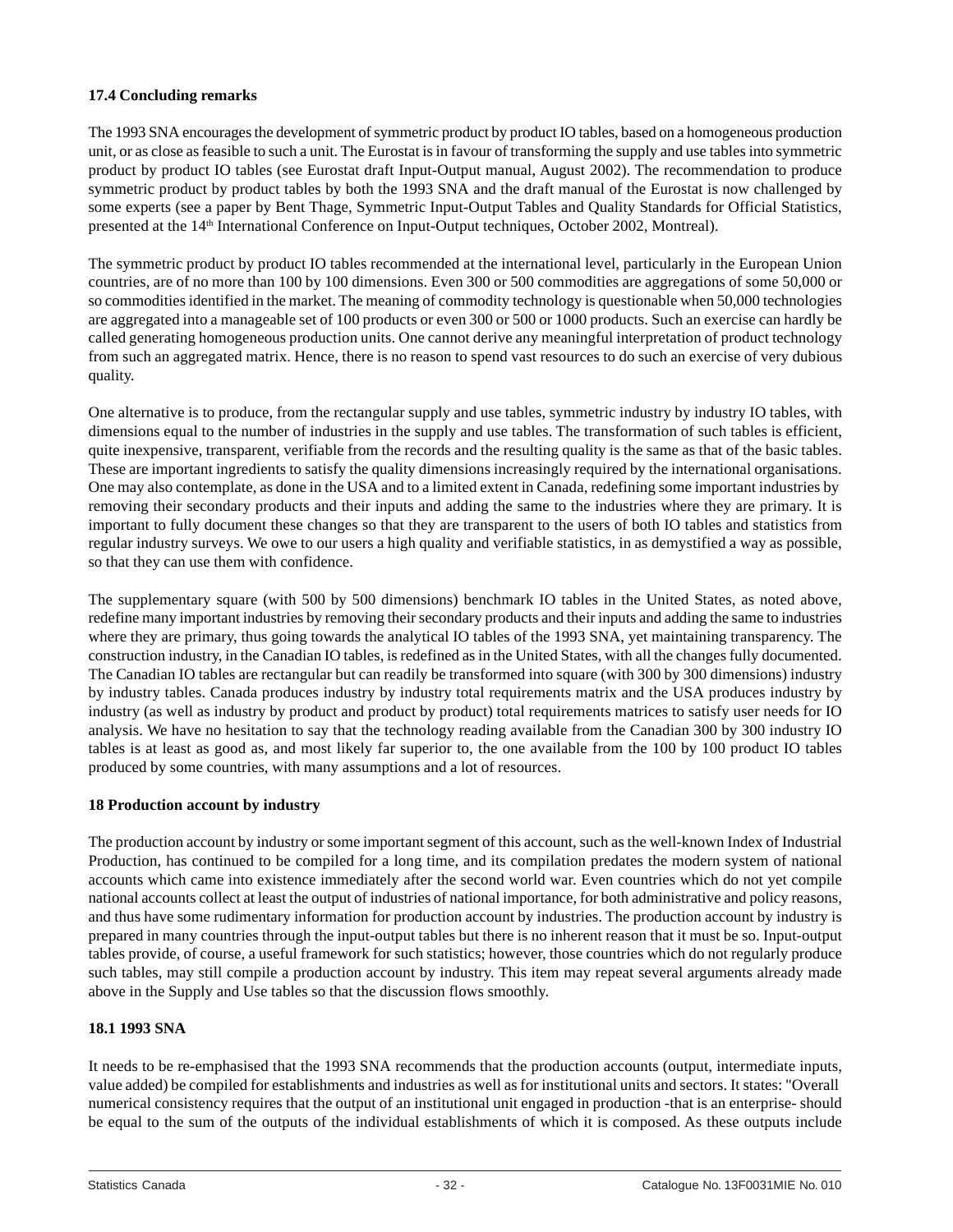### 17.4 Concluding remarks

The 1993 SNA encourages the development of symmetric product by product IO tables, based on a homogeneous production unit, or as close as feasible to such a unit. The Eurostat is in favour of transforming the supply and use tables into symmetric product by product IO tables (see Eurostat draft Input-Output manual, August 2002). The recommendation to produce symmetric product by product tables by both the 1993 SNA and the draft manual of the Eurostat is now challenged by some experts (see a paper by Bent Thage, Symmetric Input-Output Tables and Quality Standards for Official Statistics, presented at the 14th International Conference on Input-Output techniques, October 2002, Montreal).

The symmetric product by product IO tables recommended at the international level, particularly in the European Union countries, are of no more than 100 by 100 dimensions. Even 300 or 500 commodities are aggregations of some 50,000 or so commodities identified in the market. The meaning of commodity technology is questionable when 50,000 technologies are aggregated into a manageable set of 100 products or even 300 or 500 or 1000 products. Such an exercise can hardly be called generating homogeneous production units. One cannot derive any meaningful interpretation of product technology from such an aggregated matrix. Hence, there is no reason to spend vast resources to do such an exercise of very dubious quality.

One alternative is to produce, from the rectangular supply and use tables, symmetric industry by industry IO tables, with dimensions equal to the number of industries in the supply and use tables. The transformation of such tables is efficient, quite inexpensive, transparent, verifiable from the records and the resulting quality is the same as that of the basic tables. These are important ingredients to satisfy the quality dimensions increasingly required by the international organisations. One may also contemplate, as done in the USA and to a limited extent in Canada, redefining some important industries by removing their secondary products and their inputs and adding the same to the industries where they are primary. It is important to fully document these changes so that they are transparent to the users of both IO tables and statistics from regular industry surveys. We owe to our users a high quality and verifiable statistics, in as demystified a way as possible, so that they can use them with confidence.

The supplementary square (with 500 by 500 dimensions) benchmark IO tables in the United States, as noted above, redefine many important industries by removing their secondary products and their inputs and adding the same to industries where they are primary, thus going towards the analytical IO tables of the 1993 SNA, yet maintaining transparency. The construction industry, in the Canadian IO tables, is redefined as in the United States, with all the changes fully documented. The Canadian IO tables are rectangular but can readily be transformed into square (with 300 by 300 dimensions) industry by industry tables. Canada produces industry by industry total requirements matrix and the USA produces industry by industry (as well as industry by product and product by product) total requirements matrices to satisfy user needs for IO analysis. We have no hesitation to say that the technology reading available from the Canadian 300 by 300 industry IO tables is at least as good as, and most likely far superior to, the one available from the 100 by 100 product IO tables produced by some countries, with many assumptions and a lot of resources.

## 18 Production account by industry

The production account by industry or some important segment of this account, such as the well-known Index of Industrial Production, has continued to be compiled for a long time, and its compilation predates the modern system of national accounts which came into existence immediately after the second world war. Even countries which do not yet compile national accounts collect at least the output of industries of national importance, for both administrative and policy reasons, and thus have some rudimentary information for production account by industries. The production account by industry is prepared in many countries through the input-output tables but there is no inherent reason that it must be so. Input-output tables provide, of course, a useful framework for such statistics; however, those countries which do not regularly produce such tables, may still compile a production account by industry. This item may repeat several arguments already made above in the Supply and Use tables so that the discussion flows smoothly.

### 18.1 1993 SNA

It needs to be re-emphasised that the 1993 SNA recommends that the production accounts (output, intermediate inputs, value added) be compiled for establishments and industries as well as for institutional units and sectors. It states: "Overall numerical consistency requires that the output of an institutional unit engaged in production -that is an enterprise- should be equal to the sum of the outputs of the individual establishments of which it is composed. As these outputs include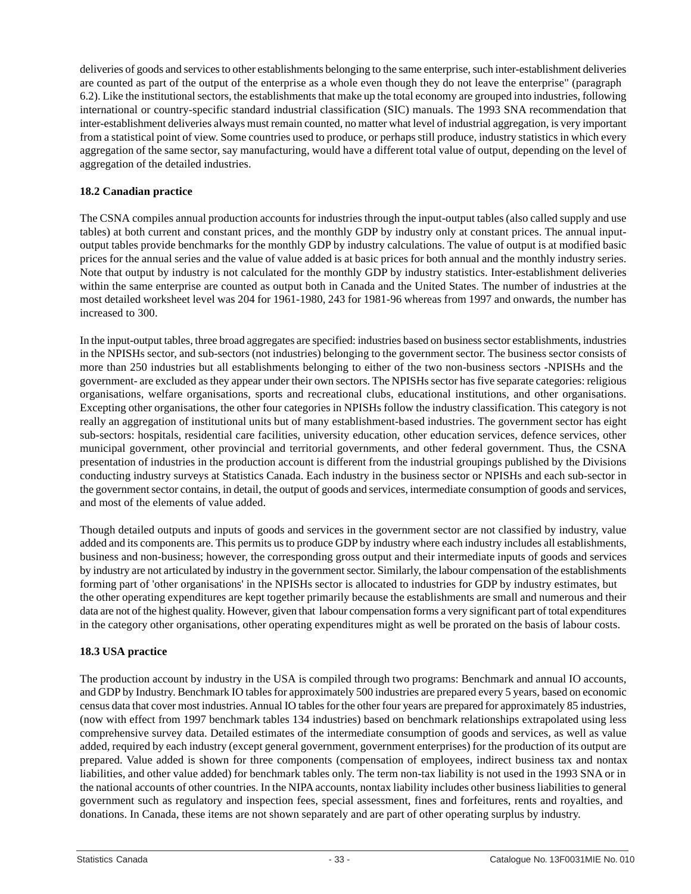deliveries of goods and services to other establishments belonging to the same enterprise, such inter-establishment deliveries are counted as part of the output of the enterprise as a whole even though they do not leave the enterprise" (paragraph 6.2). Like the institutional sectors, the establishments that make up the total economy are grouped into industries, following international or country-specific standard industrial classification (SIC) manuals. The 1993 SNA recommendation that inter-establishment deliveries always must remain counted, no matter what level of industrial aggregation, is very important from a statistical point of view. Some countries used to produce, or perhaps still produce, industry statistics in which every aggregation of the same sector, say manufacturing, would have a different total value of output, depending on the level of aggregation of the detailed industries.

### 18.2 Canadian practice

The CSNA compiles annual production accounts for industries through the input-output tables (also called supply and use tables) at both current and constant prices, and the monthly GDP by industry only at constant prices. The annual input-output tables provide benchmarks for the monthly GDP by industry calculations. The value of output is at modified basic prices for the annual series and the value of value added is at basic prices for both annual and the monthly industry series. Note that output by industry is not calculated for the monthly GDP by industry statistics. Inter-establishment deliveries within the same enterprise are counted as output both in Canada and the United States. The number of industries at the most detailed worksheet level was 204 for 1961-1980, 243 for 1981-96 whereas from 1997 and onwards, the number has increased to 300.

In the input-output tables, three broad aggregates are specified: industries based on business sector establishments, industries in the NPISHs sector, and sub-sectors (not industries) belonging to the government sector. The business sector consists of more than 250 industries but all establishments belonging to either of the two non-business sectors -NPISHs and the government- are excluded as they appear under their own sectors. The NPISHs sector has five separate categories: religious organisations, welfare organisations, sports and recreational clubs, educational institutions, and other organisations. Excepting other organisations, the other four categories in NPISHs follow the industry classification. This category is not really an aggregation of institutional units but of many establishment-based industries. The government sector has eight sub-sectors: hospitals, residential care facilities, university education, other education services, defence services, other municipal government, other provincial and territorial governments, and other federal government. Thus, the CSNA presentation of industries in the production account is different from the industrial groupings published by the Divisions conducting industry surveys at Statistics Canada. Each industry in the business sector or NPISHs and each sub-sector in the government sector contains, in detail, the output of goods and services, intermediate consumption of goods and services, and most of the elements of value added.

Though detailed outputs and inputs of goods and services in the government sector are not classified by industry, value added and its components are. This permits us to produce GDP by industry where each industry includes all establishments, business and non-business; however, the corresponding gross output and their intermediate inputs of goods and services by industry are not articulated by industry in the government sector. Similarly, the labour compensation of the establishments forming part of 'other organisations' in the NPISHs sector is allocated to industries for GDP by industry estimates, but the other operating expenditures are kept together primarily because the establishments are small and numerous and their data are not of the highest quality. However, given that labour compensation forms a very significant part of total expenditures in the category other organisations, other operating expenditures might as well be prorated on the basis of labour costs.

### 18.3 USA practice

The production account by industry in the USA is compiled through two programs: Benchmark and annual IO accounts, and GDP by Industry. Benchmark IO tables for approximately 500 industries are prepared every 5 years, based on economic census data that cover most industries. Annual IO tables for the other four years are prepared for approximately 85 industries, (now with effect from 1997 benchmark tables 134 industries) based on benchmark relationships extrapolated using less comprehensive survey data. Detailed estimates of the intermediate consumption of goods and services, as well as value added, required by each industry (except general government, government enterprises) for the production of its output are prepared. Value added is shown for three components (compensation of employees, indirect business tax and nontax liabilities, and other value added) for benchmark tables only. The term non-tax liability is not used in the 1993 SNA or in the national accounts of other countries. In the NIPA accounts, nontax liability includes other business liabilities to general government such as regulatory and inspection fees, special assessment, fines and forfeitures, rents and royalties, and donations. In Canada, these items are not shown separately and are part of other operating surplus by industry.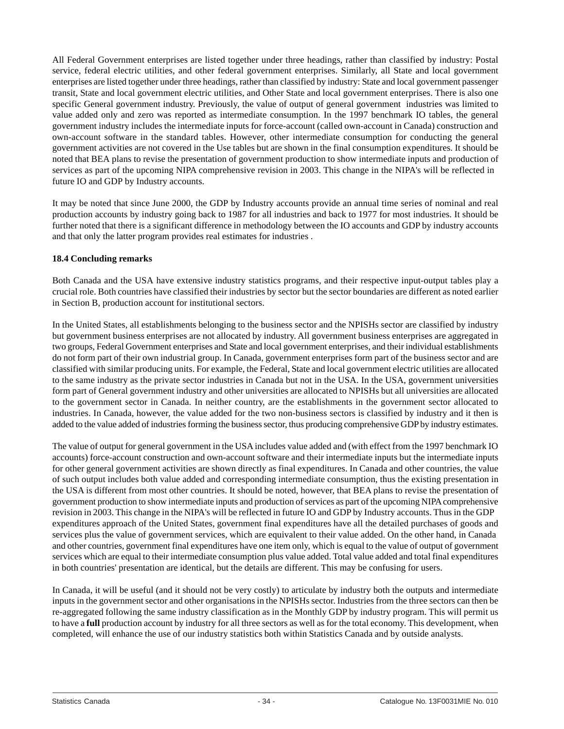All Federal Government enterprises are listed together under three headings, rather than classified by industry: Postal service, federal electric utilities, and other federal government enterprises. Similarly, all State and local government enterprises are listed together under three headings, rather than classified by industry: State and local government passenger transit, State and local government electric utilities, and Other State and local government enterprises. There is also one specific General government industry. Previously, the value of output of general government industries was limited to value added only and zero was reported as intermediate consumption. In the 1997 benchmark IO tables, the general government industry includes the intermediate inputs for force-account (called own-account in Canada) construction and own-account software in the standard tables. However, other intermediate consumption for conducting the general government activities are not covered in the Use tables but are shown in the final consumption expenditures. It should be noted that BEA plans to revise the presentation of government production to show intermediate inputs and production of services as part of the upcoming NIPA comprehensive revision in 2003. This change in the NIPA's will be reflected in future IO and GDP by Industry accounts.

It may be noted that since June 2000, the GDP by Industry accounts provide an annual time series of nominal and real production accounts by industry going back to 1987 for all industries and back to 1977 for most industries. It should be further noted that there is a significant difference in methodology between the IO accounts and GDP by industry accounts and that only the latter program provides real estimates for industries .

**18.4 Concluding remarks**

Both Canada and the USA have extensive industry statistics programs, and their respective input-output tables play a crucial role. Both countries have classified their industries by sector but the sector boundaries are different as noted earlier in Section B, production account for institutional sectors.

In the United States, all establishments belonging to the business sector and the NPISHs sector are classified by industry but government business enterprises are not allocated by industry. All government business enterprises are aggregated in two groups, Federal Government enterprises and State and local government enterprises, and their individual establishments do not form part of their own industrial group. In Canada, government enterprises form part of the business sector and are classified with similar producing units. For example, the Federal, State and local government electric utilities are allocated to the same industry as the private sector industries in Canada but not in the USA. In the USA, government universities form part of General government industry and other universities are allocated to NPISHs but all universities are allocated to the government sector in Canada. In neither country, are the establishments in the government sector allocated to industries. In Canada, however, the value added for the two non-business sectors is classified by industry and it then is added to the value added of industries forming the business sector, thus producing comprehensive GDP by industry estimates.

The value of output for general government in the USA includes value added and (with effect from the 1997 benchmark IO accounts) force-account construction and own-account software and their intermediate inputs but the intermediate inputs for other general government activities are shown directly as final expenditures. In Canada and other countries, the value of such output includes both value added and corresponding intermediate consumption, thus the existing presentation in the USA is different from most other countries. It should be noted, however, that BEA plans to revise the presentation of government production to show intermediate inputs and production of services as part of the upcoming NIPA comprehensive revision in 2003. This change in the NIPA's will be reflected in future IO and GDP by Industry accounts. Thus in the GDP expenditures approach of the United States, government final expenditures have all the detailed purchases of goods and services plus the value of government services, which are equivalent to their value added. On the other hand, in Canada and other countries, government final expenditures have one item only, which is equal to the value of output of government services which are equal to their intermediate consumption plus value added. Total value added and total final expenditures in both countries' presentation are identical, but the details are different. This may be confusing for users.

In Canada, it will be useful (and it should not be very costly) to articulate by industry both the outputs and intermediate inputs in the government sector and other organisations in the NPISHs sector. Industries from the three sectors can then be re-aggregated following the same industry classification as in the Monthly GDP by industry program. This will permit us to have a **full** production account by industry for all three sectors as well as for the total economy. This development, when completed, will enhance the use of our industry statistics both within Statistics Canada and by outside analysts.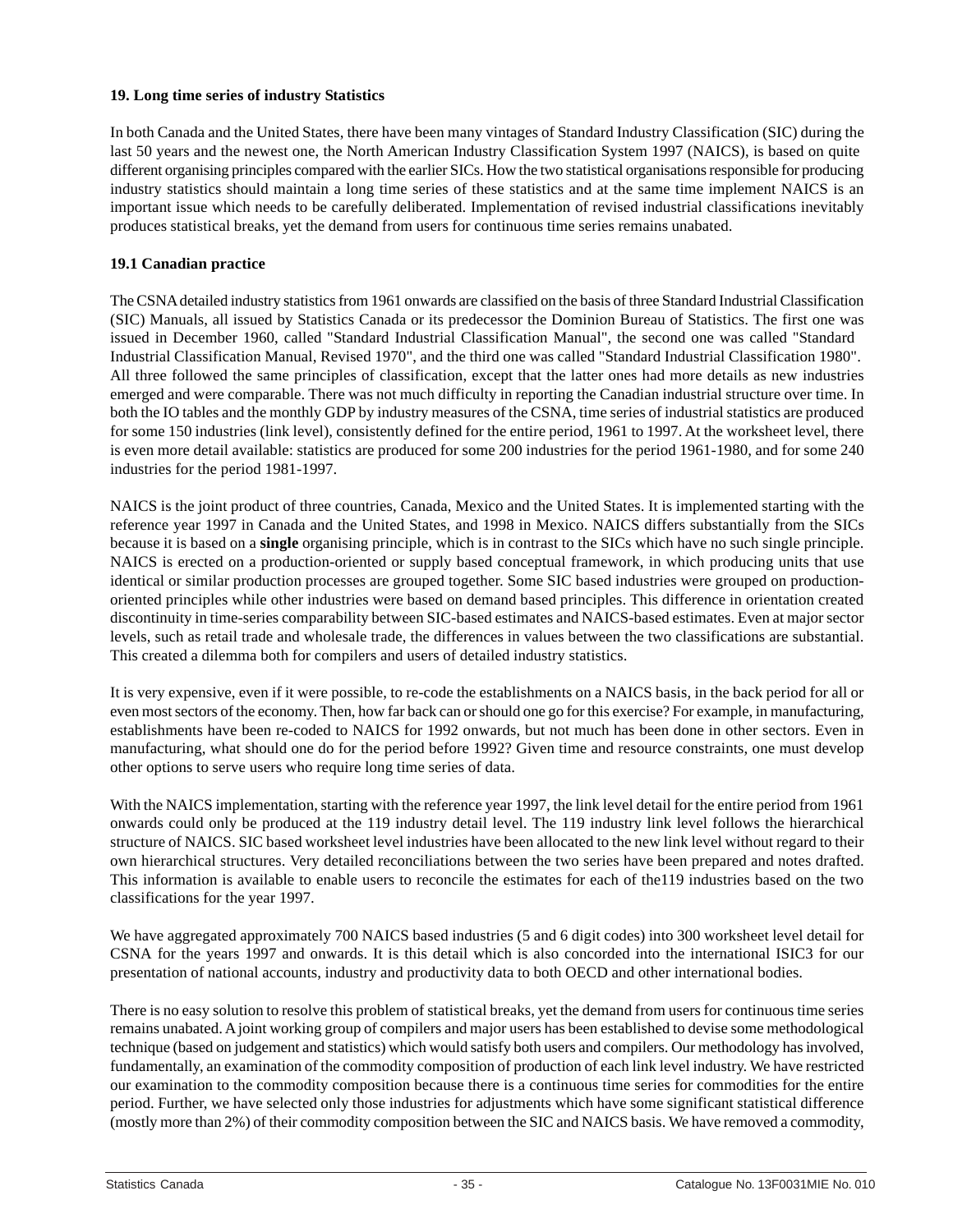## 19. Long time series of industry Statistics

In both Canada and the United States, there have been many vintages of Standard Industry Classification (SIC) during the last 50 years and the newest one, the North American Industry Classification System 1997 (NAICS), is based on quite different organising principles compared with the earlier SICs. How the two statistical organisations responsible for producing industry statistics should maintain a long time series of these statistics and at the same time implement NAICS is an important issue which needs to be carefully deliberated. Implementation of revised industrial classifications inevitably produces statistical breaks, yet the demand from users for continuous time series remains unabated.

### 19.1 Canadian practice

The CSNA detailed industry statistics from 1961 onwards are classified on the basis of three Standard Industrial Classification (SIC) Manuals, all issued by Statistics Canada or its predecessor the Dominion Bureau of Statistics. The first one was issued in December 1960, called "Standard Industrial Classification Manual", the second one was called "Standard Industrial Classification Manual, Revised 1970", and the third one was called "Standard Industrial Classification 1980". All three followed the same principles of classification, except that the latter ones had more details as new industries emerged and were comparable. There was not much difficulty in reporting the Canadian industrial structure over time. In both the IO tables and the monthly GDP by industry measures of the CSNA, time series of industrial statistics are produced for some 150 industries (link level), consistently defined for the entire period, 1961 to 1997. At the worksheet level, there is even more detail available: statistics are produced for some 200 industries for the period 1961-1980, and for some 240 industries for the period 1981-1997.

NAICS is the joint product of three countries, Canada, Mexico and the United States. It is implemented starting with the reference year 1997 in Canada and the United States, and 1998 in Mexico. NAICS differs substantially from the SICs because it is based on a **single** organising principle, which is in contrast to the SICs which have no such single principle. NAICS is erected on a production-oriented or supply based conceptual framework, in which producing units that use identical or similar production processes are grouped together. Some SIC based industries were grouped on production-oriented principles while other industries were based on demand based principles. This difference in orientation created discontinuity in time-series comparability between SIC-based estimates and NAICS-based estimates. Even at major sector levels, such as retail trade and wholesale trade, the differences in values between the two classifications are substantial. This created a dilemma both for compilers and users of detailed industry statistics.

It is very expensive, even if it were possible, to re-code the establishments on a NAICS basis, in the back period for all or even most sectors of the economy. Then, how far back can or should one go for this exercise? For example, in manufacturing, establishments have been re-coded to NAICS for 1992 onwards, but not much has been done in other sectors. Even in manufacturing, what should one do for the period before 1992? Given time and resource constraints, one must develop other options to serve users who require long time series of data.

With the NAICS implementation, starting with the reference year 1997, the link level detail for the entire period from 1961 onwards could only be produced at the 119 industry detail level. The 119 industry link level follows the hierarchical structure of NAICS. SIC based worksheet level industries have been allocated to the new link level without regard to their own hierarchical structures. Very detailed reconciliations between the two series have been prepared and notes drafted. This information is available to enable users to reconcile the estimates for each of the119 industries based on the two classifications for the year 1997.

We have aggregated approximately 700 NAICS based industries (5 and 6 digit codes) into 300 worksheet level detail for CSNA for the years 1997 and onwards. It is this detail which is also concorded into the international ISIC3 for our presentation of national accounts, industry and productivity data to both OECD and other international bodies.

There is no easy solution to resolve this problem of statistical breaks, yet the demand from users for continuous time series remains unabated. A joint working group of compilers and major users has been established to devise some methodological technique (based on judgement and statistics) which would satisfy both users and compilers. Our methodology has involved, fundamentally, an examination of the commodity composition of production of each link level industry. We have restricted our examination to the commodity composition because there is a continuous time series for commodities for the entire period. Further, we have selected only those industries for adjustments which have some significant statistical difference (mostly more than 2%) of their commodity composition between the SIC and NAICS basis. We have removed a commodity,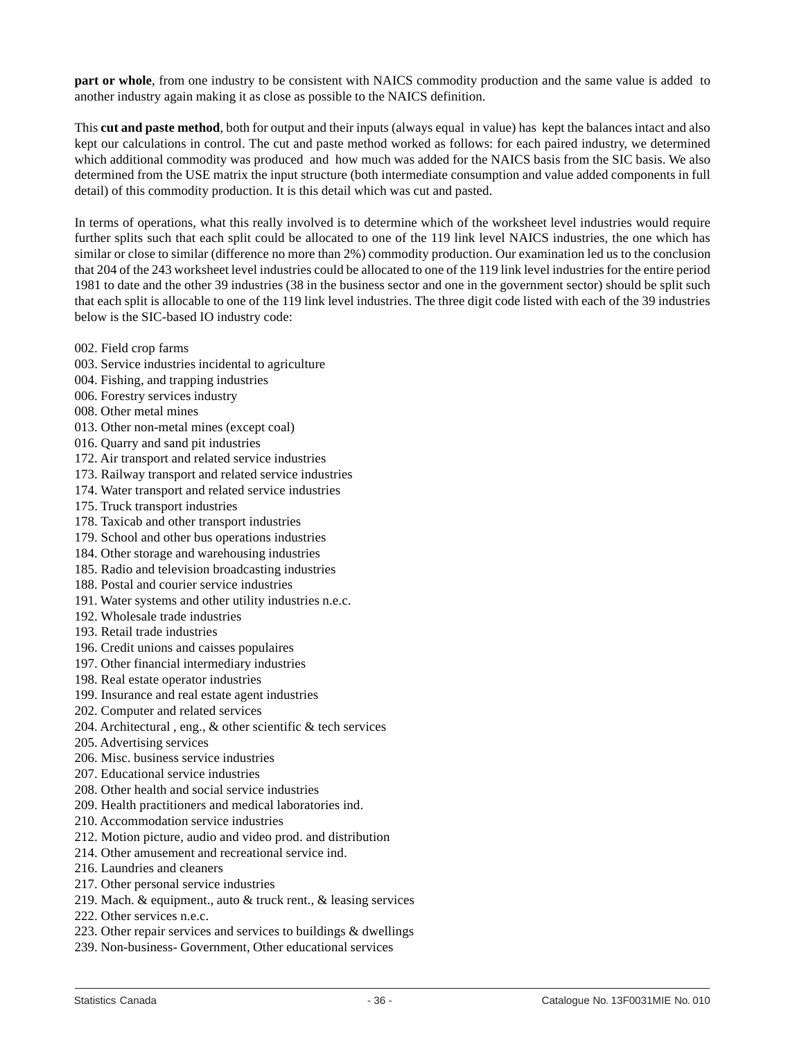**part or whole**, from one industry to be consistent with NAICS commodity production and the same value is added to another industry again making it as close as possible to the NAICS definition.

This **cut and paste method**, both for output and their inputs (always equal in value) has kept the balances intact and also kept our calculations in control. The cut and paste method worked as follows: for each paired industry, we determined which additional commodity was produced and how much was added for the NAICS basis from the SIC basis. We also determined from the USE matrix the input structure (both intermediate consumption and value added components in full detail) of this commodity production. It is this detail which was cut and pasted.

In terms of operations, what this really involved is to determine which of the worksheet level industries would require further splits such that each split could be allocated to one of the 119 link level NAICS industries, the one which has similar or close to similar (difference no more than 2%) commodity production. Our examination led us to the conclusion that 204 of the 243 worksheet level industries could be allocated to one of the 119 link level industries for the entire period 1981 to date and the other 39 industries (38 in the business sector and one in the government sector) should be split such that each split is allocable to one of the 119 link level industries. The three digit code listed with each of the 39 industries below is the SIC-based IO industry code:

002. Field crop farms
003. Service industries incidental to agriculture
004. Fishing, and trapping industries
006. Forestry services industry
008. Other metal mines
013. Other non-metal mines (except coal)
016. Quarry and sand pit industries
172. Air transport and related service industries
173. Railway transport and related service industries
174. Water transport and related service industries
175. Truck transport industries
178. Taxicab and other transport industries
179. School and other bus operations industries
184. Other storage and warehousing industries
185. Radio and television broadcasting industries
188. Postal and courier service industries
191. Water systems and other utility industries n.e.c.
192. Wholesale trade industries
193. Retail trade industries
196. Credit unions and caisses populaires
197. Other financial intermediary industries
198. Real estate operator industries
199. Insurance and real estate agent industries
202. Computer and related services
204. Architectural , eng., & other scientific & tech services
205. Advertising services
206. Misc. business service industries
207. Educational service industries
208. Other health and social service industries
209. Health practitioners and medical laboratories ind.
210. Accommodation service industries
212. Motion picture, audio and video prod. and distribution
214. Other amusement and recreational service ind.
216. Laundries and cleaners
217. Other personal service industries
219. Mach. & equipment., auto & truck rent., & leasing services
222. Other services n.e.c.
223. Other repair services and services to buildings & dwellings
239. Non-business- Government, Other educational services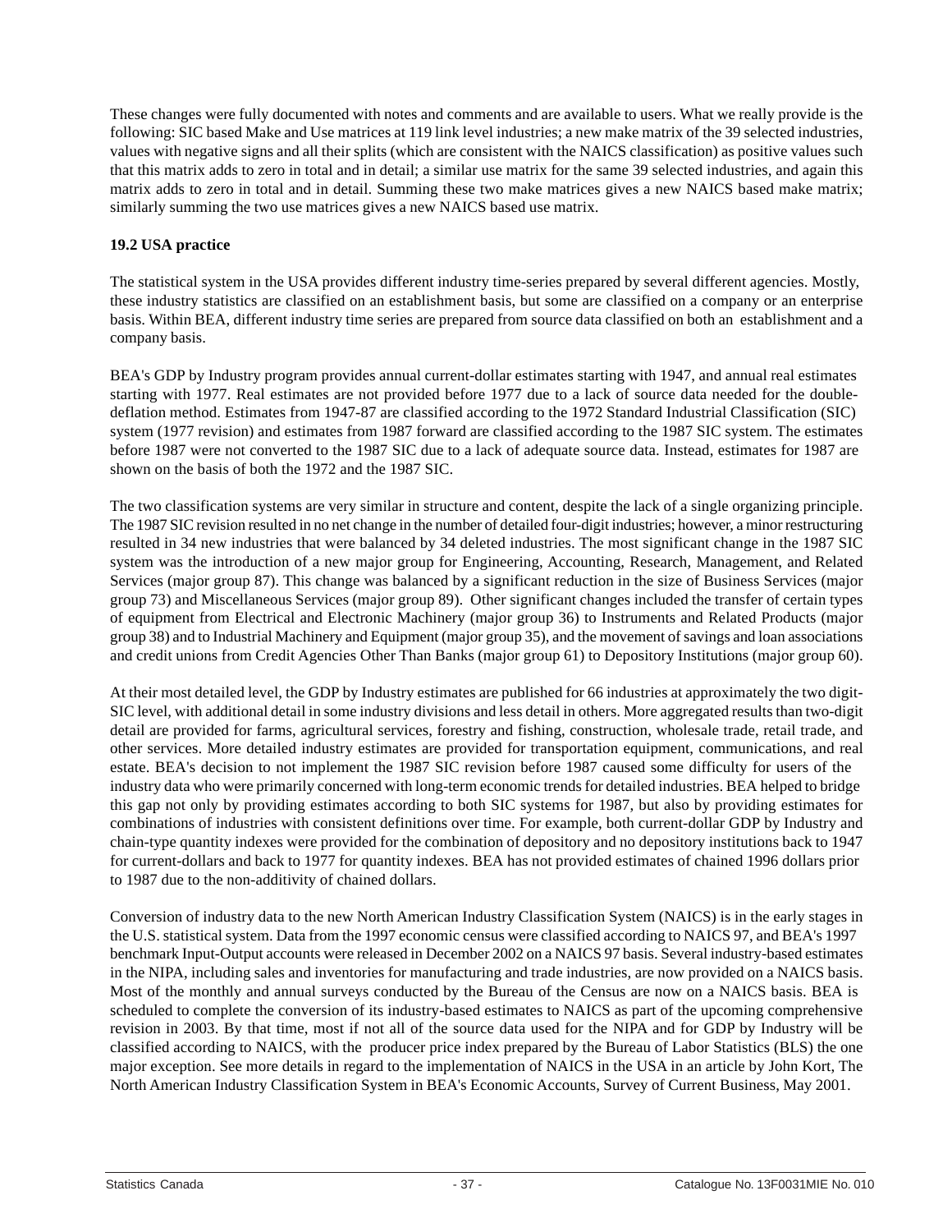These changes were fully documented with notes and comments and are available to users. What we really provide is the following: SIC based Make and Use matrices at 119 link level industries; a new make matrix of the 39 selected industries, values with negative signs and all their splits (which are consistent with the NAICS classification) as positive values such that this matrix adds to zero in total and in detail; a similar use matrix for the same 39 selected industries, and again this matrix adds to zero in total and in detail. Summing these two make matrices gives a new NAICS based make matrix; similarly summing the two use matrices gives a new NAICS based use matrix.

### 19.2 USA practice

The statistical system in the USA provides different industry time-series prepared by several different agencies. Mostly, these industry statistics are classified on an establishment basis, but some are classified on a company or an enterprise basis. Within BEA, different industry time series are prepared from source data classified on both an establishment and a company basis.

BEA's GDP by Industry program provides annual current-dollar estimates starting with 1947, and annual real estimates starting with 1977. Real estimates are not provided before 1977 due to a lack of source data needed for the double-deflation method. Estimates from 1947-87 are classified according to the 1972 Standard Industrial Classification (SIC) system (1977 revision) and estimates from 1987 forward are classified according to the 1987 SIC system. The estimates before 1987 were not converted to the 1987 SIC due to a lack of adequate source data. Instead, estimates for 1987 are shown on the basis of both the 1972 and the 1987 SIC.

The two classification systems are very similar in structure and content, despite the lack of a single organizing principle. The 1987 SIC revision resulted in no net change in the number of detailed four-digit industries; however, a minor restructuring resulted in 34 new industries that were balanced by 34 deleted industries. The most significant change in the 1987 SIC system was the introduction of a new major group for Engineering, Accounting, Research, Management, and Related Services (major group 87). This change was balanced by a significant reduction in the size of Business Services (major group 73) and Miscellaneous Services (major group 89). Other significant changes included the transfer of certain types of equipment from Electrical and Electronic Machinery (major group 36) to Instruments and Related Products (major group 38) and to Industrial Machinery and Equipment (major group 35), and the movement of savings and loan associations and credit unions from Credit Agencies Other Than Banks (major group 61) to Depository Institutions (major group 60).

At their most detailed level, the GDP by Industry estimates are published for 66 industries at approximately the two digit-SIC level, with additional detail in some industry divisions and less detail in others. More aggregated results than two-digit detail are provided for farms, agricultural services, forestry and fishing, construction, wholesale trade, retail trade, and other services. More detailed industry estimates are provided for transportation equipment, communications, and real estate. BEA's decision to not implement the 1987 SIC revision before 1987 caused some difficulty for users of the industry data who were primarily concerned with long-term economic trends for detailed industries. BEA helped to bridge this gap not only by providing estimates according to both SIC systems for 1987, but also by providing estimates for combinations of industries with consistent definitions over time. For example, both current-dollar GDP by Industry and chain-type quantity indexes were provided for the combination of depository and no depository institutions back to 1947 for current-dollars and back to 1977 for quantity indexes. BEA has not provided estimates of chained 1996 dollars prior to 1987 due to the non-additivity of chained dollars.

Conversion of industry data to the new North American Industry Classification System (NAICS) is in the early stages in the U.S. statistical system. Data from the 1997 economic census were classified according to NAICS 97, and BEA's 1997 benchmark Input-Output accounts were released in December 2002 on a NAICS 97 basis. Several industry-based estimates in the NIPA, including sales and inventories for manufacturing and trade industries, are now provided on a NAICS basis. Most of the monthly and annual surveys conducted by the Bureau of the Census are now on a NAICS basis. BEA is scheduled to complete the conversion of its industry-based estimates to NAICS as part of the upcoming comprehensive revision in 2003. By that time, most if not all of the source data used for the NIPA and for GDP by Industry will be classified according to NAICS, with the producer price index prepared by the Bureau of Labor Statistics (BLS) the one major exception. See more details in regard to the implementation of NAICS in the USA in an article by John Kort, The North American Industry Classification System in BEA's Economic Accounts, Survey of Current Business, May 2001.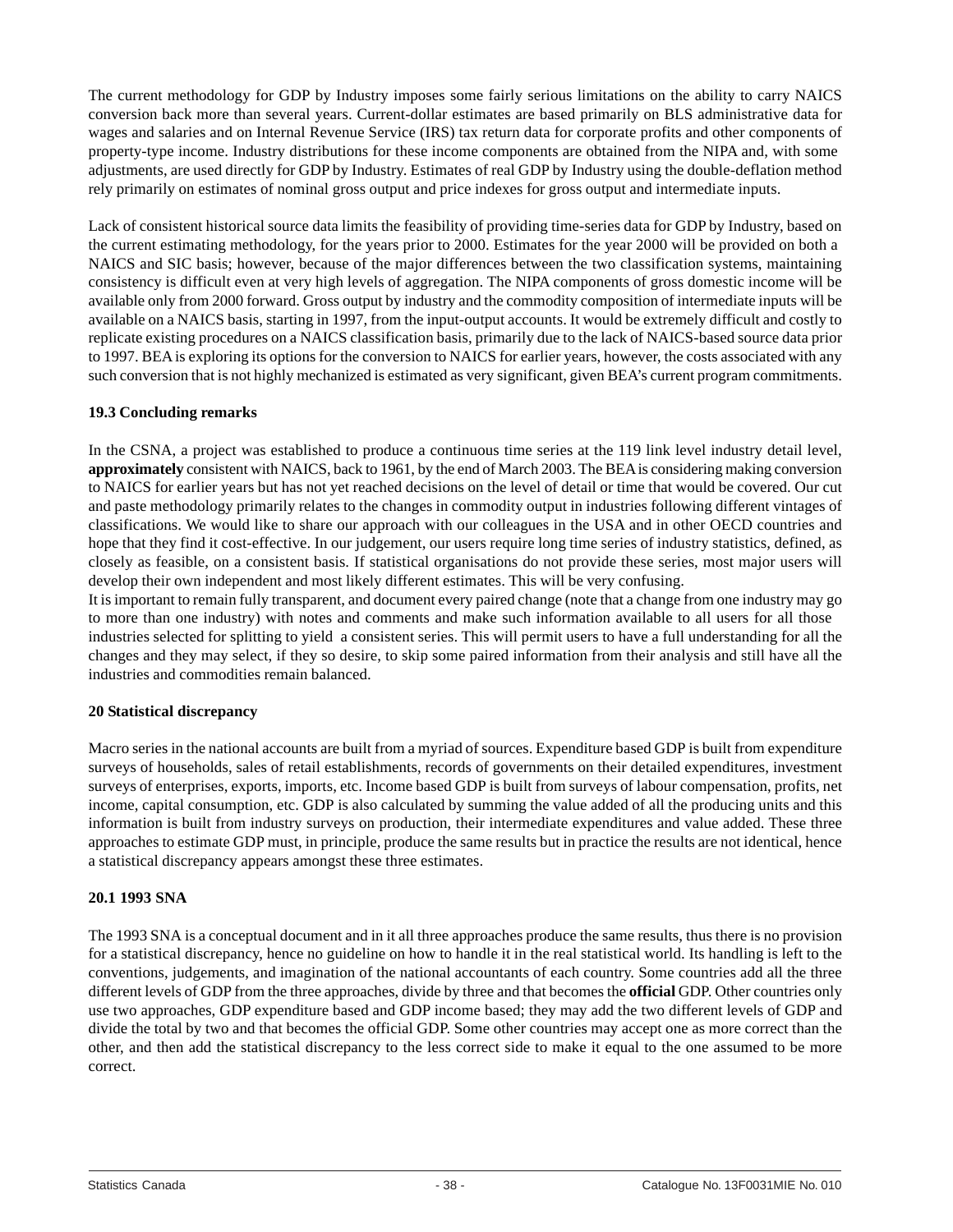The current methodology for GDP by Industry imposes some fairly serious limitations on the ability to carry NAICS conversion back more than several years. Current-dollar estimates are based primarily on BLS administrative data for wages and salaries and on Internal Revenue Service (IRS) tax return data for corporate profits and other components of property-type income. Industry distributions for these income components are obtained from the NIPA and, with some adjustments, are used directly for GDP by Industry. Estimates of real GDP by Industry using the double-deflation method rely primarily on estimates of nominal gross output and price indexes for gross output and intermediate inputs.

Lack of consistent historical source data limits the feasibility of providing time-series data for GDP by Industry, based on the current estimating methodology, for the years prior to 2000. Estimates for the year 2000 will be provided on both a NAICS and SIC basis; however, because of the major differences between the two classification systems, maintaining consistency is difficult even at very high levels of aggregation. The NIPA components of gross domestic income will be available only from 2000 forward. Gross output by industry and the commodity composition of intermediate inputs will be available on a NAICS basis, starting in 1997, from the input-output accounts. It would be extremely difficult and costly to replicate existing procedures on a NAICS classification basis, primarily due to the lack of NAICS-based source data prior to 1997. BEA is exploring its options for the conversion to NAICS for earlier years, however, the costs associated with any such conversion that is not highly mechanized is estimated as very significant, given BEA's current program commitments.

### 19.3 Concluding remarks

In the CSNA, a project was established to produce a continuous time series at the 119 link level industry detail level, **approximately** consistent with NAICS, back to 1961, by the end of March 2003. The BEA is considering making conversion to NAICS for earlier years but has not yet reached decisions on the level of detail or time that would be covered. Our cut and paste methodology primarily relates to the changes in commodity output in industries following different vintages of classifications. We would like to share our approach with our colleagues in the USA and in other OECD countries and hope that they find it cost-effective. In our judgement, our users require long time series of industry statistics, defined, as closely as feasible, on a consistent basis. If statistical organisations do not provide these series, most major users will develop their own independent and most likely different estimates. This will be very confusing.

It is important to remain fully transparent, and document every paired change (note that a change from one industry may go to more than one industry) with notes and comments and make such information available to all users for all those industries selected for splitting to yield a consistent series. This will permit users to have a full understanding for all the changes and they may select, if they so desire, to skip some paired information from their analysis and still have all the industries and commodities remain balanced.

## 20 Statistical discrepancy

Macro series in the national accounts are built from a myriad of sources. Expenditure based GDP is built from expenditure surveys of households, sales of retail establishments, records of governments on their detailed expenditures, investment surveys of enterprises, exports, imports, etc. Income based GDP is built from surveys of labour compensation, profits, net income, capital consumption, etc. GDP is also calculated by summing the value added of all the producing units and this information is built from industry surveys on production, their intermediate expenditures and value added. These three approaches to estimate GDP must, in principle, produce the same results but in practice the results are not identical, hence a statistical discrepancy appears amongst these three estimates.

### 20.1 1993 SNA

The 1993 SNA is a conceptual document and in it all three approaches produce the same results, thus there is no provision for a statistical discrepancy, hence no guideline on how to handle it in the real statistical world. Its handling is left to the conventions, judgements, and imagination of the national accountants of each country. Some countries add all the three different levels of GDP from the three approaches, divide by three and that becomes the **official** GDP. Other countries only use two approaches, GDP expenditure based and GDP income based; they may add the two different levels of GDP and divide the total by two and that becomes the official GDP. Some other countries may accept one as more correct than the other, and then add the statistical discrepancy to the less correct side to make it equal to the one assumed to be more correct.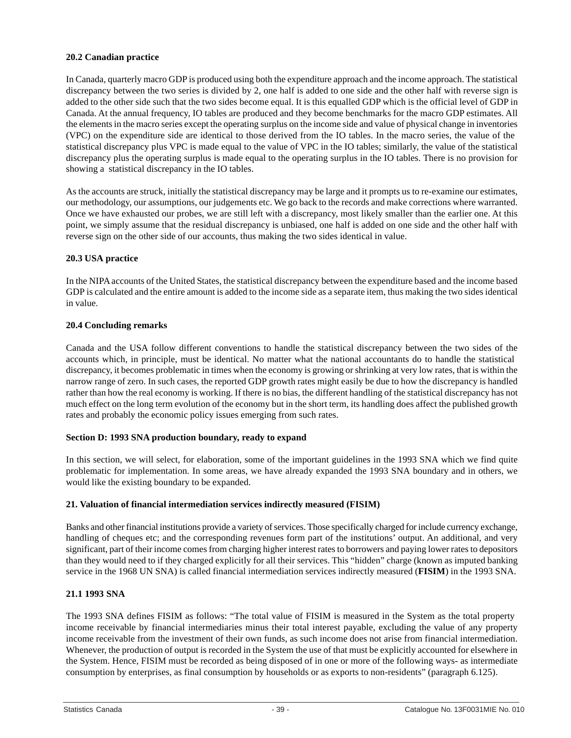### 20.2 Canadian practice

In Canada, quarterly macro GDP is produced using both the expenditure approach and the income approach. The statistical discrepancy between the two series is divided by 2, one half is added to one side and the other half with reverse sign is added to the other side such that the two sides become equal. It is this equalled GDP which is the official level of GDP in Canada. At the annual frequency, IO tables are produced and they become benchmarks for the macro GDP estimates. All the elements in the macro series except the operating surplus on the income side and value of physical change in inventories (VPC) on the expenditure side are identical to those derived from the IO tables. In the macro series, the value of the statistical discrepancy plus VPC is made equal to the value of VPC in the IO tables; similarly, the value of the statistical discrepancy plus the operating surplus is made equal to the operating surplus in the IO tables. There is no provision for showing a statistical discrepancy in the IO tables.

As the accounts are struck, initially the statistical discrepancy may be large and it prompts us to re-examine our estimates, our methodology, our assumptions, our judgements etc. We go back to the records and make corrections where warranted. Once we have exhausted our probes, we are still left with a discrepancy, most likely smaller than the earlier one. At this point, we simply assume that the residual discrepancy is unbiased, one half is added on one side and the other half with reverse sign on the other side of our accounts, thus making the two sides identical in value.

### 20.3 USA practice

In the NIPA accounts of the United States, the statistical discrepancy between the expenditure based and the income based GDP is calculated and the entire amount is added to the income side as a separate item, thus making the two sides identical in value.

### 20.4 Concluding remarks

Canada and the USA follow different conventions to handle the statistical discrepancy between the two sides of the accounts which, in principle, must be identical. No matter what the national accountants do to handle the statistical discrepancy, it becomes problematic in times when the economy is growing or shrinking at very low rates, that is within the narrow range of zero. In such cases, the reported GDP growth rates might easily be due to how the discrepancy is handled rather than how the real economy is working. If there is no bias, the different handling of the statistical discrepancy has not much effect on the long term evolution of the economy but in the short term, its handling does affect the published growth rates and probably the economic policy issues emerging from such rates.

## Section D: 1993 SNA production boundary, ready to expand

In this section, we will select, for elaboration, some of the important guidelines in the 1993 SNA which we find quite problematic for implementation. In some areas, we have already expanded the 1993 SNA boundary and in others, we would like the existing boundary to be expanded.

### 21. Valuation of financial intermediation services indirectly measured (FISIM)

Banks and other financial institutions provide a variety of services. Those specifically charged for include currency exchange, handling of cheques etc; and the corresponding revenues form part of the institutions' output. An additional, and very significant, part of their income comes from charging higher interest rates to borrowers and paying lower rates to depositors than they would need to if they charged explicitly for all their services. This "hidden" charge (known as imputed banking service in the 1968 UN SNA) is called financial intermediation services indirectly measured (**FISIM**) in the 1993 SNA.

### 21.1 1993 SNA

The 1993 SNA defines FISIM as follows: "The total value of FISIM is measured in the System as the total property income receivable by financial intermediaries minus their total interest payable, excluding the value of any property income receivable from the investment of their own funds, as such income does not arise from financial intermediation. Whenever, the production of output is recorded in the System the use of that must be explicitly accounted for elsewhere in the System. Hence, FISIM must be recorded as being disposed of in one or more of the following ways- as intermediate consumption by enterprises, as final consumption by households or as exports to non-residents" (paragraph 6.125).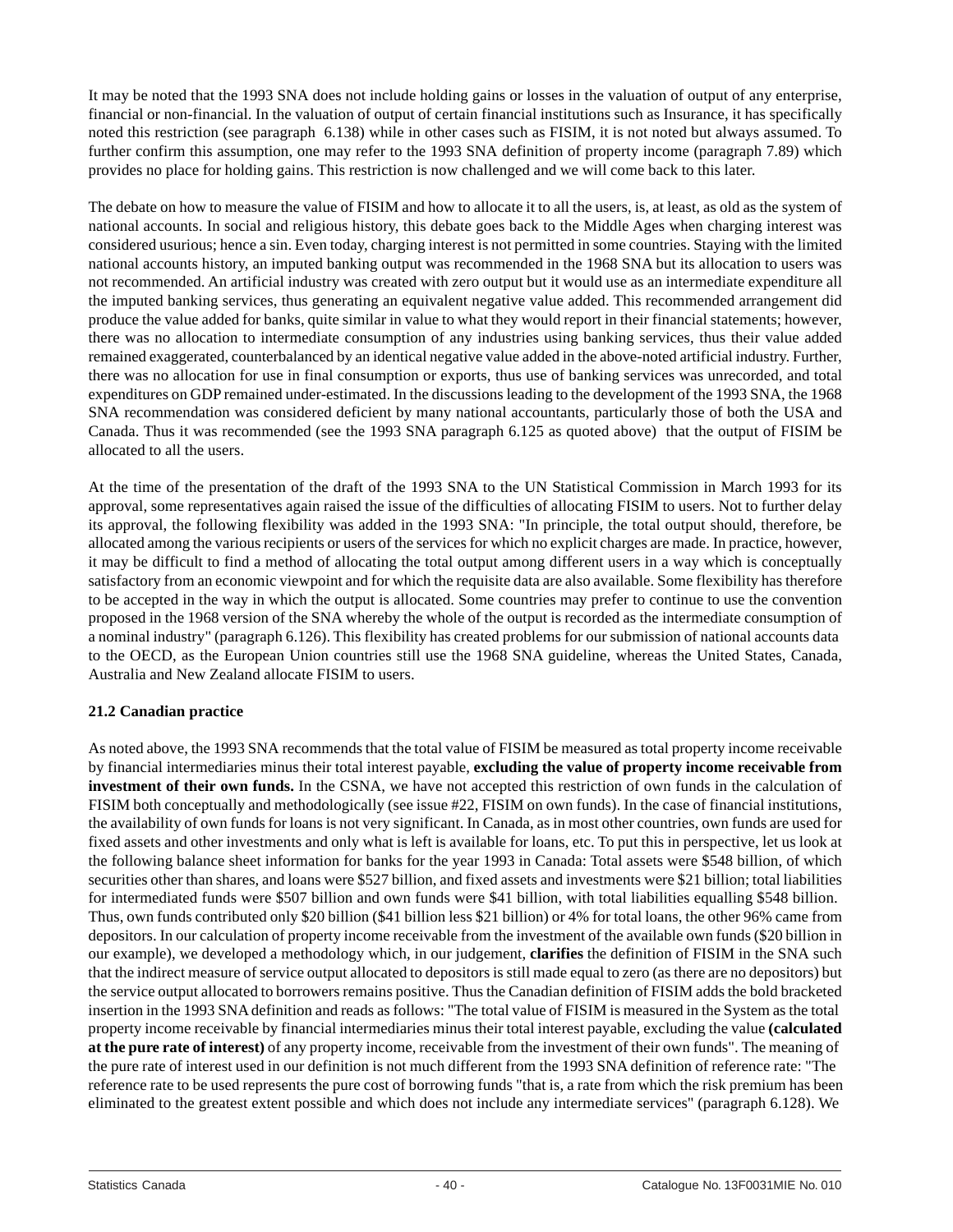It may be noted that the 1993 SNA does not include holding gains or losses in the valuation of output of any enterprise, financial or non-financial. In the valuation of output of certain financial institutions such as Insurance, it has specifically noted this restriction (see paragraph 6.138) while in other cases such as FISIM, it is not noted but always assumed. To further confirm this assumption, one may refer to the 1993 SNA definition of property income (paragraph 7.89) which provides no place for holding gains. This restriction is now challenged and we will come back to this later.

The debate on how to measure the value of FISIM and how to allocate it to all the users, is, at least, as old as the system of national accounts. In social and religious history, this debate goes back to the Middle Ages when charging interest was considered usurious; hence a sin. Even today, charging interest is not permitted in some countries. Staying with the limited national accounts history, an imputed banking output was recommended in the 1968 SNA but its allocation to users was not recommended. An artificial industry was created with zero output but it would use as an intermediate expenditure all the imputed banking services, thus generating an equivalent negative value added. This recommended arrangement did produce the value added for banks, quite similar in value to what they would report in their financial statements; however, there was no allocation to intermediate consumption of any industries using banking services, thus their value added remained exaggerated, counterbalanced by an identical negative value added in the above-noted artificial industry. Further, there was no allocation for use in final consumption or exports, thus use of banking services was unrecorded, and total expenditures on GDP remained under-estimated. In the discussions leading to the development of the 1993 SNA, the 1968 SNA recommendation was considered deficient by many national accountants, particularly those of both the USA and Canada. Thus it was recommended (see the 1993 SNA paragraph 6.125 as quoted above) that the output of FISIM be allocated to all the users.

At the time of the presentation of the draft of the 1993 SNA to the UN Statistical Commission in March 1993 for its approval, some representatives again raised the issue of the difficulties of allocating FISIM to users. Not to further delay its approval, the following flexibility was added in the 1993 SNA: "In principle, the total output should, therefore, be allocated among the various recipients or users of the services for which no explicit charges are made. In practice, however, it may be difficult to find a method of allocating the total output among different users in a way which is conceptually satisfactory from an economic viewpoint and for which the requisite data are also available. Some flexibility has therefore to be accepted in the way in which the output is allocated. Some countries may prefer to continue to use the convention proposed in the 1968 version of the SNA whereby the whole of the output is recorded as the intermediate consumption of a nominal industry" (paragraph 6.126). This flexibility has created problems for our submission of national accounts data to the OECD, as the European Union countries still use the 1968 SNA guideline, whereas the United States, Canada, Australia and New Zealand allocate FISIM to users.

### 21.2 Canadian practice

As noted above, the 1993 SNA recommends that the total value of FISIM be measured as total property income receivable by financial intermediaries minus their total interest payable, **excluding the value of property income receivable from investment of their own funds.** In the CSNA, we have not accepted this restriction of own funds in the calculation of FISIM both conceptually and methodologically (see issue #22, FISIM on own funds). In the case of financial institutions, the availability of own funds for loans is not very significant. In Canada, as in most other countries, own funds are used for fixed assets and other investments and only what is left is available for loans, etc. To put this in perspective, let us look at the following balance sheet information for banks for the year 1993 in Canada: Total assets were $548 billion, of which securities other than shares, and loans were $527 billion, and fixed assets and investments were $21 billion; total liabilities for intermediated funds were $507 billion and own funds were $41 billion, with total liabilities equalling $548 billion. Thus, own funds contributed only $20 billion ($41 billion less $21 billion) or 4% for total loans, the other 96% came from depositors. In our calculation of property income receivable from the investment of the available own funds ($20 billion in our example), we developed a methodology which, in our judgement, **clarifies** the definition of FISIM in the SNA such that the indirect measure of service output allocated to depositors is still made equal to zero (as there are no depositors) but the service output allocated to borrowers remains positive. Thus the Canadian definition of FISIM adds the bold bracketed insertion in the 1993 SNA definition and reads as follows: "The total value of FISIM is measured in the System as the total property income receivable by financial intermediaries minus their total interest payable, excluding the value **(calculated at the pure rate of interest)** of any property income, receivable from the investment of their own funds". The meaning of the pure rate of interest used in our definition is not much different from the 1993 SNA definition of reference rate: "The reference rate to be used represents the pure cost of borrowing funds "that is, a rate from which the risk premium has been eliminated to the greatest extent possible and which does not include any intermediate services" (paragraph 6.128). We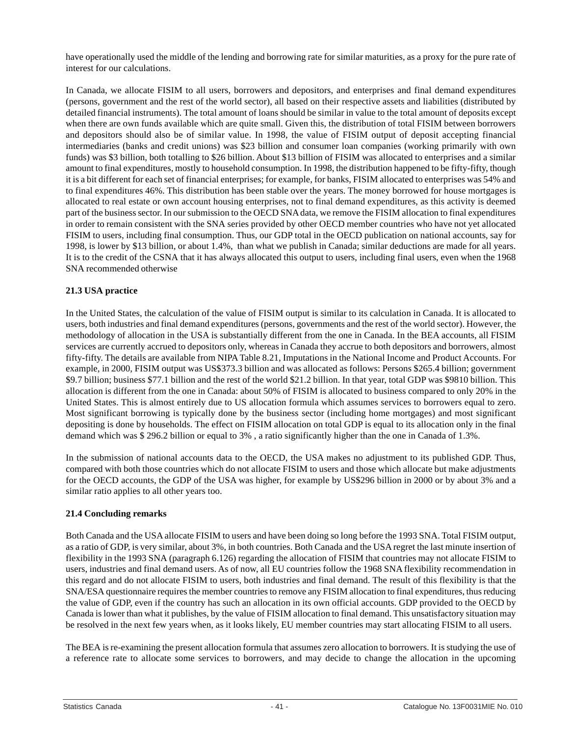have operationally used the middle of the lending and borrowing rate for similar maturities, as a proxy for the pure rate of interest for our calculations.

In Canada, we allocate FISIM to all users, borrowers and depositors, and enterprises and final demand expenditures (persons, government and the rest of the world sector), all based on their respective assets and liabilities (distributed by detailed financial instruments). The total amount of loans should be similar in value to the total amount of deposits except when there are own funds available which are quite small. Given this, the distribution of total FISIM between borrowers and depositors should also be of similar value. In 1998, the value of FISIM output of deposit accepting financial intermediaries (banks and credit unions) was $23 billion and consumer loan companies (working primarily with own funds) was $3 billion, both totalling to $26 billion. About $13 billion of FISIM was allocated to enterprises and a similar amount to final expenditures, mostly to household consumption. In 1998, the distribution happened to be fifty-fifty, though it is a bit different for each set of financial enterprises; for example, for banks, FISIM allocated to enterprises was 54% and to final expenditures 46%. This distribution has been stable over the years. The money borrowed for house mortgages is allocated to real estate or own account housing enterprises, not to final demand expenditures, as this activity is deemed part of the business sector. In our submission to the OECD SNA data, we remove the FISIM allocation to final expenditures in order to remain consistent with the SNA series provided by other OECD member countries who have not yet allocated FISIM to users, including final consumption. Thus, our GDP total in the OECD publication on national accounts, say for 1998, is lower by $13 billion, or about 1.4%, than what we publish in Canada; similar deductions are made for all years. It is to the credit of the CSNA that it has always allocated this output to users, including final users, even when the 1968 SNA recommended otherwise

### 21.3 USA practice

In the United States, the calculation of the value of FISIM output is similar to its calculation in Canada. It is allocated to users, both industries and final demand expenditures (persons, governments and the rest of the world sector). However, the methodology of allocation in the USA is substantially different from the one in Canada. In the BEA accounts, all FISIM services are currently accrued to depositors only, whereas in Canada they accrue to both depositors and borrowers, almost fifty-fifty. The details are available from NIPA Table 8.21, Imputations in the National Income and Product Accounts. For example, in 2000, FISIM output was US$373.3 billion and was allocated as follows: Persons $265.4 billion; government $9.7 billion; business $77.1 billion and the rest of the world $21.2 billion. In that year, total GDP was $9810 billion. This allocation is different from the one in Canada: about 50% of FISIM is allocated to business compared to only 20% in the United States. This is almost entirely due to US allocation formula which assumes services to borrowers equal to zero. Most significant borrowing is typically done by the business sector (including home mortgages) and most significant depositing is done by households. The effect on FISIM allocation on total GDP is equal to its allocation only in the final demand which was $ 296.2 billion or equal to 3% , a ratio significantly higher than the one in Canada of 1.3%.

In the submission of national accounts data to the OECD, the USA makes no adjustment to its published GDP. Thus, compared with both those countries which do not allocate FISIM to users and those which allocate but make adjustments for the OECD accounts, the GDP of the USA was higher, for example by US$296 billion in 2000 or by about 3% and a similar ratio applies to all other years too.

### 21.4 Concluding remarks

Both Canada and the USA allocate FISIM to users and have been doing so long before the 1993 SNA. Total FISIM output, as a ratio of GDP, is very similar, about 3%, in both countries. Both Canada and the USA regret the last minute insertion of flexibility in the 1993 SNA (paragraph 6.126) regarding the allocation of FISIM that countries may not allocate FISIM to users, industries and final demand users. As of now, all EU countries follow the 1968 SNA flexibility recommendation in this regard and do not allocate FISIM to users, both industries and final demand. The result of this flexibility is that the SNA/ESA questionnaire requires the member countries to remove any FISIM allocation to final expenditures, thus reducing the value of GDP, even if the country has such an allocation in its own official accounts. GDP provided to the OECD by Canada is lower than what it publishes, by the value of FISIM allocation to final demand. This unsatisfactory situation may be resolved in the next few years when, as it looks likely, EU member countries may start allocating FISIM to all users.

The BEA is re-examining the present allocation formula that assumes zero allocation to borrowers. It is studying the use of a reference rate to allocate some services to borrowers, and may decide to change the allocation in the upcoming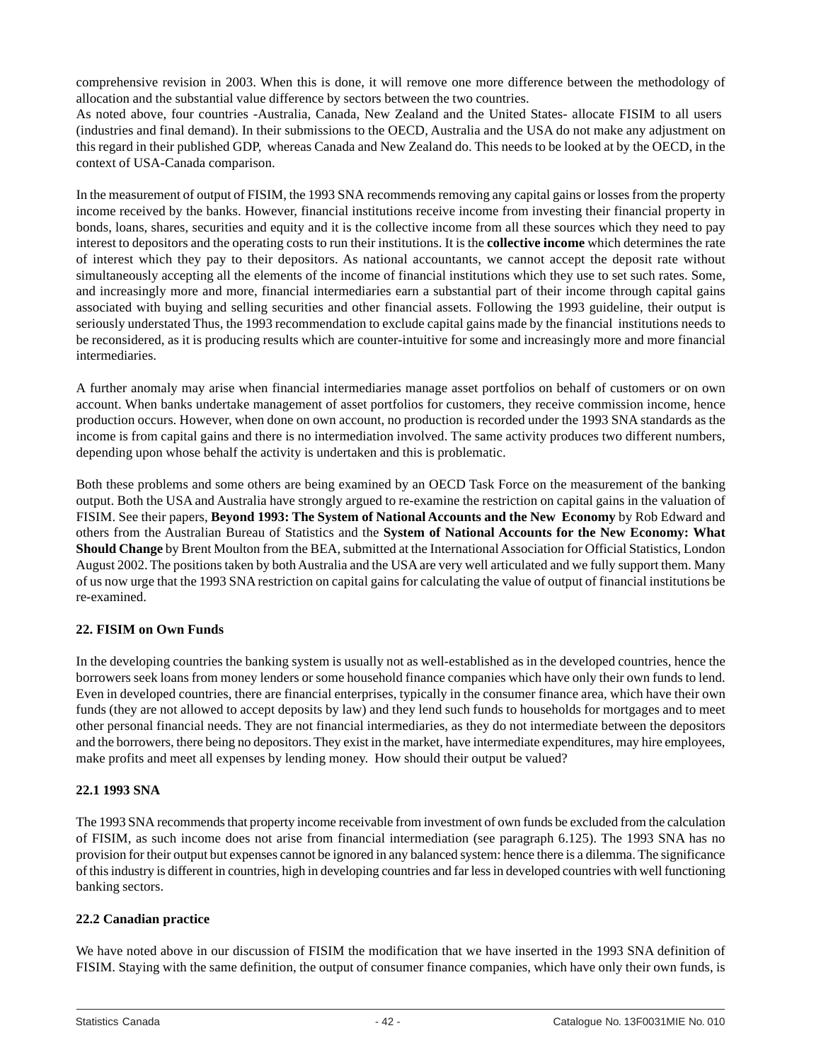comprehensive revision in 2003. When this is done, it will remove one more difference between the methodology of allocation and the substantial value difference by sectors between the two countries.
As noted above, four countries -Australia, Canada, New Zealand and the United States- allocate FISIM to all users (industries and final demand). In their submissions to the OECD, Australia and the USA do not make any adjustment on this regard in their published GDP, whereas Canada and New Zealand do. This needs to be looked at by the OECD, in the context of USA-Canada comparison.

In the measurement of output of FISIM, the 1993 SNA recommends removing any capital gains or losses from the property income received by the banks. However, financial institutions receive income from investing their financial property in bonds, loans, shares, securities and equity and it is the collective income from all these sources which they need to pay interest to depositors and the operating costs to run their institutions. It is the **collective income** which determines the rate of interest which they pay to their depositors. As national accountants, we cannot accept the deposit rate without simultaneously accepting all the elements of the income of financial institutions which they use to set such rates. Some, and increasingly more and more, financial intermediaries earn a substantial part of their income through capital gains associated with buying and selling securities and other financial assets. Following the 1993 guideline, their output is seriously understated Thus, the 1993 recommendation to exclude capital gains made by the financial institutions needs to be reconsidered, as it is producing results which are counter-intuitive for some and increasingly more and more financial intermediaries.

A further anomaly may arise when financial intermediaries manage asset portfolios on behalf of customers or on own account. When banks undertake management of asset portfolios for customers, they receive commission income, hence production occurs. However, when done on own account, no production is recorded under the 1993 SNA standards as the income is from capital gains and there is no intermediation involved. The same activity produces two different numbers, depending upon whose behalf the activity is undertaken and this is problematic.

Both these problems and some others are being examined by an OECD Task Force on the measurement of the banking output. Both the USA and Australia have strongly argued to re-examine the restriction on capital gains in the valuation of FISIM. See their papers, **Beyond 1993: The System of National Accounts and the New Economy** by Rob Edward and others from the Australian Bureau of Statistics and the **System of National Accounts for the New Economy: What Should Change** by Brent Moulton from the BEA, submitted at the International Association for Official Statistics, London August 2002. The positions taken by both Australia and the USA are very well articulated and we fully support them. Many of us now urge that the 1993 SNA restriction on capital gains for calculating the value of output of financial institutions be re-examined.

## 22. FISIM on Own Funds

In the developing countries the banking system is usually not as well-established as in the developed countries, hence the borrowers seek loans from money lenders or some household finance companies which have only their own funds to lend. Even in developed countries, there are financial enterprises, typically in the consumer finance area, which have their own funds (they are not allowed to accept deposits by law) and they lend such funds to households for mortgages and to meet other personal financial needs. They are not financial intermediaries, as they do not intermediate between the depositors and the borrowers, there being no depositors. They exist in the market, have intermediate expenditures, may hire employees, make profits and meet all expenses by lending money. How should their output be valued?

### 22.1 1993 SNA

The 1993 SNA recommends that property income receivable from investment of own funds be excluded from the calculation of FISIM, as such income does not arise from financial intermediation (see paragraph 6.125). The 1993 SNA has no provision for their output but expenses cannot be ignored in any balanced system: hence there is a dilemma. The significance of this industry is different in countries, high in developing countries and far less in developed countries with well functioning banking sectors.

### 22.2 Canadian practice

We have noted above in our discussion of FISIM the modification that we have inserted in the 1993 SNA definition of FISIM. Staying with the same definition, the output of consumer finance companies, which have only their own funds, is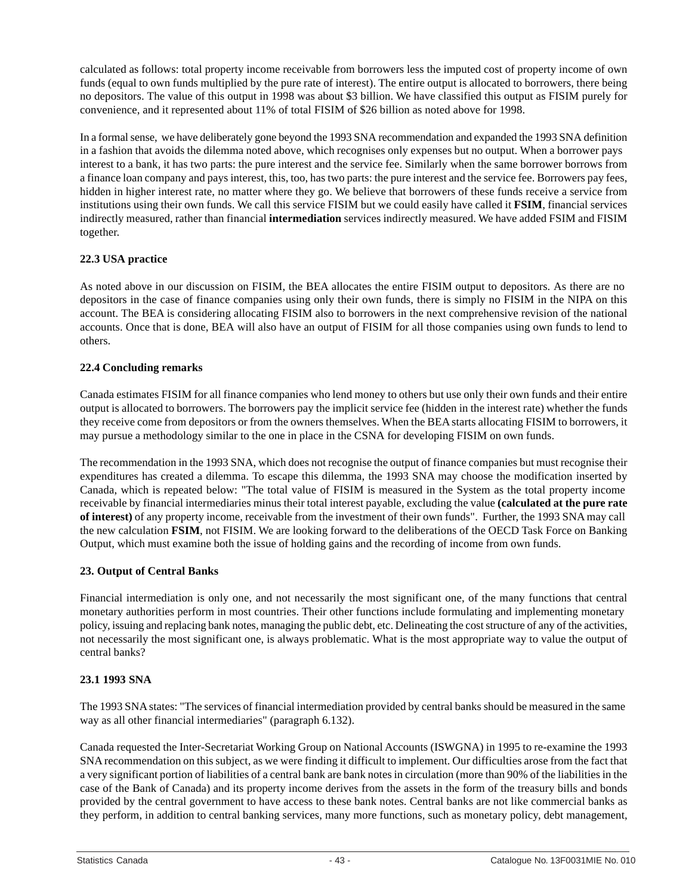calculated as follows: total property income receivable from borrowers less the imputed cost of property income of own funds (equal to own funds multiplied by the pure rate of interest). The entire output is allocated to borrowers, there being no depositors. The value of this output in 1998 was about $3 billion. We have classified this output as FISIM purely for convenience, and it represented about 11% of total FISIM of $26 billion as noted above for 1998.

In a formal sense, we have deliberately gone beyond the 1993 SNA recommendation and expanded the 1993 SNA definition in a fashion that avoids the dilemma noted above, which recognises only expenses but no output. When a borrower pays interest to a bank, it has two parts: the pure interest and the service fee. Similarly when the same borrower borrows from a finance loan company and pays interest, this, too, has two parts: the pure interest and the service fee. Borrowers pay fees, hidden in higher interest rate, no matter where they go. We believe that borrowers of these funds receive a service from institutions using their own funds. We call this service FISIM but we could easily have called it **FSIM**, financial services indirectly measured, rather than financial **intermediation** services indirectly measured. We have added FSIM and FISIM together.

### 22.3 USA practice

As noted above in our discussion on FISIM, the BEA allocates the entire FISIM output to depositors. As there are no depositors in the case of finance companies using only their own funds, there is simply no FISIM in the NIPA on this account. The BEA is considering allocating FISIM also to borrowers in the next comprehensive revision of the national accounts. Once that is done, BEA will also have an output of FISIM for all those companies using own funds to lend to others.

### 22.4 Concluding remarks

Canada estimates FISIM for all finance companies who lend money to others but use only their own funds and their entire output is allocated to borrowers. The borrowers pay the implicit service fee (hidden in the interest rate) whether the funds they receive come from depositors or from the owners themselves. When the BEA starts allocating FISIM to borrowers, it may pursue a methodology similar to the one in place in the CSNA for developing FISIM on own funds.

The recommendation in the 1993 SNA, which does not recognise the output of finance companies but must recognise their expenditures has created a dilemma. To escape this dilemma, the 1993 SNA may choose the modification inserted by Canada, which is repeated below: "The total value of FISIM is measured in the System as the total property income receivable by financial intermediaries minus their total interest payable, excluding the value **(calculated at the pure rate of interest)** of any property income, receivable from the investment of their own funds". Further, the 1993 SNA may call the new calculation **FSIM**, not FISIM. We are looking forward to the deliberations of the OECD Task Force on Banking Output, which must examine both the issue of holding gains and the recording of income from own funds.

## 23. Output of Central Banks

Financial intermediation is only one, and not necessarily the most significant one, of the many functions that central monetary authorities perform in most countries. Their other functions include formulating and implementing monetary policy, issuing and replacing bank notes, managing the public debt, etc. Delineating the cost structure of any of the activities, not necessarily the most significant one, is always problematic. What is the most appropriate way to value the output of central banks?

### 23.1 1993 SNA

The 1993 SNA states: "The services of financial intermediation provided by central banks should be measured in the same way as all other financial intermediaries" (paragraph 6.132).

Canada requested the Inter-Secretariat Working Group on National Accounts (ISWGNA) in 1995 to re-examine the 1993 SNA recommendation on this subject, as we were finding it difficult to implement. Our difficulties arose from the fact that a very significant portion of liabilities of a central bank are bank notes in circulation (more than 90% of the liabilities in the case of the Bank of Canada) and its property income derives from the assets in the form of the treasury bills and bonds provided by the central government to have access to these bank notes. Central banks are not like commercial banks as they perform, in addition to central banking services, many more functions, such as monetary policy, debt management,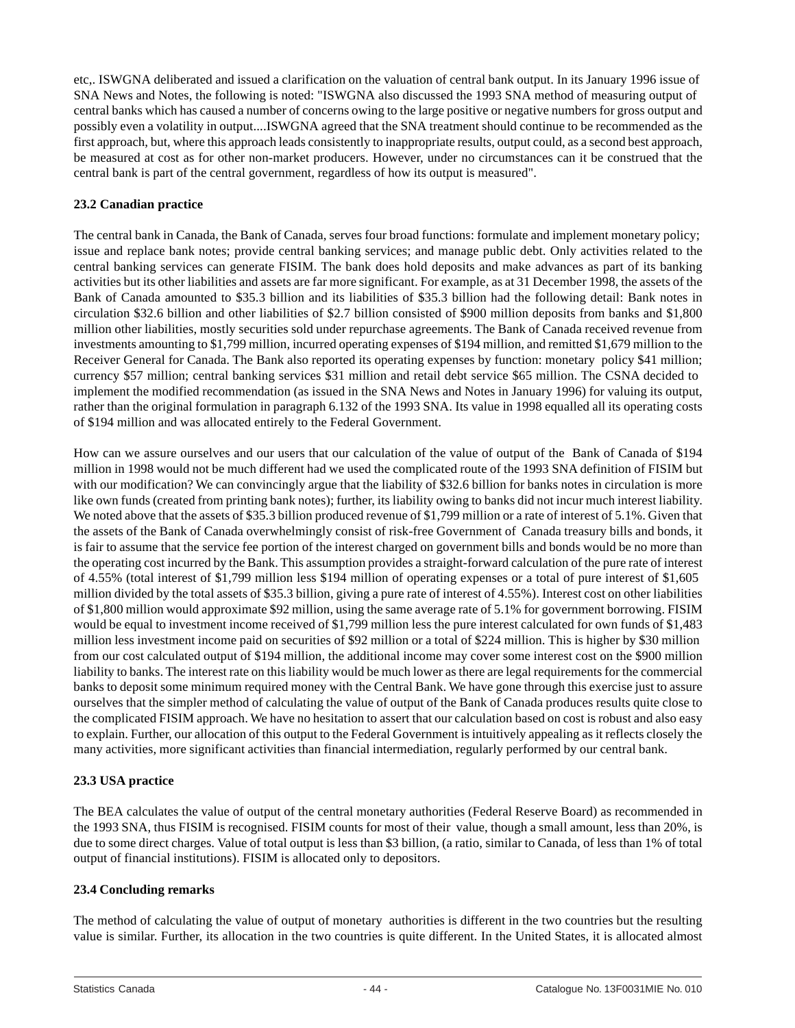etc,. ISWGNA deliberated and issued a clarification on the valuation of central bank output. In its January 1996 issue of SNA News and Notes, the following is noted: "ISWGNA also discussed the 1993 SNA method of measuring output of central banks which has caused a number of concerns owing to the large positive or negative numbers for gross output and possibly even a volatility in output....ISWGNA agreed that the SNA treatment should continue to be recommended as the first approach, but, where this approach leads consistently to inappropriate results, output could, as a second best approach, be measured at cost as for other non-market producers. However, under no circumstances can it be construed that the central bank is part of the central government, regardless of how its output is measured".

**23.2 Canadian practice**

The central bank in Canada, the Bank of Canada, serves four broad functions: formulate and implement monetary policy; issue and replace bank notes; provide central banking services; and manage public debt. Only activities related to the central banking services can generate FISIM. The bank does hold deposits and make advances as part of its banking activities but its other liabilities and assets are far more significant. For example, as at 31 December 1998, the assets of the Bank of Canada amounted to $35.3 billion and its liabilities of $35.3 billion had the following detail: Bank notes in circulation $32.6 billion and other liabilities of $2.7 billion consisted of $900 million deposits from banks and $1,800 million other liabilities, mostly securities sold under repurchase agreements. The Bank of Canada received revenue from investments amounting to $1,799 million, incurred operating expenses of $194 million, and remitted $1,679 million to the Receiver General for Canada. The Bank also reported its operating expenses by function: monetary policy $41 million; currency $57 million; central banking services $31 million and retail debt service $65 million. The CSNA decided to implement the modified recommendation (as issued in the SNA News and Notes in January 1996) for valuing its output, rather than the original formulation in paragraph 6.132 of the 1993 SNA. Its value in 1998 equalled all its operating costs of $194 million and was allocated entirely to the Federal Government.

How can we assure ourselves and our users that our calculation of the value of output of the Bank of Canada of $194 million in 1998 would not be much different had we used the complicated route of the 1993 SNA definition of FISIM but with our modification? We can convincingly argue that the liability of $32.6 billion for banks notes in circulation is more like own funds (created from printing bank notes); further, its liability owing to banks did not incur much interest liability. We noted above that the assets of $35.3 billion produced revenue of $1,799 million or a rate of interest of 5.1%. Given that the assets of the Bank of Canada overwhelmingly consist of risk-free Government of Canada treasury bills and bonds, it is fair to assume that the service fee portion of the interest charged on government bills and bonds would be no more than the operating cost incurred by the Bank. This assumption provides a straight-forward calculation of the pure rate of interest of 4.55% (total interest of $1,799 million less $194 million of operating expenses or a total of pure interest of $1,605 million divided by the total assets of $35.3 billion, giving a pure rate of interest of 4.55%). Interest cost on other liabilities of $1,800 million would approximate $92 million, using the same average rate of 5.1% for government borrowing. FISIM would be equal to investment income received of $1,799 million less the pure interest calculated for own funds of $1,483 million less investment income paid on securities of $92 million or a total of $224 million. This is higher by $30 million from our cost calculated output of $194 million, the additional income may cover some interest cost on the $900 million liability to banks. The interest rate on this liability would be much lower as there are legal requirements for the commercial banks to deposit some minimum required money with the Central Bank. We have gone through this exercise just to assure ourselves that the simpler method of calculating the value of output of the Bank of Canada produces results quite close to the complicated FISIM approach. We have no hesitation to assert that our calculation based on cost is robust and also easy to explain. Further, our allocation of this output to the Federal Government is intuitively appealing as it reflects closely the many activities, more significant activities than financial intermediation, regularly performed by our central bank.

**23.3 USA practice**

The BEA calculates the value of output of the central monetary authorities (Federal Reserve Board) as recommended in the 1993 SNA, thus FISIM is recognised. FISIM counts for most of their value, though a small amount, less than 20%, is due to some direct charges. Value of total output is less than $3 billion, (a ratio, similar to Canada, of less than 1% of total output of financial institutions). FISIM is allocated only to depositors.

**23.4 Concluding remarks**

The method of calculating the value of output of monetary authorities is different in the two countries but the resulting value is similar. Further, its allocation in the two countries is quite different. In the United States, it is allocated almost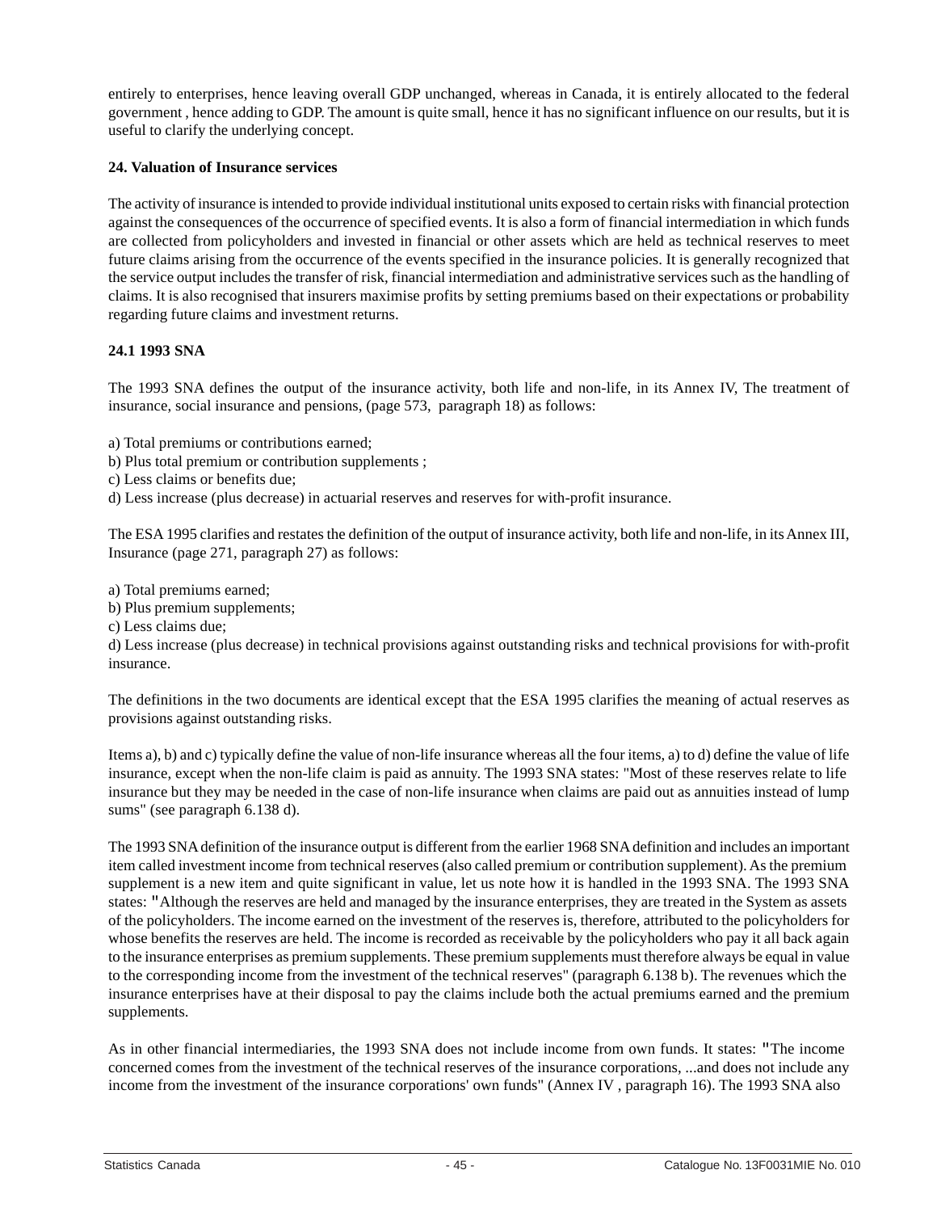entirely to enterprises, hence leaving overall GDP unchanged, whereas in Canada, it is entirely allocated to the federal government , hence adding to GDP. The amount is quite small, hence it has no significant influence on our results, but it is useful to clarify the underlying concept.

## 24. Valuation of Insurance services

The activity of insurance is intended to provide individual institutional units exposed to certain risks with financial protection against the consequences of the occurrence of specified events. It is also a form of financial intermediation in which funds are collected from policyholders and invested in financial or other assets which are held as technical reserves to meet future claims arising from the occurrence of the events specified in the insurance policies. It is generally recognized that the service output includes the transfer of risk, financial intermediation and administrative services such as the handling of claims. It is also recognised that insurers maximise profits by setting premiums based on their expectations or probability regarding future claims and investment returns.

### 24.1 1993 SNA

The 1993 SNA defines the output of the insurance activity, both life and non-life, in its Annex IV, The treatment of insurance, social insurance and pensions, (page 573, paragraph 18) as follows:

a) Total premiums or contributions earned;
b) Plus total premium or contribution supplements ;
c) Less claims or benefits due;
d) Less increase (plus decrease) in actuarial reserves and reserves for with-profit insurance.

The ESA 1995 clarifies and restates the definition of the output of insurance activity, both life and non-life, in its Annex III, Insurance (page 271, paragraph 27) as follows:

a) Total premiums earned;
b) Plus premium supplements;
c) Less claims due;
d) Less increase (plus decrease) in technical provisions against outstanding risks and technical provisions for with-profit insurance.

The definitions in the two documents are identical except that the ESA 1995 clarifies the meaning of actual reserves as provisions against outstanding risks.

Items a), b) and c) typically define the value of non-life insurance whereas all the four items, a) to d) define the value of life insurance, except when the non-life claim is paid as annuity. The 1993 SNA states: "Most of these reserves relate to life insurance but they may be needed in the case of non-life insurance when claims are paid out as annuities instead of lump sums" (see paragraph 6.138 d).

The 1993 SNA definition of the insurance output is different from the earlier 1968 SNA definition and includes an important item called investment income from technical reserves (also called premium or contribution supplement). As the premium supplement is a new item and quite significant in value, let us note how it is handled in the 1993 SNA. The 1993 SNA states: "Although the reserves are held and managed by the insurance enterprises, they are treated in the System as assets of the policyholders. The income earned on the investment of the reserves is, therefore, attributed to the policyholders for whose benefits the reserves are held. The income is recorded as receivable by the policyholders who pay it all back again to the insurance enterprises as premium supplements. These premium supplements must therefore always be equal in value to the corresponding income from the investment of the technical reserves" (paragraph 6.138 b). The revenues which the insurance enterprises have at their disposal to pay the claims include both the actual premiums earned and the premium supplements.

As in other financial intermediaries, the 1993 SNA does not include income from own funds. It states: "The income concerned comes from the investment of the technical reserves of the insurance corporations, ...and does not include any income from the investment of the insurance corporations' own funds" (Annex IV , paragraph 16). The 1993 SNA also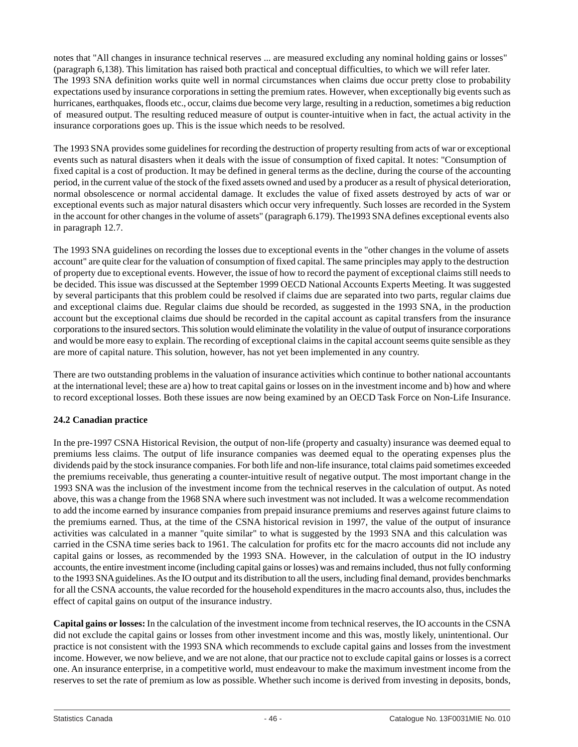notes that "All changes in insurance technical reserves ... are measured excluding any nominal holding gains or losses" (paragraph 6,138). This limitation has raised both practical and conceptual difficulties, to which we will refer later. The 1993 SNA definition works quite well in normal circumstances when claims due occur pretty close to probability expectations used by insurance corporations in setting the premium rates. However, when exceptionally big events such as hurricanes, earthquakes, floods etc., occur, claims due become very large, resulting in a reduction, sometimes a big reduction of measured output. The resulting reduced measure of output is counter-intuitive when in fact, the actual activity in the insurance corporations goes up. This is the issue which needs to be resolved.

The 1993 SNA provides some guidelines for recording the destruction of property resulting from acts of war or exceptional events such as natural disasters when it deals with the issue of consumption of fixed capital. It notes: "Consumption of fixed capital is a cost of production. It may be defined in general terms as the decline, during the course of the accounting period, in the current value of the stock of the fixed assets owned and used by a producer as a result of physical deterioration, normal obsolescence or normal accidental damage. It excludes the value of fixed assets destroyed by acts of war or exceptional events such as major natural disasters which occur very infrequently. Such losses are recorded in the System in the account for other changes in the volume of assets" (paragraph 6.179). The1993 SNA defines exceptional events also in paragraph 12.7.

The 1993 SNA guidelines on recording the losses due to exceptional events in the "other changes in the volume of assets account" are quite clear for the valuation of consumption of fixed capital. The same principles may apply to the destruction of property due to exceptional events. However, the issue of how to record the payment of exceptional claims still needs to be decided. This issue was discussed at the September 1999 OECD National Accounts Experts Meeting. It was suggested by several participants that this problem could be resolved if claims due are separated into two parts, regular claims due and exceptional claims due. Regular claims due should be recorded, as suggested in the 1993 SNA, in the production account but the exceptional claims due should be recorded in the capital account as capital transfers from the insurance corporations to the insured sectors. This solution would eliminate the volatility in the value of output of insurance corporations and would be more easy to explain. The recording of exceptional claims in the capital account seems quite sensible as they are more of capital nature. This solution, however, has not yet been implemented in any country.

There are two outstanding problems in the valuation of insurance activities which continue to bother national accountants at the international level; these are a) how to treat capital gains or losses on in the investment income and b) how and where to record exceptional losses. Both these issues are now being examined by an OECD Task Force on Non-Life Insurance.

**24.2 Canadian practice**

In the pre-1997 CSNA Historical Revision, the output of non-life (property and casualty) insurance was deemed equal to premiums less claims. The output of life insurance companies was deemed equal to the operating expenses plus the dividends paid by the stock insurance companies. For both life and non-life insurance, total claims paid sometimes exceeded the premiums receivable, thus generating a counter-intuitive result of negative output. The most important change in the 1993 SNA was the inclusion of the investment income from the technical reserves in the calculation of output. As noted above, this was a change from the 1968 SNA where such investment was not included. It was a welcome recommendation to add the income earned by insurance companies from prepaid insurance premiums and reserves against future claims to the premiums earned. Thus, at the time of the CSNA historical revision in 1997, the value of the output of insurance activities was calculated in a manner "quite similar" to what is suggested by the 1993 SNA and this calculation was carried in the CSNA time series back to 1961. The calculation for profits etc for the macro accounts did not include any capital gains or losses, as recommended by the 1993 SNA. However, in the calculation of output in the IO industry accounts, the entire investment income (including capital gains or losses) was and remains included, thus not fully conforming to the 1993 SNA guidelines. As the IO output and its distribution to all the users, including final demand, provides benchmarks for all the CSNA accounts, the value recorded for the household expenditures in the macro accounts also, thus, includes the effect of capital gains on output of the insurance industry.

**Capital gains or losses:** In the calculation of the investment income from technical reserves, the IO accounts in the CSNA did not exclude the capital gains or losses from other investment income and this was, mostly likely, unintentional. Our practice is not consistent with the 1993 SNA which recommends to exclude capital gains and losses from the investment income. However, we now believe, and we are not alone, that our practice not to exclude capital gains or losses is a correct one. An insurance enterprise, in a competitive world, must endeavour to make the maximum investment income from the reserves to set the rate of premium as low as possible. Whether such income is derived from investing in deposits, bonds,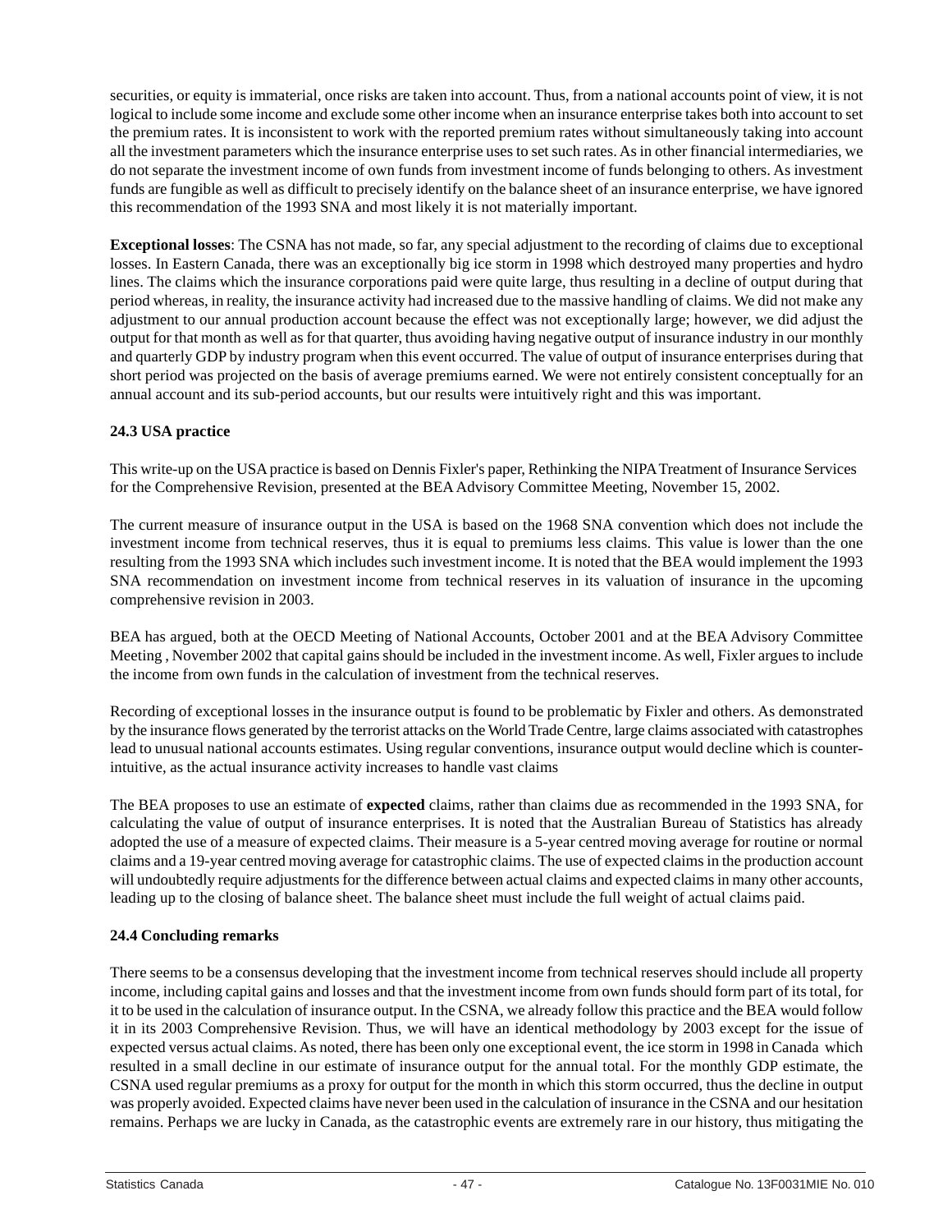securities, or equity is immaterial, once risks are taken into account. Thus, from a national accounts point of view, it is not logical to include some income and exclude some other income when an insurance enterprise takes both into account to set the premium rates. It is inconsistent to work with the reported premium rates without simultaneously taking into account all the investment parameters which the insurance enterprise uses to set such rates. As in other financial intermediaries, we do not separate the investment income of own funds from investment income of funds belonging to others. As investment funds are fungible as well as difficult to precisely identify on the balance sheet of an insurance enterprise, we have ignored this recommendation of the 1993 SNA and most likely it is not materially important.

**Exceptional losses**: The CSNA has not made, so far, any special adjustment to the recording of claims due to exceptional losses. In Eastern Canada, there was an exceptionally big ice storm in 1998 which destroyed many properties and hydro lines. The claims which the insurance corporations paid were quite large, thus resulting in a decline of output during that period whereas, in reality, the insurance activity had increased due to the massive handling of claims. We did not make any adjustment to our annual production account because the effect was not exceptionally large; however, we did adjust the output for that month as well as for that quarter, thus avoiding having negative output of insurance industry in our monthly and quarterly GDP by industry program when this event occurred. The value of output of insurance enterprises during that short period was projected on the basis of average premiums earned. We were not entirely consistent conceptually for an annual account and its sub-period accounts, but our results were intuitively right and this was important.

### 24.3 USA practice

This write-up on the USA practice is based on Dennis Fixler's paper, Rethinking the NIPA Treatment of Insurance Services for the Comprehensive Revision, presented at the BEA Advisory Committee Meeting, November 15, 2002.

The current measure of insurance output in the USA is based on the 1968 SNA convention which does not include the investment income from technical reserves, thus it is equal to premiums less claims. This value is lower than the one resulting from the 1993 SNA which includes such investment income. It is noted that the BEA would implement the 1993 SNA recommendation on investment income from technical reserves in its valuation of insurance in the upcoming comprehensive revision in 2003.

BEA has argued, both at the OECD Meeting of National Accounts, October 2001 and at the BEA Advisory Committee Meeting , November 2002 that capital gains should be included in the investment income. As well, Fixler argues to include the income from own funds in the calculation of investment from the technical reserves.

Recording of exceptional losses in the insurance output is found to be problematic by Fixler and others. As demonstrated by the insurance flows generated by the terrorist attacks on the World Trade Centre, large claims associated with catastrophes lead to unusual national accounts estimates. Using regular conventions, insurance output would decline which is counter-intuitive, as the actual insurance activity increases to handle vast claims

The BEA proposes to use an estimate of **expected** claims, rather than claims due as recommended in the 1993 SNA, for calculating the value of output of insurance enterprises. It is noted that the Australian Bureau of Statistics has already adopted the use of a measure of expected claims. Their measure is a 5-year centred moving average for routine or normal claims and a 19-year centred moving average for catastrophic claims. The use of expected claims in the production account will undoubtedly require adjustments for the difference between actual claims and expected claims in many other accounts, leading up to the closing of balance sheet. The balance sheet must include the full weight of actual claims paid.

### 24.4 Concluding remarks

There seems to be a consensus developing that the investment income from technical reserves should include all property income, including capital gains and losses and that the investment income from own funds should form part of its total, for it to be used in the calculation of insurance output. In the CSNA, we already follow this practice and the BEA would follow it in its 2003 Comprehensive Revision. Thus, we will have an identical methodology by 2003 except for the issue of expected versus actual claims. As noted, there has been only one exceptional event, the ice storm in 1998 in Canada which resulted in a small decline in our estimate of insurance output for the annual total. For the monthly GDP estimate, the CSNA used regular premiums as a proxy for output for the month in which this storm occurred, thus the decline in output was properly avoided. Expected claims have never been used in the calculation of insurance in the CSNA and our hesitation remains. Perhaps we are lucky in Canada, as the catastrophic events are extremely rare in our history, thus mitigating the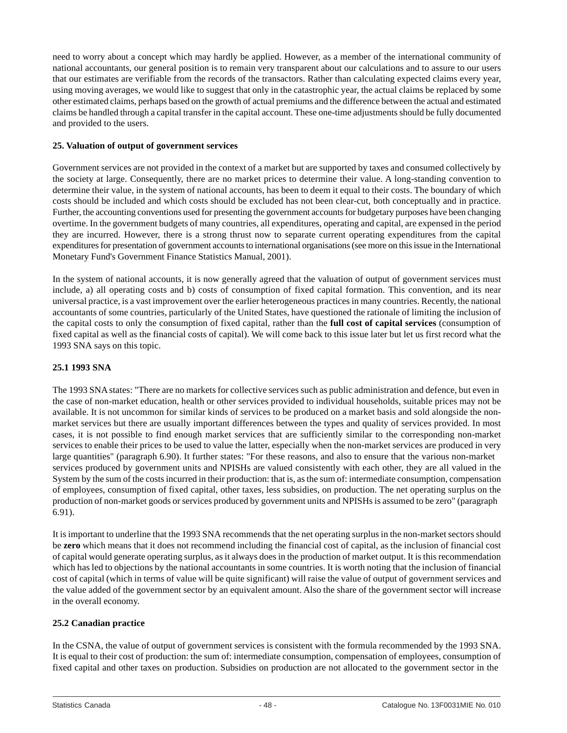need to worry about a concept which may hardly be applied. However, as a member of the international community of national accountants, our general position is to remain very transparent about our calculations and to assure to our users that our estimates are verifiable from the records of the transactors. Rather than calculating expected claims every year, using moving averages, we would like to suggest that only in the catastrophic year, the actual claims be replaced by some other estimated claims, perhaps based on the growth of actual premiums and the difference between the actual and estimated claims be handled through a capital transfer in the capital account. These one-time adjustments should be fully documented and provided to the users.

## 25. Valuation of output of government services

Government services are not provided in the context of a market but are supported by taxes and consumed collectively by the society at large. Consequently, there are no market prices to determine their value. A long-standing convention to determine their value, in the system of national accounts, has been to deem it equal to their costs. The boundary of which costs should be included and which costs should be excluded has not been clear-cut, both conceptually and in practice. Further, the accounting conventions used for presenting the government accounts for budgetary purposes have been changing overtime. In the government budgets of many countries, all expenditures, operating and capital, are expensed in the period they are incurred. However, there is a strong thrust now to separate current operating expenditures from the capital expenditures for presentation of government accounts to international organisations (see more on this issue in the International Monetary Fund's Government Finance Statistics Manual, 2001).

In the system of national accounts, it is now generally agreed that the valuation of output of government services must include, a) all operating costs and b) costs of consumption of fixed capital formation. This convention, and its near universal practice, is a vast improvement over the earlier heterogeneous practices in many countries. Recently, the national accountants of some countries, particularly of the United States, have questioned the rationale of limiting the inclusion of the capital costs to only the consumption of fixed capital, rather than the **full cost of capital services** (consumption of fixed capital as well as the financial costs of capital). We will come back to this issue later but let us first record what the 1993 SNA says on this topic.

### 25.1 1993 SNA

The 1993 SNA states: "There are no markets for collective services such as public administration and defence, but even in the case of non-market education, health or other services provided to individual households, suitable prices may not be available. It is not uncommon for similar kinds of services to be produced on a market basis and sold alongside the non-market services but there are usually important differences between the types and quality of services provided. In most cases, it is not possible to find enough market services that are sufficiently similar to the corresponding non-market services to enable their prices to be used to value the latter, especially when the non-market services are produced in very large quantities" (paragraph 6.90). It further states: "For these reasons, and also to ensure that the various non-market services produced by government units and NPISHs are valued consistently with each other, they are all valued in the System by the sum of the costs incurred in their production: that is, as the sum of: intermediate consumption, compensation of employees, consumption of fixed capital, other taxes, less subsidies, on production. The net operating surplus on the production of non-market goods or services produced by government units and NPISHs is assumed to be zero" (paragraph 6.91).

It is important to underline that the 1993 SNA recommends that the net operating surplus in the non-market sectors should be **zero** which means that it does not recommend including the financial cost of capital, as the inclusion of financial cost of capital would generate operating surplus, as it always does in the production of market output. It is this recommendation which has led to objections by the national accountants in some countries. It is worth noting that the inclusion of financial cost of capital (which in terms of value will be quite significant) will raise the value of output of government services and the value added of the government sector by an equivalent amount. Also the share of the government sector will increase in the overall economy.

### 25.2 Canadian practice

In the CSNA, the value of output of government services is consistent with the formula recommended by the 1993 SNA. It is equal to their cost of production: the sum of: intermediate consumption, compensation of employees, consumption of fixed capital and other taxes on production. Subsidies on production are not allocated to the government sector in the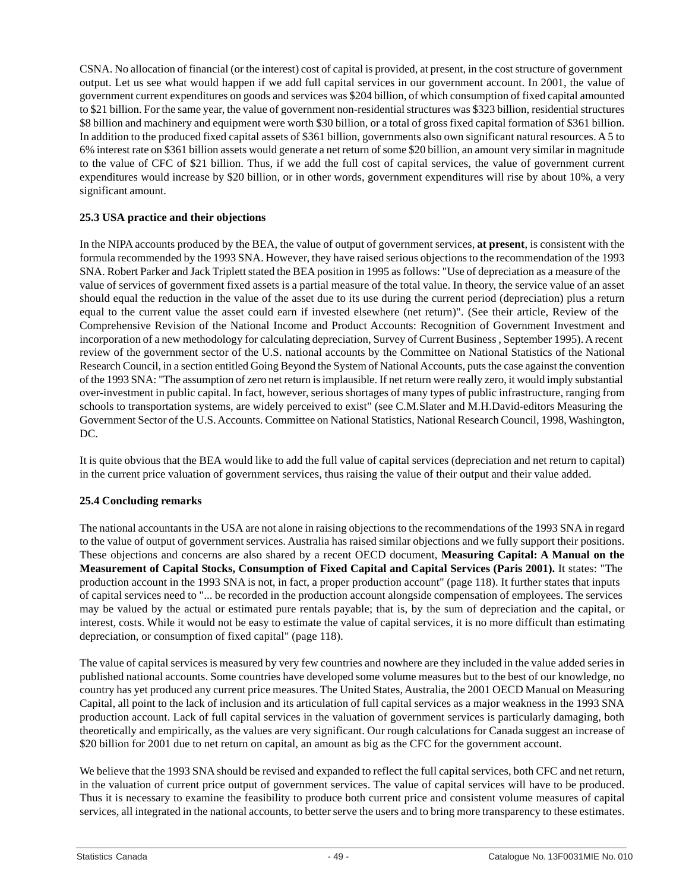CSNA. No allocation of financial (or the interest) cost of capital is provided, at present, in the cost structure of government output. Let us see what would happen if we add full capital services in our government account. In 2001, the value of government current expenditures on goods and services was $204 billion, of which consumption of fixed capital amounted to $21 billion. For the same year, the value of government non-residential structures was $323 billion, residential structures $8 billion and machinery and equipment were worth $30 billion, or a total of gross fixed capital formation of $361 billion. In addition to the produced fixed capital assets of $361 billion, governments also own significant natural resources. A 5 to 6% interest rate on $361 billion assets would generate a net return of some $20 billion, an amount very similar in magnitude to the value of CFC of $21 billion. Thus, if we add the full cost of capital services, the value of government current expenditures would increase by $20 billion, or in other words, government expenditures will rise by about 10%, a very significant amount.

### 25.3 USA practice and their objections

In the NIPA accounts produced by the BEA, the value of output of government services, **at present**, is consistent with the formula recommended by the 1993 SNA. However, they have raised serious objections to the recommendation of the 1993 SNA. Robert Parker and Jack Triplett stated the BEA position in 1995 as follows: "Use of depreciation as a measure of the value of services of government fixed assets is a partial measure of the total value. In theory, the service value of an asset should equal the reduction in the value of the asset due to its use during the current period (depreciation) plus a return equal to the current value the asset could earn if invested elsewhere (net return)". (See their article, Review of the Comprehensive Revision of the National Income and Product Accounts: Recognition of Government Investment and incorporation of a new methodology for calculating depreciation, Survey of Current Business , September 1995). A recent review of the government sector of the U.S. national accounts by the Committee on National Statistics of the National Research Council, in a section entitled Going Beyond the System of National Accounts, puts the case against the convention of the 1993 SNA: "The assumption of zero net return is implausible. If net return were really zero, it would imply substantial over-investment in public capital. In fact, however, serious shortages of many types of public infrastructure, ranging from schools to transportation systems, are widely perceived to exist" (see C.M.Slater and M.H.David-editors Measuring the Government Sector of the U.S. Accounts. Committee on National Statistics, National Research Council, 1998, Washington, DC.

It is quite obvious that the BEA would like to add the full value of capital services (depreciation and net return to capital) in the current price valuation of government services, thus raising the value of their output and their value added.

### 25.4 Concluding remarks

The national accountants in the USA are not alone in raising objections to the recommendations of the 1993 SNA in regard to the value of output of government services. Australia has raised similar objections and we fully support their positions. These objections and concerns are also shared by a recent OECD document, **Measuring Capital: A Manual on the Measurement of Capital Stocks, Consumption of Fixed Capital and Capital Services (Paris 2001).** It states: "The production account in the 1993 SNA is not, in fact, a proper production account" (page 118). It further states that inputs of capital services need to "... be recorded in the production account alongside compensation of employees. The services may be valued by the actual or estimated pure rentals payable; that is, by the sum of depreciation and the capital, or interest, costs. While it would not be easy to estimate the value of capital services, it is no more difficult than estimating depreciation, or consumption of fixed capital" (page 118).

The value of capital services is measured by very few countries and nowhere are they included in the value added series in published national accounts. Some countries have developed some volume measures but to the best of our knowledge, no country has yet produced any current price measures. The United States, Australia, the 2001 OECD Manual on Measuring Capital, all point to the lack of inclusion and its articulation of full capital services as a major weakness in the 1993 SNA production account. Lack of full capital services in the valuation of government services is particularly damaging, both theoretically and empirically, as the values are very significant. Our rough calculations for Canada suggest an increase of $20 billion for 2001 due to net return on capital, an amount as big as the CFC for the government account.

We believe that the 1993 SNA should be revised and expanded to reflect the full capital services, both CFC and net return, in the valuation of current price output of government services. The value of capital services will have to be produced. Thus it is necessary to examine the feasibility to produce both current price and consistent volume measures of capital services, all integrated in the national accounts, to better serve the users and to bring more transparency to these estimates.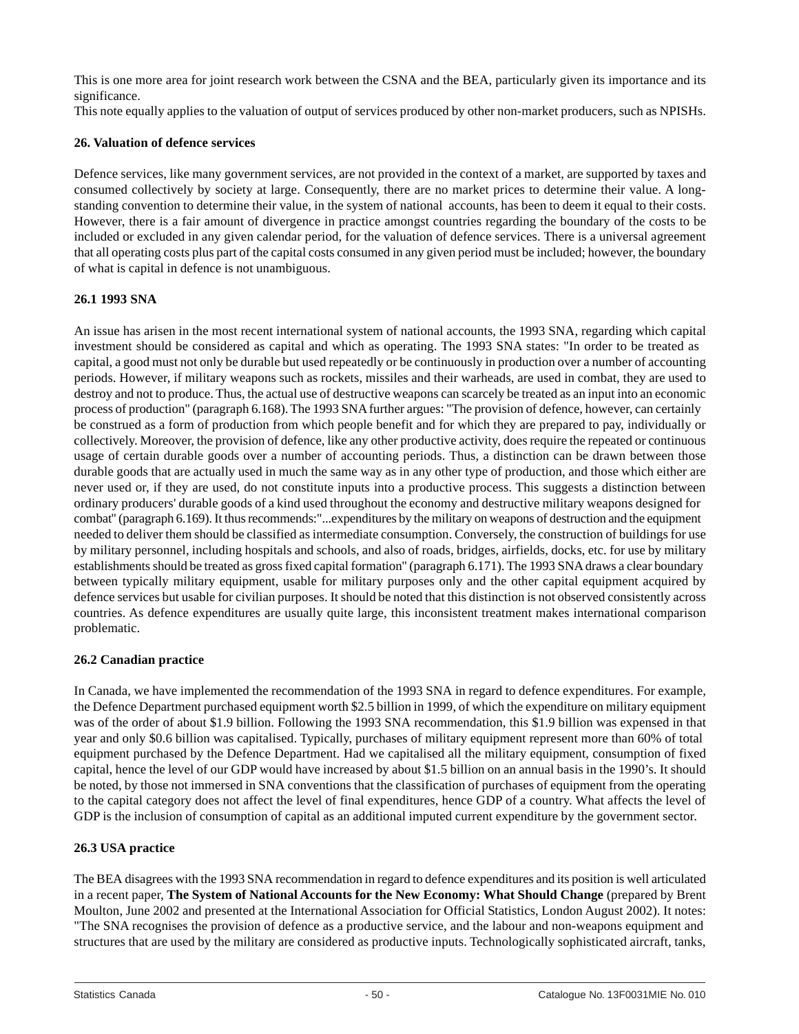This is one more area for joint research work between the CSNA and the BEA, particularly given its importance and its significance.

This note equally applies to the valuation of output of services produced by other non-market producers, such as NPISHs.

### 26. Valuation of defence services

Defence services, like many government services, are not provided in the context of a market, are supported by taxes and consumed collectively by society at large. Consequently, there are no market prices to determine their value. A long-standing convention to determine their value, in the system of national accounts, has been to deem it equal to their costs. However, there is a fair amount of divergence in practice amongst countries regarding the boundary of the costs to be included or excluded in any given calendar period, for the valuation of defence services. There is a universal agreement that all operating costs plus part of the capital costs consumed in any given period must be included; however, the boundary of what is capital in defence is not unambiguous.

#### 26.1 1993 SNA

An issue has arisen in the most recent international system of national accounts, the 1993 SNA, regarding which capital investment should be considered as capital and which as operating. The 1993 SNA states: "In order to be treated as capital, a good must not only be durable but used repeatedly or be continuously in production over a number of accounting periods. However, if military weapons such as rockets, missiles and their warheads, are used in combat, they are used to destroy and not to produce. Thus, the actual use of destructive weapons can scarcely be treated as an input into an economic process of production" (paragraph 6.168). The 1993 SNA further argues: "The provision of defence, however, can certainly be construed as a form of production from which people benefit and for which they are prepared to pay, individually or collectively. Moreover, the provision of defence, like any other productive activity, does require the repeated or continuous usage of certain durable goods over a number of accounting periods. Thus, a distinction can be drawn between those durable goods that are actually used in much the same way as in any other type of production, and those which either are never used or, if they are used, do not constitute inputs into a productive process. This suggests a distinction between ordinary producers' durable goods of a kind used throughout the economy and destructive military weapons designed for combat" (paragraph 6.169). It thus recommends:"...expenditures by the military on weapons of destruction and the equipment needed to deliver them should be classified as intermediate consumption. Conversely, the construction of buildings for use by military personnel, including hospitals and schools, and also of roads, bridges, airfields, docks, etc. for use by military establishments should be treated as gross fixed capital formation" (paragraph 6.171). The 1993 SNA draws a clear boundary between typically military equipment, usable for military purposes only and the other capital equipment acquired by defence services but usable for civilian purposes. It should be noted that this distinction is not observed consistently across countries. As defence expenditures are usually quite large, this inconsistent treatment makes international comparison problematic.

#### 26.2 Canadian practice

In Canada, we have implemented the recommendation of the 1993 SNA in regard to defence expenditures. For example, the Defence Department purchased equipment worth $2.5 billion in 1999, of which the expenditure on military equipment was of the order of about $1.9 billion. Following the 1993 SNA recommendation, this $1.9 billion was expensed in that year and only $0.6 billion was capitalised. Typically, purchases of military equipment represent more than 60% of total equipment purchased by the Defence Department. Had we capitalised all the military equipment, consumption of fixed capital, hence the level of our GDP would have increased by about $1.5 billion on an annual basis in the 1990's. It should be noted, by those not immersed in SNA conventions that the classification of purchases of equipment from the operating to the capital category does not affect the level of final expenditures, hence GDP of a country. What affects the level of GDP is the inclusion of consumption of capital as an additional imputed current expenditure by the government sector.

#### 26.3 USA practice

The BEA disagrees with the 1993 SNA recommendation in regard to defence expenditures and its position is well articulated in a recent paper, **The System of National Accounts for the New Economy: What Should Change** (prepared by Brent Moulton, June 2002 and presented at the International Association for Official Statistics, London August 2002). It notes: "The SNA recognises the provision of defence as a productive service, and the labour and non-weapons equipment and structures that are used by the military are considered as productive inputs. Technologically sophisticated aircraft, tanks,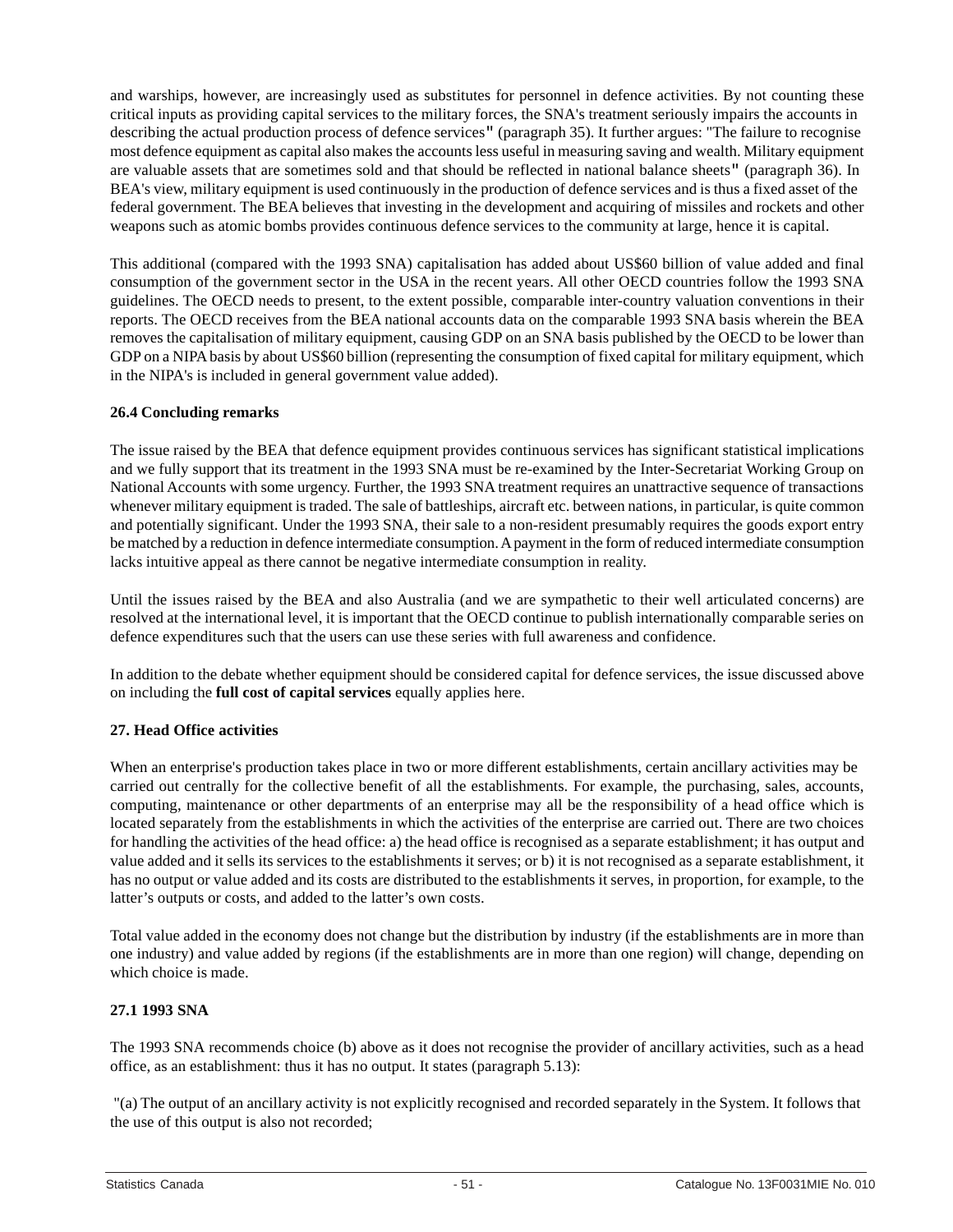and warships, however, are increasingly used as substitutes for personnel in defence activities. By not counting these critical inputs as providing capital services to the military forces, the SNA's treatment seriously impairs the accounts in describing the actual production process of defence services" (paragraph 35). It further argues: "The failure to recognise most defence equipment as capital also makes the accounts less useful in measuring saving and wealth. Military equipment are valuable assets that are sometimes sold and that should be reflected in national balance sheets" (paragraph 36). In BEA's view, military equipment is used continuously in the production of defence services and is thus a fixed asset of the federal government. The BEA believes that investing in the development and acquiring of missiles and rockets and other weapons such as atomic bombs provides continuous defence services to the community at large, hence it is capital.

This additional (compared with the 1993 SNA) capitalisation has added about US$60 billion of value added and final consumption of the government sector in the USA in the recent years. All other OECD countries follow the 1993 SNA guidelines. The OECD needs to present, to the extent possible, comparable inter-country valuation conventions in their reports. The OECD receives from the BEA national accounts data on the comparable 1993 SNA basis wherein the BEA removes the capitalisation of military equipment, causing GDP on an SNA basis published by the OECD to be lower than GDP on a NIPA basis by about US$60 billion (representing the consumption of fixed capital for military equipment, which in the NIPA's is included in general government value added).

### 26.4 Concluding remarks

The issue raised by the BEA that defence equipment provides continuous services has significant statistical implications and we fully support that its treatment in the 1993 SNA must be re-examined by the Inter-Secretariat Working Group on National Accounts with some urgency. Further, the 1993 SNA treatment requires an unattractive sequence of transactions whenever military equipment is traded. The sale of battleships, aircraft etc. between nations, in particular, is quite common and potentially significant. Under the 1993 SNA, their sale to a non-resident presumably requires the goods export entry be matched by a reduction in defence intermediate consumption. A payment in the form of reduced intermediate consumption lacks intuitive appeal as there cannot be negative intermediate consumption in reality.

Until the issues raised by the BEA and also Australia (and we are sympathetic to their well articulated concerns) are resolved at the international level, it is important that the OECD continue to publish internationally comparable series on defence expenditures such that the users can use these series with full awareness and confidence.

In addition to the debate whether equipment should be considered capital for defence services, the issue discussed above on including the **full cost of capital services** equally applies here.

## 27. Head Office activities

When an enterprise's production takes place in two or more different establishments, certain ancillary activities may be carried out centrally for the collective benefit of all the establishments. For example, the purchasing, sales, accounts, computing, maintenance or other departments of an enterprise may all be the responsibility of a head office which is located separately from the establishments in which the activities of the enterprise are carried out. There are two choices for handling the activities of the head office: a) the head office is recognised as a separate establishment; it has output and value added and it sells its services to the establishments it serves; or b) it is not recognised as a separate establishment, it has no output or value added and its costs are distributed to the establishments it serves, in proportion, for example, to the latter's outputs or costs, and added to the latter's own costs.

Total value added in the economy does not change but the distribution by industry (if the establishments are in more than one industry) and value added by regions (if the establishments are in more than one region) will change, depending on which choice is made.

### 27.1 1993 SNA

The 1993 SNA recommends choice (b) above as it does not recognise the provider of ancillary activities, such as a head office, as an establishment: thus it has no output. It states (paragraph 5.13):

"(a) The output of an ancillary activity is not explicitly recognised and recorded separately in the System. It follows that the use of this output is also not recorded;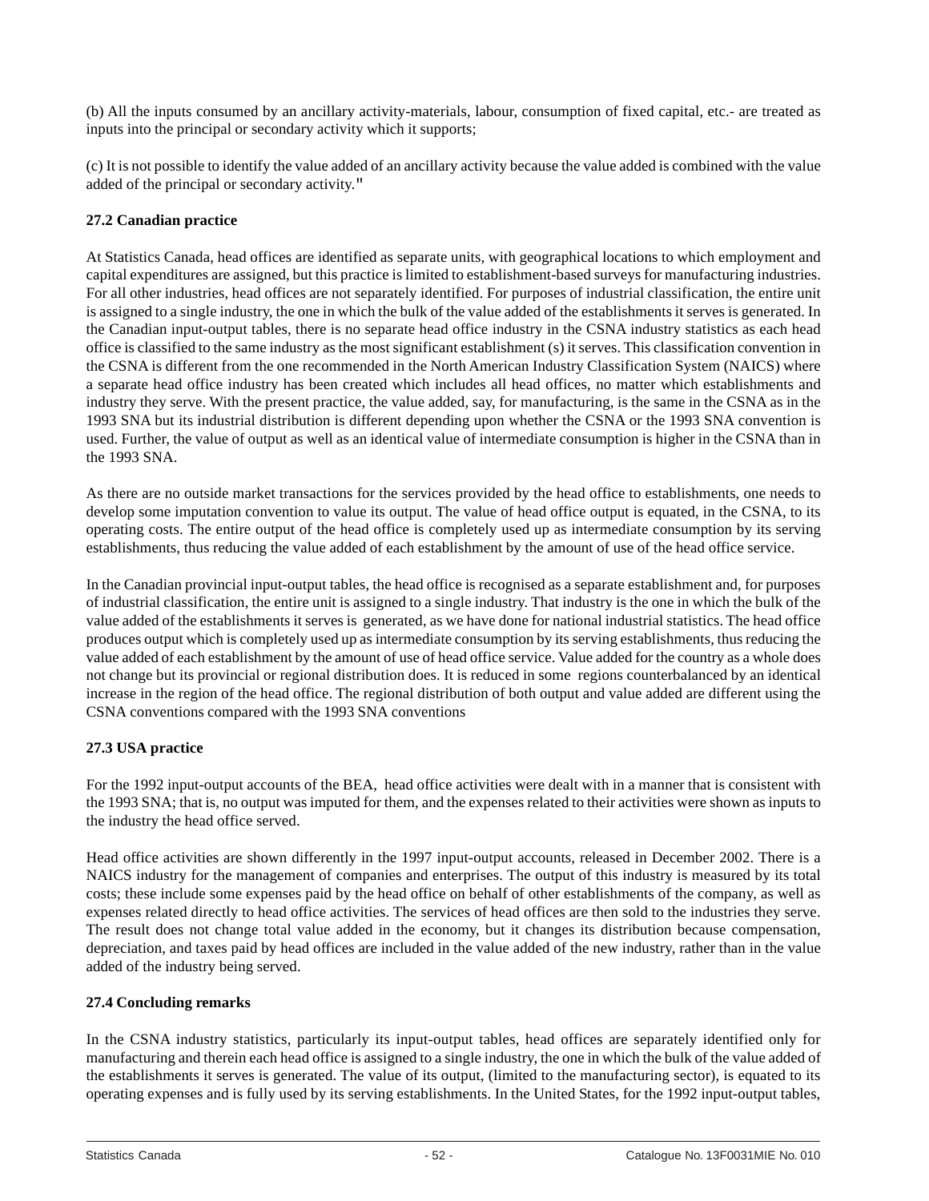(b) All the inputs consumed by an ancillary activity-materials, labour, consumption of fixed capital, etc.- are treated as inputs into the principal or secondary activity which it supports;

(c) It is not possible to identify the value added of an ancillary activity because the value added is combined with the value added of the principal or secondary activity."

**27.2 Canadian practice**

At Statistics Canada, head offices are identified as separate units, with geographical locations to which employment and capital expenditures are assigned, but this practice is limited to establishment-based surveys for manufacturing industries. For all other industries, head offices are not separately identified. For purposes of industrial classification, the entire unit is assigned to a single industry, the one in which the bulk of the value added of the establishments it serves is generated. In the Canadian input-output tables, there is no separate head office industry in the CSNA industry statistics as each head office is classified to the same industry as the most significant establishment (s) it serves. This classification convention in the CSNA is different from the one recommended in the North American Industry Classification System (NAICS) where a separate head office industry has been created which includes all head offices, no matter which establishments and industry they serve. With the present practice, the value added, say, for manufacturing, is the same in the CSNA as in the 1993 SNA but its industrial distribution is different depending upon whether the CSNA or the 1993 SNA convention is used. Further, the value of output as well as an identical value of intermediate consumption is higher in the CSNA than in the 1993 SNA.

As there are no outside market transactions for the services provided by the head office to establishments, one needs to develop some imputation convention to value its output. The value of head office output is equated, in the CSNA, to its operating costs. The entire output of the head office is completely used up as intermediate consumption by its serving establishments, thus reducing the value added of each establishment by the amount of use of the head office service.

In the Canadian provincial input-output tables, the head office is recognised as a separate establishment and, for purposes of industrial classification, the entire unit is assigned to a single industry. That industry is the one in which the bulk of the value added of the establishments it serves is generated, as we have done for national industrial statistics. The head office produces output which is completely used up as intermediate consumption by its serving establishments, thus reducing the value added of each establishment by the amount of use of head office service. Value added for the country as a whole does not change but its provincial or regional distribution does. It is reduced in some regions counterbalanced by an identical increase in the region of the head office. The regional distribution of both output and value added are different using the CSNA conventions compared with the 1993 SNA conventions

**27.3 USA practice**

For the 1992 input-output accounts of the BEA, head office activities were dealt with in a manner that is consistent with the 1993 SNA; that is, no output was imputed for them, and the expenses related to their activities were shown as inputs to the industry the head office served.

Head office activities are shown differently in the 1997 input-output accounts, released in December 2002. There is a NAICS industry for the management of companies and enterprises. The output of this industry is measured by its total costs; these include some expenses paid by the head office on behalf of other establishments of the company, as well as expenses related directly to head office activities. The services of head offices are then sold to the industries they serve. The result does not change total value added in the economy, but it changes its distribution because compensation, depreciation, and taxes paid by head offices are included in the value added of the new industry, rather than in the value added of the industry being served.

**27.4 Concluding remarks**

In the CSNA industry statistics, particularly its input-output tables, head offices are separately identified only for manufacturing and therein each head office is assigned to a single industry, the one in which the bulk of the value added of the establishments it serves is generated. The value of its output, (limited to the manufacturing sector), is equated to its operating expenses and is fully used by its serving establishments. In the United States, for the 1992 input-output tables,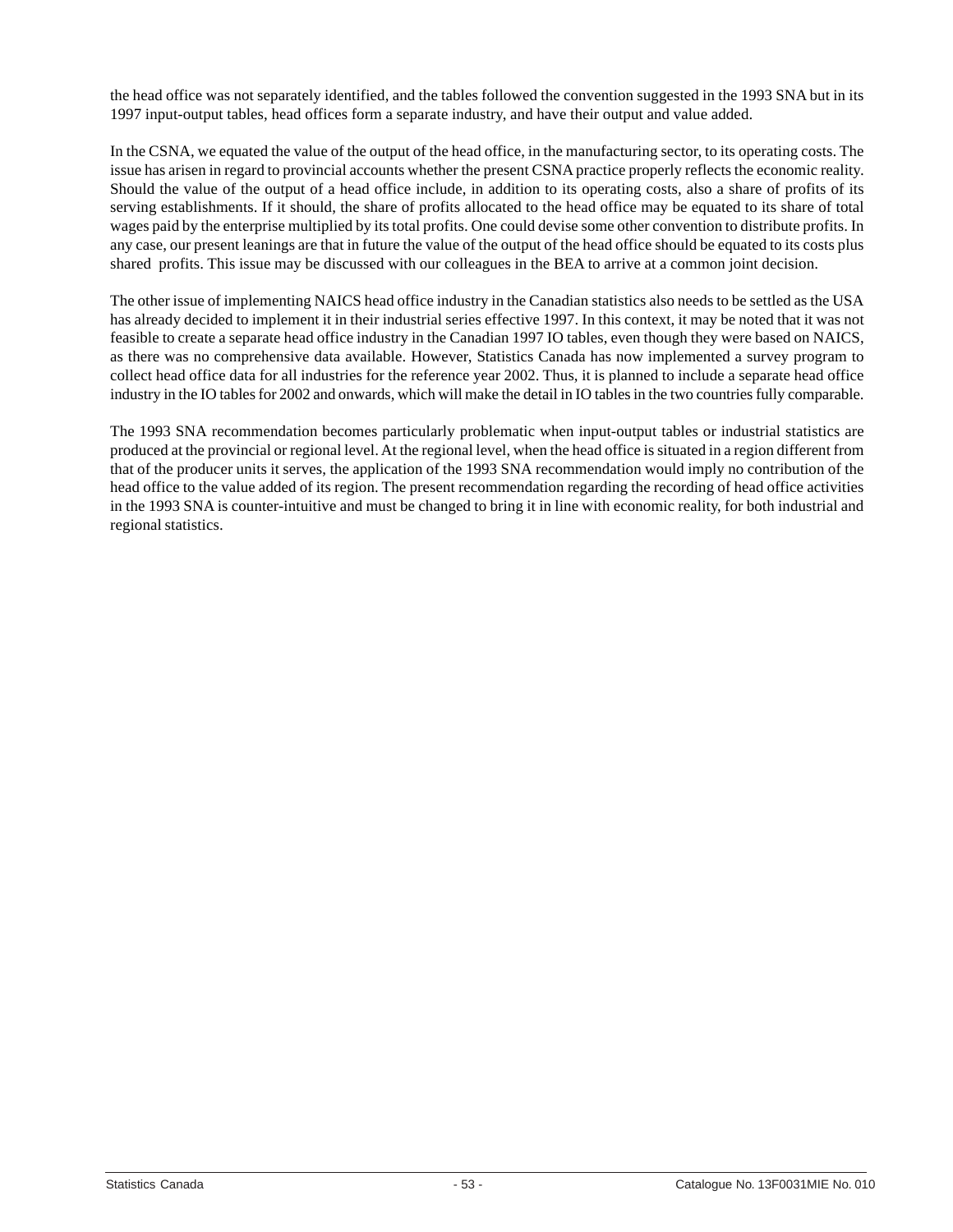the head office was not separately identified, and the tables followed the convention suggested in the 1993 SNA but in its 1997 input-output tables, head offices form a separate industry, and have their output and value added.

In the CSNA, we equated the value of the output of the head office, in the manufacturing sector, to its operating costs. The issue has arisen in regard to provincial accounts whether the present CSNA practice properly reflects the economic reality. Should the value of the output of a head office include, in addition to its operating costs, also a share of profits of its serving establishments. If it should, the share of profits allocated to the head office may be equated to its share of total wages paid by the enterprise multiplied by its total profits. One could devise some other convention to distribute profits. In any case, our present leanings are that in future the value of the output of the head office should be equated to its costs plus shared profits. This issue may be discussed with our colleagues in the BEA to arrive at a common joint decision.

The other issue of implementing NAICS head office industry in the Canadian statistics also needs to be settled as the USA has already decided to implement it in their industrial series effective 1997. In this context, it may be noted that it was not feasible to create a separate head office industry in the Canadian 1997 IO tables, even though they were based on NAICS, as there was no comprehensive data available. However, Statistics Canada has now implemented a survey program to collect head office data for all industries for the reference year 2002. Thus, it is planned to include a separate head office industry in the IO tables for 2002 and onwards, which will make the detail in IO tables in the two countries fully comparable.

The 1993 SNA recommendation becomes particularly problematic when input-output tables or industrial statistics are produced at the provincial or regional level. At the regional level, when the head office is situated in a region different from that of the producer units it serves, the application of the 1993 SNA recommendation would imply no contribution of the head office to the value added of its region. The present recommendation regarding the recording of head office activities in the 1993 SNA is counter-intuitive and must be changed to bring it in line with economic reality, for both industrial and regional statistics.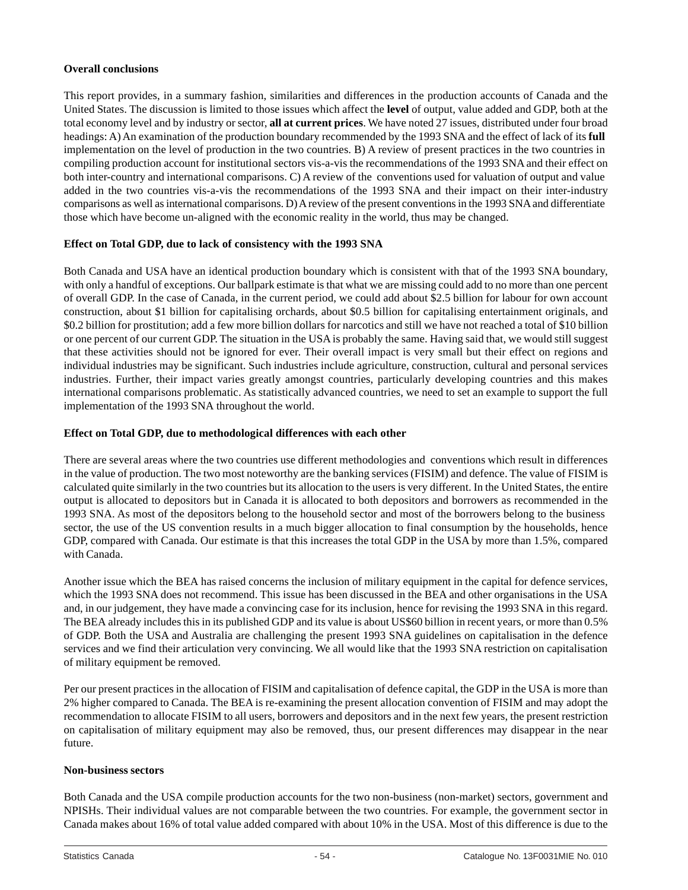**Overall conclusions**

This report provides, in a summary fashion, similarities and differences in the production accounts of Canada and the United States. The discussion is limited to those issues which affect the **level** of output, value added and GDP, both at the total economy level and by industry or sector, **all at current prices**. We have noted 27 issues, distributed under four broad headings: A) An examination of the production boundary recommended by the 1993 SNA and the effect of lack of its **full** implementation on the level of production in the two countries. B) A review of present practices in the two countries in compiling production account for institutional sectors vis-a-vis the recommendations of the 1993 SNA and their effect on both inter-country and international comparisons. C) A review of the conventions used for valuation of output and value added in the two countries vis-a-vis the recommendations of the 1993 SNA and their impact on their inter-industry comparisons as well as international comparisons. D) A review of the present conventions in the 1993 SNA and differentiate those which have become un-aligned with the economic reality in the world, thus may be changed.

**Effect on Total GDP, due to lack of consistency with the 1993 SNA**

Both Canada and USA have an identical production boundary which is consistent with that of the 1993 SNA boundary, with only a handful of exceptions. Our ballpark estimate is that what we are missing could add to no more than one percent of overall GDP. In the case of Canada, in the current period, we could add about $2.5 billion for labour for own account construction, about $1 billion for capitalising orchards, about $0.5 billion for capitalising entertainment originals, and $0.2 billion for prostitution; add a few more billion dollars for narcotics and still we have not reached a total of $10 billion or one percent of our current GDP. The situation in the USA is probably the same. Having said that, we would still suggest that these activities should not be ignored for ever. Their overall impact is very small but their effect on regions and individual industries may be significant. Such industries include agriculture, construction, cultural and personal services industries. Further, their impact varies greatly amongst countries, particularly developing countries and this makes international comparisons problematic. As statistically advanced countries, we need to set an example to support the full implementation of the 1993 SNA throughout the world.

**Effect on Total GDP, due to methodological differences with each other**

There are several areas where the two countries use different methodologies and conventions which result in differences in the value of production. The two most noteworthy are the banking services (FISIM) and defence. The value of FISIM is calculated quite similarly in the two countries but its allocation to the users is very different. In the United States, the entire output is allocated to depositors but in Canada it is allocated to both depositors and borrowers as recommended in the 1993 SNA. As most of the depositors belong to the household sector and most of the borrowers belong to the business sector, the use of the US convention results in a much bigger allocation to final consumption by the households, hence GDP, compared with Canada. Our estimate is that this increases the total GDP in the USA by more than 1.5%, compared with Canada.

Another issue which the BEA has raised concerns the inclusion of military equipment in the capital for defence services, which the 1993 SNA does not recommend. This issue has been discussed in the BEA and other organisations in the USA and, in our judgement, they have made a convincing case for its inclusion, hence for revising the 1993 SNA in this regard. The BEA already includes this in its published GDP and its value is about US$60 billion in recent years, or more than 0.5% of GDP. Both the USA and Australia are challenging the present 1993 SNA guidelines on capitalisation in the defence services and we find their articulation very convincing. We all would like that the 1993 SNA restriction on capitalisation of military equipment be removed.

Per our present practices in the allocation of FISIM and capitalisation of defence capital, the GDP in the USA is more than 2% higher compared to Canada. The BEA is re-examining the present allocation convention of FISIM and may adopt the recommendation to allocate FISIM to all users, borrowers and depositors and in the next few years, the present restriction on capitalisation of military equipment may also be removed, thus, our present differences may disappear in the near future.

**Non-business sectors**

Both Canada and the USA compile production accounts for the two non-business (non-market) sectors, government and NPISHs. Their individual values are not comparable between the two countries. For example, the government sector in Canada makes about 16% of total value added compared with about 10% in the USA. Most of this difference is due to the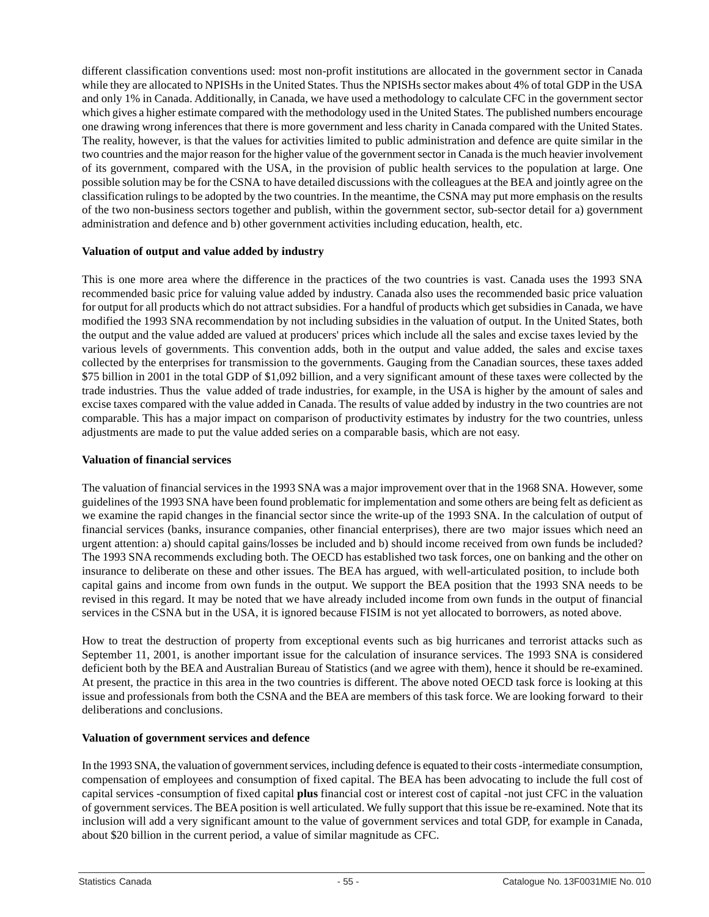different classification conventions used: most non-profit institutions are allocated in the government sector in Canada while they are allocated to NPISHs in the United States. Thus the NPISHs sector makes about 4% of total GDP in the USA and only 1% in Canada. Additionally, in Canada, we have used a methodology to calculate CFC in the government sector which gives a higher estimate compared with the methodology used in the United States. The published numbers encourage one drawing wrong inferences that there is more government and less charity in Canada compared with the United States. The reality, however, is that the values for activities limited to public administration and defence are quite similar in the two countries and the major reason for the higher value of the government sector in Canada is the much heavier involvement of its government, compared with the USA, in the provision of public health services to the population at large. One possible solution may be for the CSNA to have detailed discussions with the colleagues at the BEA and jointly agree on the classification rulings to be adopted by the two countries. In the meantime, the CSNA may put more emphasis on the results of the two non-business sectors together and publish, within the government sector, sub-sector detail for a) government administration and defence and b) other government activities including education, health, etc.

**Valuation of output and value added by industry**

This is one more area where the difference in the practices of the two countries is vast. Canada uses the 1993 SNA recommended basic price for valuing value added by industry. Canada also uses the recommended basic price valuation for output for all products which do not attract subsidies. For a handful of products which get subsidies in Canada, we have modified the 1993 SNA recommendation by not including subsidies in the valuation of output. In the United States, both the output and the value added are valued at producers' prices which include all the sales and excise taxes levied by the various levels of governments. This convention adds, both in the output and value added, the sales and excise taxes collected by the enterprises for transmission to the governments. Gauging from the Canadian sources, these taxes added $75 billion in 2001 in the total GDP of $1,092 billion, and a very significant amount of these taxes were collected by the trade industries. Thus the value added of trade industries, for example, in the USA is higher by the amount of sales and excise taxes compared with the value added in Canada. The results of value added by industry in the two countries are not comparable. This has a major impact on comparison of productivity estimates by industry for the two countries, unless adjustments are made to put the value added series on a comparable basis, which are not easy.

**Valuation of financial services**

The valuation of financial services in the 1993 SNA was a major improvement over that in the 1968 SNA. However, some guidelines of the 1993 SNA have been found problematic for implementation and some others are being felt as deficient as we examine the rapid changes in the financial sector since the write-up of the 1993 SNA. In the calculation of output of financial services (banks, insurance companies, other financial enterprises), there are two major issues which need an urgent attention: a) should capital gains/losses be included and b) should income received from own funds be included? The 1993 SNA recommends excluding both. The OECD has established two task forces, one on banking and the other on insurance to deliberate on these and other issues. The BEA has argued, with well-articulated position, to include both capital gains and income from own funds in the output. We support the BEA position that the 1993 SNA needs to be revised in this regard. It may be noted that we have already included income from own funds in the output of financial services in the CSNA but in the USA, it is ignored because FISIM is not yet allocated to borrowers, as noted above.

How to treat the destruction of property from exceptional events such as big hurricanes and terrorist attacks such as September 11, 2001, is another important issue for the calculation of insurance services. The 1993 SNA is considered deficient both by the BEA and Australian Bureau of Statistics (and we agree with them), hence it should be re-examined. At present, the practice in this area in the two countries is different. The above noted OECD task force is looking at this issue and professionals from both the CSNA and the BEA are members of this task force. We are looking forward to their deliberations and conclusions.

**Valuation of government services and defence**

In the 1993 SNA, the valuation of government services, including defence is equated to their costs -intermediate consumption, compensation of employees and consumption of fixed capital. The BEA has been advocating to include the full cost of capital services -consumption of fixed capital **plus** financial cost or interest cost of capital -not just CFC in the valuation of government services. The BEA position is well articulated. We fully support that this issue be re-examined. Note that its inclusion will add a very significant amount to the value of government services and total GDP, for example in Canada, about $20 billion in the current period, a value of similar magnitude as CFC.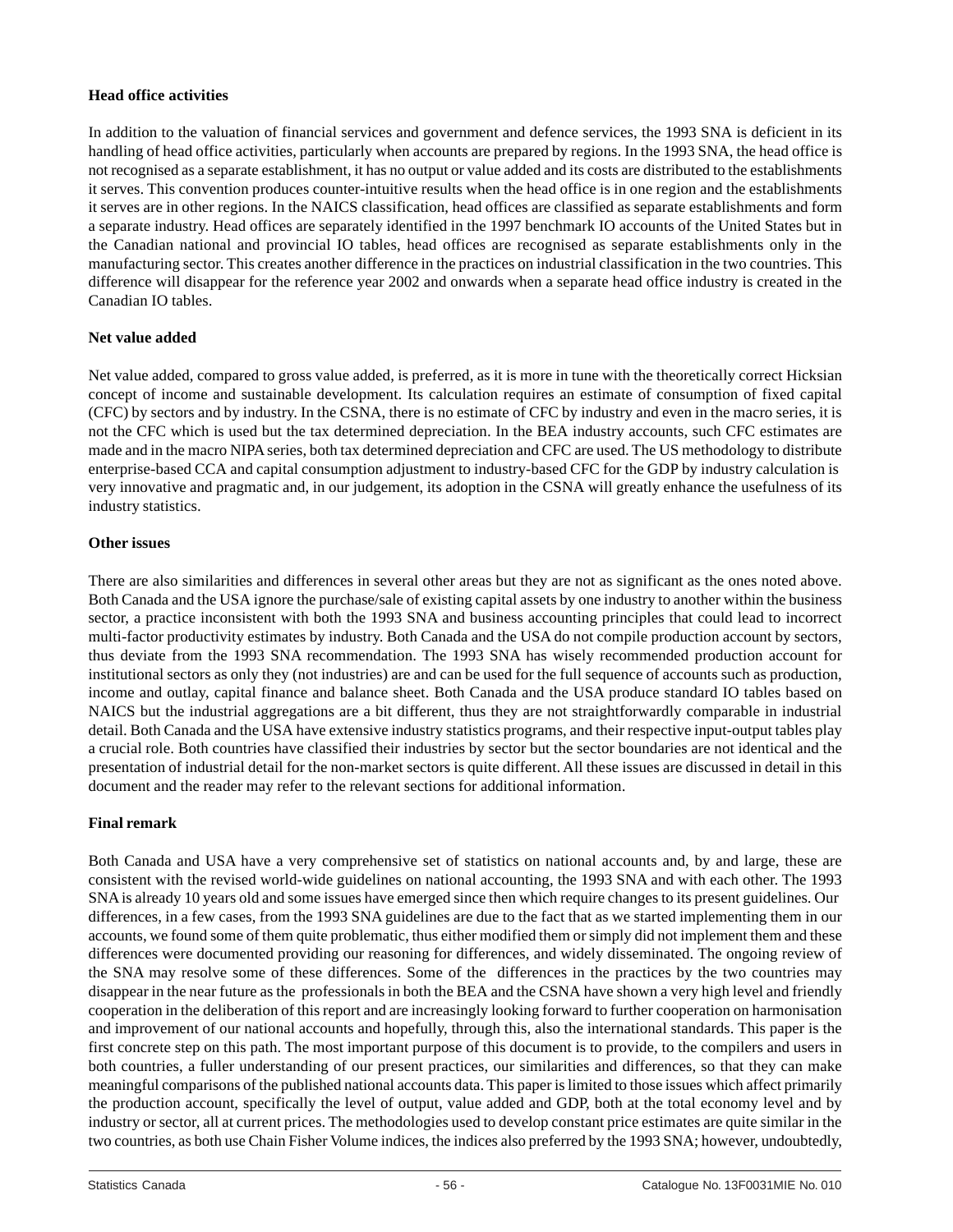### Head office activities

In addition to the valuation of financial services and government and defence services, the 1993 SNA is deficient in its handling of head office activities, particularly when accounts are prepared by regions. In the 1993 SNA, the head office is not recognised as a separate establishment, it has no output or value added and its costs are distributed to the establishments it serves. This convention produces counter-intuitive results when the head office is in one region and the establishments it serves are in other regions. In the NAICS classification, head offices are classified as separate establishments and form a separate industry. Head offices are separately identified in the 1997 benchmark IO accounts of the United States but in the Canadian national and provincial IO tables, head offices are recognised as separate establishments only in the manufacturing sector. This creates another difference in the practices on industrial classification in the two countries. This difference will disappear for the reference year 2002 and onwards when a separate head office industry is created in the Canadian IO tables.

### Net value added

Net value added, compared to gross value added, is preferred, as it is more in tune with the theoretically correct Hicksian concept of income and sustainable development. Its calculation requires an estimate of consumption of fixed capital (CFC) by sectors and by industry. In the CSNA, there is no estimate of CFC by industry and even in the macro series, it is not the CFC which is used but the tax determined depreciation. In the BEA industry accounts, such CFC estimates are made and in the macro NIPA series, both tax determined depreciation and CFC are used. The US methodology to distribute enterprise-based CCA and capital consumption adjustment to industry-based CFC for the GDP by industry calculation is very innovative and pragmatic and, in our judgement, its adoption in the CSNA will greatly enhance the usefulness of its industry statistics.

### Other issues

There are also similarities and differences in several other areas but they are not as significant as the ones noted above. Both Canada and the USA ignore the purchase/sale of existing capital assets by one industry to another within the business sector, a practice inconsistent with both the 1993 SNA and business accounting principles that could lead to incorrect multi-factor productivity estimates by industry. Both Canada and the USA do not compile production account by sectors, thus deviate from the 1993 SNA recommendation. The 1993 SNA has wisely recommended production account for institutional sectors as only they (not industries) are and can be used for the full sequence of accounts such as production, income and outlay, capital finance and balance sheet. Both Canada and the USA produce standard IO tables based on NAICS but the industrial aggregations are a bit different, thus they are not straightforwardly comparable in industrial detail. Both Canada and the USA have extensive industry statistics programs, and their respective input-output tables play a crucial role. Both countries have classified their industries by sector but the sector boundaries are not identical and the presentation of industrial detail for the non-market sectors is quite different. All these issues are discussed in detail in this document and the reader may refer to the relevant sections for additional information.

### Final remark

Both Canada and USA have a very comprehensive set of statistics on national accounts and, by and large, these are consistent with the revised world-wide guidelines on national accounting, the 1993 SNA and with each other. The 1993 SNA is already 10 years old and some issues have emerged since then which require changes to its present guidelines. Our differences, in a few cases, from the 1993 SNA guidelines are due to the fact that as we started implementing them in our accounts, we found some of them quite problematic, thus either modified them or simply did not implement them and these differences were documented providing our reasoning for differences, and widely disseminated. The ongoing review of the SNA may resolve some of these differences. Some of the differences in the practices by the two countries may disappear in the near future as the professionals in both the BEA and the CSNA have shown a very high level and friendly cooperation in the deliberation of this report and are increasingly looking forward to further cooperation on harmonisation and improvement of our national accounts and hopefully, through this, also the international standards. This paper is the first concrete step on this path. The most important purpose of this document is to provide, to the compilers and users in both countries, a fuller understanding of our present practices, our similarities and differences, so that they can make meaningful comparisons of the published national accounts data. This paper is limited to those issues which affect primarily the production account, specifically the level of output, value added and GDP, both at the total economy level and by industry or sector, all at current prices. The methodologies used to develop constant price estimates are quite similar in the two countries, as both use Chain Fisher Volume indices, the indices also preferred by the 1993 SNA; however, undoubtedly,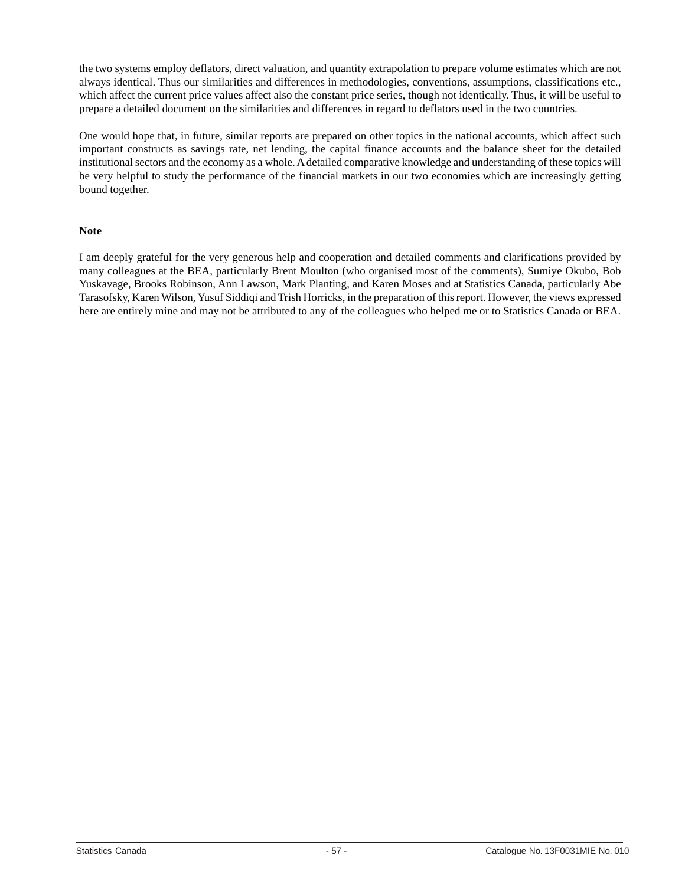the two systems employ deflators, direct valuation, and quantity extrapolation to prepare volume estimates which are not always identical. Thus our similarities and differences in methodologies, conventions, assumptions, classifications etc., which affect the current price values affect also the constant price series, though not identically. Thus, it will be useful to prepare a detailed document on the similarities and differences in regard to deflators used in the two countries.

One would hope that, in future, similar reports are prepared on other topics in the national accounts, which affect such important constructs as savings rate, net lending, the capital finance accounts and the balance sheet for the detailed institutional sectors and the economy as a whole. A detailed comparative knowledge and understanding of these topics will be very helpful to study the performance of the financial markets in our two economies which are increasingly getting bound together.

**Note**

I am deeply grateful for the very generous help and cooperation and detailed comments and clarifications provided by many colleagues at the BEA, particularly Brent Moulton (who organised most of the comments), Sumiye Okubo, Bob Yuskavage, Brooks Robinson, Ann Lawson, Mark Planting, and Karen Moses and at Statistics Canada, particularly Abe Tarasofsky, Karen Wilson, Yusuf Siddiqi and Trish Horricks, in the preparation of this report. However, the views expressed here are entirely mine and may not be attributed to any of the colleagues who helped me or to Statistics Canada or BEA.